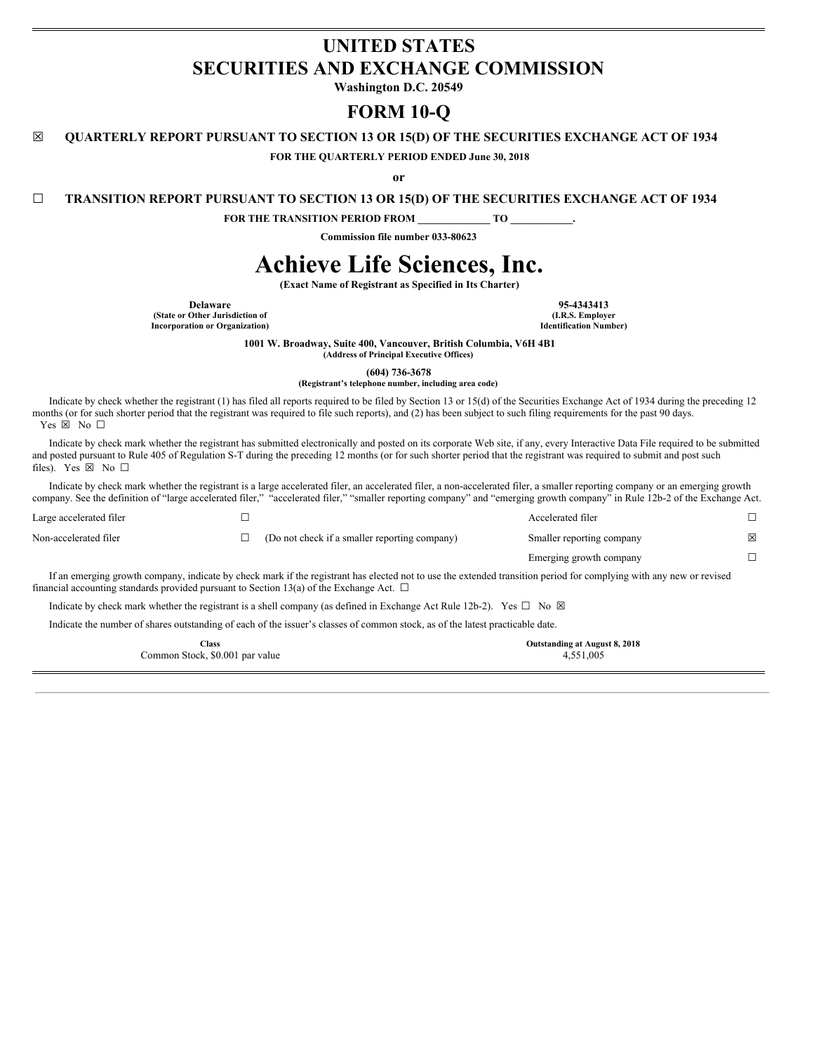# UNITED STATES
# SECURITIES AND EXCHANGE COMMISSION

**Washington D.C. 20549**

# FORM 10-Q

☒ **QUARTERLY REPORT PURSUANT TO SECTION 13 OR 15(D) OF THE SECURITIES EXCHANGE ACT OF 1934**

**FOR THE QUARTERLY PERIOD ENDED June 30, 2018**

**or**

☐ **TRANSITION REPORT PURSUANT TO SECTION 13 OR 15(D) OF THE SECURITIES EXCHANGE ACT OF 1934**

**FOR THE TRANSITION PERIOD FROM _____________ TO ___________.**

**Commission file number 033-80623**

# Achieve Life Sciences, Inc.

**(Exact Name of Registrant as Specified in Its Charter)**

| | |
|---|---|
| **Delaware** | **95-4343413** |
| **(State or Other Jurisdiction of Incorporation or Organization)** | **(I.R.S. Employer Identification Number)** |

**1001 W. Broadway, Suite 400, Vancouver, British Columbia, V6H 4B1**
**(Address of Principal Executive Offices)**

**(604) 736-3678**
**(Registrant's telephone number, including area code)**

Indicate by check whether the registrant (1) has filed all reports required to be filed by Section 13 or 15(d) of the Securities Exchange Act of 1934 during the preceding 12 months (or for such shorter period that the registrant was required to file such reports), and (2) has been subject to such filing requirements for the past 90 days. Yes ☒ No ☐

Indicate by check mark whether the registrant has submitted electronically and posted on its corporate Web site, if any, every Interactive Data File required to be submitted and posted pursuant to Rule 405 of Regulation S-T during the preceding 12 months (or for such shorter period that the registrant was required to submit and post such files). Yes ☒ No ☐

Indicate by check mark whether the registrant is a large accelerated filer, an accelerated filer, a non-accelerated filer, a smaller reporting company or an emerging growth company. See the definition of "large accelerated filer," "accelerated filer," "smaller reporting company" and "emerging growth company" in Rule 12b-2 of the Exchange Act.

| | | | | |
|---|---|---|---|---|
| Large accelerated filer | ☐ | | Accelerated filer | ☐ |
| Non-accelerated filer | ☐ | (Do not check if a smaller reporting company) | Smaller reporting company | ☒ |
| | | | Emerging growth company | ☐ |

If an emerging growth company, indicate by check mark if the registrant has elected not to use the extended transition period for complying with any new or revised financial accounting standards provided pursuant to Section 13(a) of the Exchange Act. ☐

Indicate by check mark whether the registrant is a shell company (as defined in Exchange Act Rule 12b-2). Yes ☐ No ☒

Indicate the number of shares outstanding of each of the issuer's classes of common stock, as of the latest practicable date.

| **Class** | **Outstanding at August 8, 2018** |
|---|---|
| Common Stock, $0.001 par value | 4,551,005 |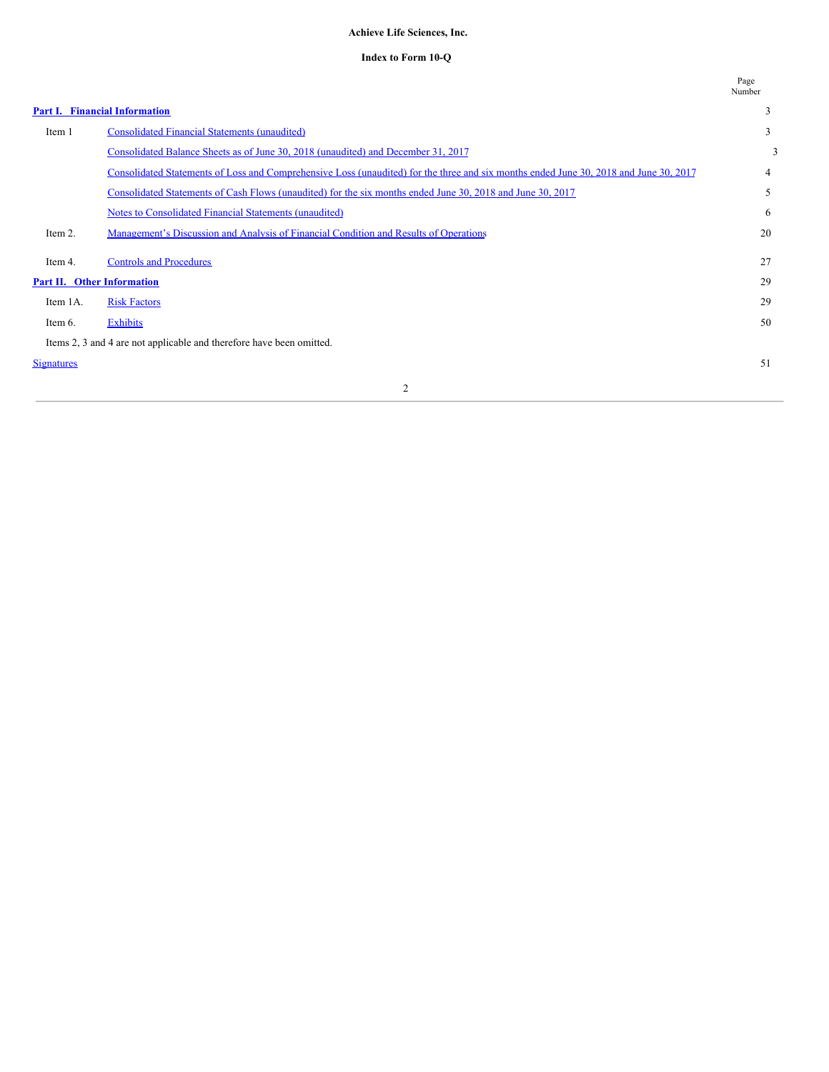**Achieve Life Sciences, Inc.**

**Index to Form 10-Q**

| | | Page Number |
|---|---|---|
| **Part I. Financial Information** | | 3 |
| Item 1 | Consolidated Financial Statements (unaudited) | 3 |
| | Consolidated Balance Sheets as of June 30, 2018 (unaudited) and December 31, 2017 | 3 |
| | Consolidated Statements of Loss and Comprehensive Loss (unaudited) for the three and six months ended June 30, 2018 and June 30, 2017 | 4 |
| | Consolidated Statements of Cash Flows (unaudited) for the six months ended June 30, 2018 and June 30, 2017 | 5 |
| | Notes to Consolidated Financial Statements (unaudited) | 6 |
| Item 2. | Management's Discussion and Analysis of Financial Condition and Results of Operations | 20 |
| Item 4. | Controls and Procedures | 27 |
| **Part II. Other Information** | | 29 |
| Item 1A. | Risk Factors | 29 |
| Item 6. | Exhibits | 50 |
| Items 2, 3 and 4 are not applicable and therefore have been omitted. | | |
| Signatures | | 51 |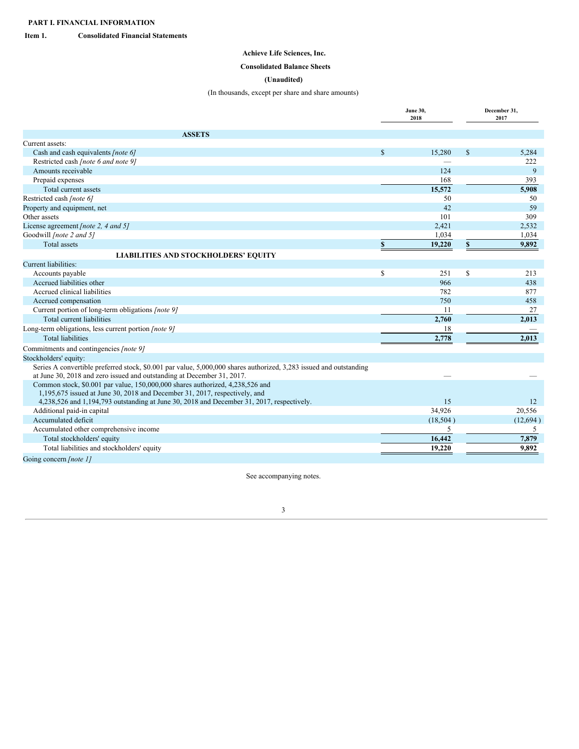**PART I. FINANCIAL INFORMATION**

**Item 1. Consolidated Financial Statements**

**Achieve Life Sciences, Inc.**

**Consolidated Balance Sheets**

**(Unaudited)**

(In thousands, except per share and share amounts)

| | June 30, 2018 | December 31, 2017 |
|---|---|---|
| **ASSETS** | | |
| Current assets: | | |
| Cash and cash equivalents *[note 6]* | $ 15,280 | $ 5,284 |
| Restricted cash *[note 6 and note 9]* | — | 222 |
| Amounts receivable | 124 | 9 |
| Prepaid expenses | 168 | 393 |
| Total current assets | **15,572** | **5,908** |
| Restricted cash *[note 6]* | 50 | 50 |
| Property and equipment, net | 42 | 59 |
| Other assets | 101 | 309 |
| License agreement *[note 2, 4 and 5]* | 2,421 | 2,532 |
| Goodwill *[note 2 and 5]* | 1,034 | 1,034 |
| Total assets | **$ 19,220** | **$ 9,892** |
| **LIABILITIES AND STOCKHOLDERS' EQUITY** | | |
| Current liabilities: | | |
| Accounts payable | $ 251 | $ 213 |
| Accrued liabilities other | 966 | 438 |
| Accrued clinical liabilities | 782 | 877 |
| Accrued compensation | 750 | 458 |
| Current portion of long-term obligations *[note 9]* | 11 | 27 |
| Total current liabilities | **2,760** | **2,013** |
| Long-term obligations, less current portion *[note 9]* | 18 | — |
| Total liabilities | **2,778** | **2,013** |
| Commitments and contingencies *[note 9]* | | |
| Stockholders' equity: | | |
| Series A convertible preferred stock, $0.001 par value, 5,000,000 shares authorized, 3,283 issued and outstanding at June 30, 2018 and zero issued and outstanding at December 31, 2017. | — | — |
| Common stock, $0.001 par value, 150,000,000 shares authorized, 4,238,526 and 1,195,675 issued at June 30, 2018 and December 31, 2017, respectively, and 4,238,526 and 1,194,793 outstanding at June 30, 2018 and December 31, 2017, respectively. | 15 | 12 |
| Additional paid-in capital | 34,926 | 20,556 |
| Accumulated deficit | (18,504 ) | (12,694 ) |
| Accumulated other comprehensive income | 5 | 5 |
| Total stockholders' equity | **16,442** | **7,879** |
| Total liabilities and stockholders' equity | **19,220** | **9,892** |
| Going concern *[note 1]* | | |

See accompanying notes.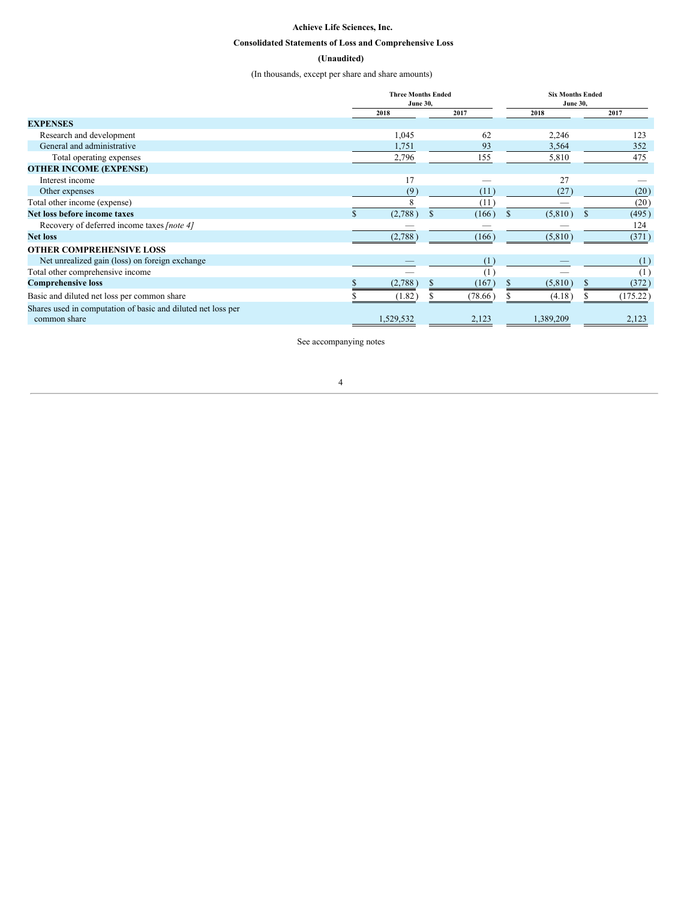**Achieve Life Sciences, Inc.**

**Consolidated Statements of Loss and Comprehensive Loss**

**(Unaudited)**

(In thousands, except per share and share amounts)

| | Three Months Ended June 30, | | Six Months Ended June 30, | |
|---|---|---|---|---|
| | 2018 | 2017 | 2018 | 2017 |
| **EXPENSES** | | | | |
| Research and development | 1,045 | 62 | 2,246 | 123 |
| General and administrative | 1,751 | 93 | 3,564 | 352 |
| Total operating expenses | 2,796 | 155 | 5,810 | 475 |
| **OTHER INCOME (EXPENSE)** | | | | |
| Interest income | 17 | — | 27 | — |
| Other expenses | (9) | (11) | (27) | (20) |
| Total other income (expense) | 8 | (11) | — | (20) |
| **Net loss before income taxes** | $ (2,788) | $ (166) | $ (5,810) | $ (495) |
| Recovery of deferred income taxes *[note 4]* | — | — | — | 124 |
| **Net loss** | (2,788) | (166) | (5,810) | (371) |
| **OTHER COMPREHENSIVE LOSS** | | | | |
| Net unrealized gain (loss) on foreign exchange | — | (1) | — | (1) |
| Total other comprehensive income | — | (1) | — | (1) |
| **Comprehensive loss** | $ (2,788) | $ (167) | $ (5,810) | $ (372) |
| Basic and diluted net loss per common share | $ (1.82) | $ (78.66) | $ (4.18) | $ (175.22) |
| Shares used in computation of basic and diluted net loss per common share | 1,529,532 | 2,123 | 1,389,209 | 2,123 |

See accompanying notes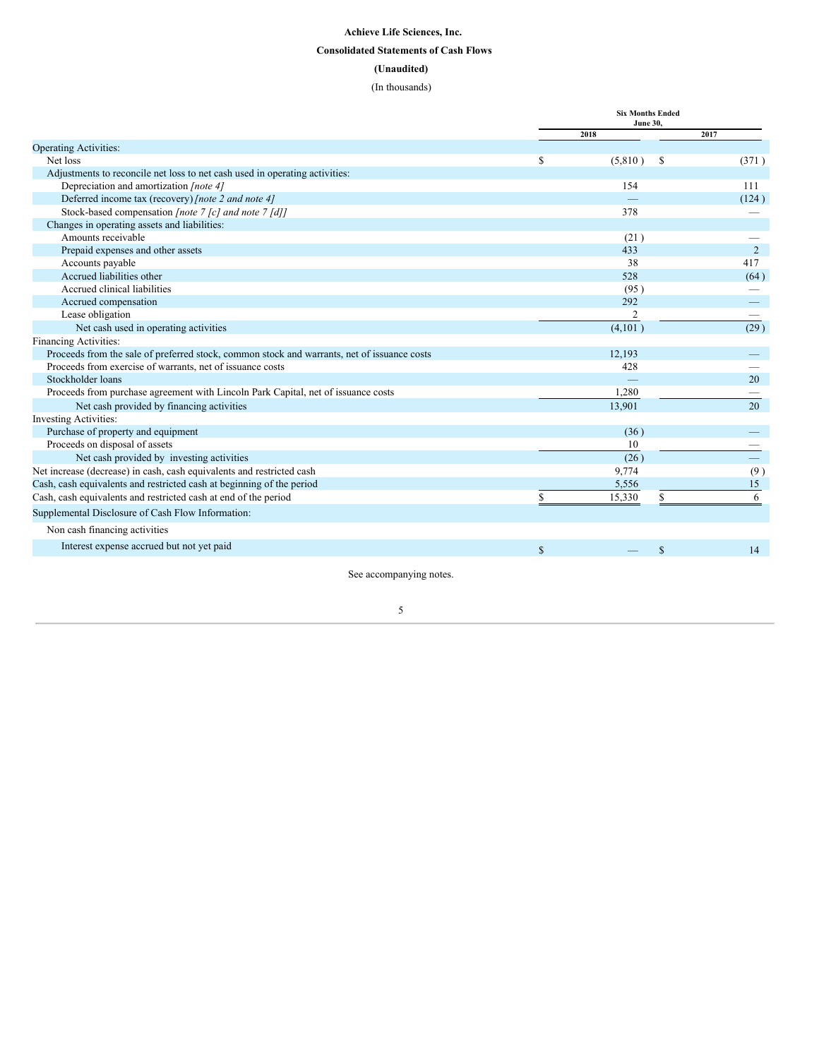**Achieve Life Sciences, Inc.**

**Consolidated Statements of Cash Flows**

**(Unaudited)**

(In thousands)

| | Six Months Ended June 30, | |
|---|---|---|
| | 2018 | 2017 |
| Operating Activities: | | |
| Net loss | $ (5,810 ) | $ (371 ) |
| Adjustments to reconcile net loss to net cash used in operating activities: | | |
| Depreciation and amortization *[note 4]* | 154 | 111 |
| Deferred income tax (recovery) *[note 2 and note 4]* | — | (124 ) |
| Stock-based compensation *[note 7 [c] and note 7 [d]]* | 378 | — |
| Changes in operating assets and liabilities: | | |
| Amounts receivable | (21 ) | — |
| Prepaid expenses and other assets | 433 | 2 |
| Accounts payable | 38 | 417 |
| Accrued liabilities other | 528 | (64 ) |
| Accrued clinical liabilities | (95 ) | — |
| Accrued compensation | 292 | — |
| Lease obligation | 2 | — |
| Net cash used in operating activities | (4,101 ) | (29 ) |
| Financing Activities: | | |
| Proceeds from the sale of preferred stock, common stock and warrants, net of issuance costs | 12,193 | — |
| Proceeds from exercise of warrants, net of issuance costs | 428 | — |
| Stockholder loans | — | 20 |
| Proceeds from purchase agreement with Lincoln Park Capital, net of issuance costs | 1,280 | — |
| Net cash provided by financing activities | 13,901 | 20 |
| Investing Activities: | | |
| Purchase of property and equipment | (36 ) | — |
| Proceeds on disposal of assets | 10 | — |
| Net cash provided by investing activities | (26 ) | — |
| Net increase (decrease) in cash, cash equivalents and restricted cash | 9,774 | (9 ) |
| Cash, cash equivalents and restricted cash at beginning of the period | 5,556 | 15 |
| Cash, cash equivalents and restricted cash at end of the period | $ 15,330 | $ 6 |
| Supplemental Disclosure of Cash Flow Information: | | |
| Non cash financing activities | | |
| Interest expense accrued but not yet paid | $ — | $ 14 |

See accompanying notes.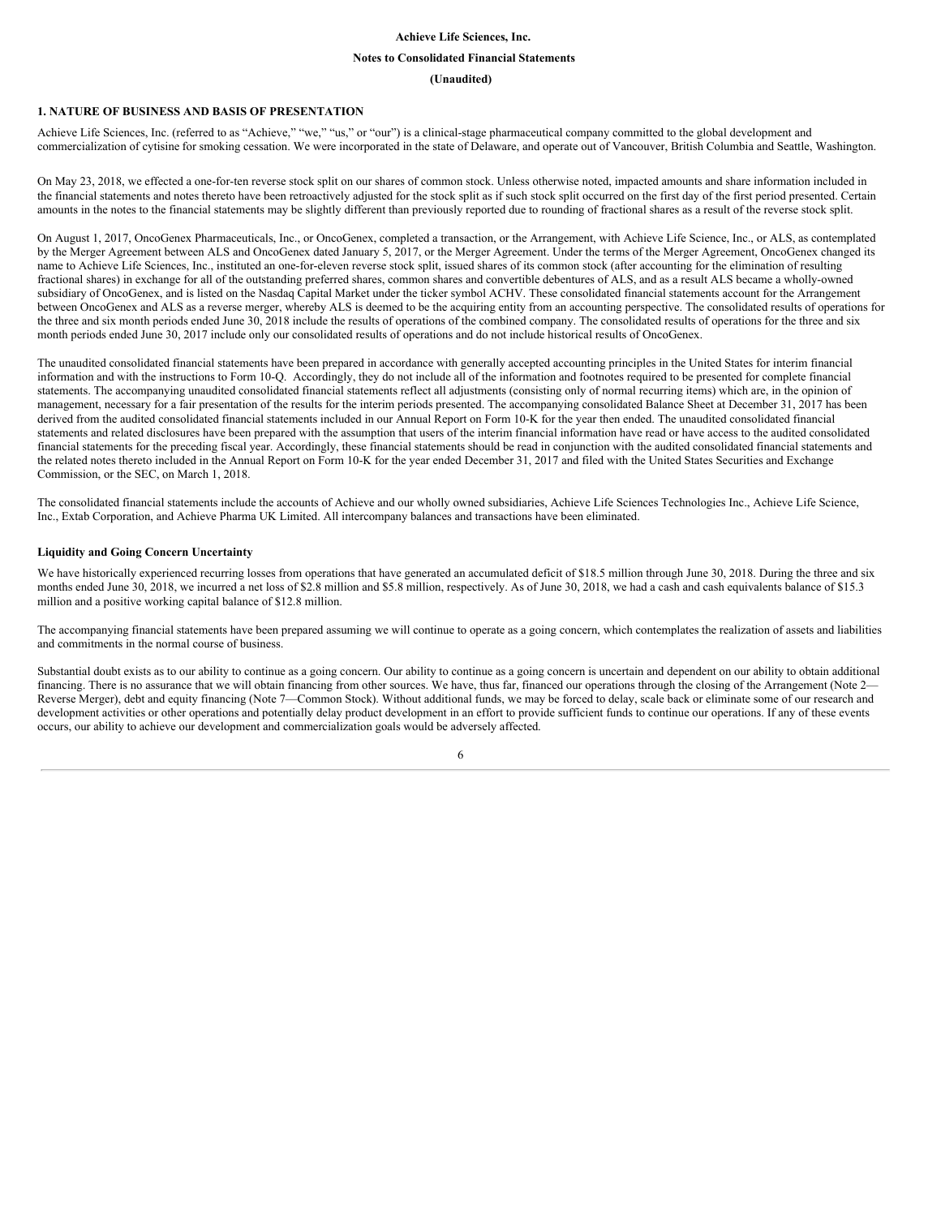**Achieve Life Sciences, Inc.**

**Notes to Consolidated Financial Statements**

**(Unaudited)**

## 1. NATURE OF BUSINESS AND BASIS OF PRESENTATION

Achieve Life Sciences, Inc. (referred to as "Achieve," "we," "us," or "our") is a clinical-stage pharmaceutical company committed to the global development and commercialization of cytisine for smoking cessation. We were incorporated in the state of Delaware, and operate out of Vancouver, British Columbia and Seattle, Washington.

On May 23, 2018, we effected a one-for-ten reverse stock split on our shares of common stock. Unless otherwise noted, impacted amounts and share information included in the financial statements and notes thereto have been retroactively adjusted for the stock split as if such stock split occurred on the first day of the first period presented. Certain amounts in the notes to the financial statements may be slightly different than previously reported due to rounding of fractional shares as a result of the reverse stock split.

On August 1, 2017, OncoGenex Pharmaceuticals, Inc., or OncoGenex, completed a transaction, or the Arrangement, with Achieve Life Science, Inc., or ALS, as contemplated by the Merger Agreement between ALS and OncoGenex dated January 5, 2017, or the Merger Agreement. Under the terms of the Merger Agreement, OncoGenex changed its name to Achieve Life Sciences, Inc., instituted an one-for-eleven reverse stock split, issued shares of its common stock (after accounting for the elimination of resulting fractional shares) in exchange for all of the outstanding preferred shares, common shares and convertible debentures of ALS, and as a result ALS became a wholly-owned subsidiary of OncoGenex, and is listed on the Nasdaq Capital Market under the ticker symbol ACHV. These consolidated financial statements account for the Arrangement between OncoGenex and ALS as a reverse merger, whereby ALS is deemed to be the acquiring entity from an accounting perspective. The consolidated results of operations for the three and six month periods ended June 30, 2018 include the results of operations of the combined company. The consolidated results of operations for the three and six month periods ended June 30, 2017 include only our consolidated results of operations and do not include historical results of OncoGenex.

The unaudited consolidated financial statements have been prepared in accordance with generally accepted accounting principles in the United States for interim financial information and with the instructions to Form 10-Q. Accordingly, they do not include all of the information and footnotes required to be presented for complete financial statements. The accompanying unaudited consolidated financial statements reflect all adjustments (consisting only of normal recurring items) which are, in the opinion of management, necessary for a fair presentation of the results for the interim periods presented. The accompanying consolidated Balance Sheet at December 31, 2017 has been derived from the audited consolidated financial statements included in our Annual Report on Form 10-K for the year then ended. The unaudited consolidated financial statements and related disclosures have been prepared with the assumption that users of the interim financial information have read or have access to the audited consolidated financial statements for the preceding fiscal year. Accordingly, these financial statements should be read in conjunction with the audited consolidated financial statements and the related notes thereto included in the Annual Report on Form 10-K for the year ended December 31, 2017 and filed with the United States Securities and Exchange Commission, or the SEC, on March 1, 2018.

The consolidated financial statements include the accounts of Achieve and our wholly owned subsidiaries, Achieve Life Sciences Technologies Inc., Achieve Life Science, Inc., Extab Corporation, and Achieve Pharma UK Limited. All intercompany balances and transactions have been eliminated.

### Liquidity and Going Concern Uncertainty

We have historically experienced recurring losses from operations that have generated an accumulated deficit of $18.5 million through June 30, 2018. During the three and six months ended June 30, 2018, we incurred a net loss of $2.8 million and $5.8 million, respectively. As of June 30, 2018, we had a cash and cash equivalents balance of $15.3 million and a positive working capital balance of $12.8 million.

The accompanying financial statements have been prepared assuming we will continue to operate as a going concern, which contemplates the realization of assets and liabilities and commitments in the normal course of business.

Substantial doubt exists as to our ability to continue as a going concern. Our ability to continue as a going concern is uncertain and dependent on our ability to obtain additional financing. There is no assurance that we will obtain financing from other sources. We have, thus far, financed our operations through the closing of the Arrangement (Note 2—Reverse Merger), debt and equity financing (Note 7—Common Stock). Without additional funds, we may be forced to delay, scale back or eliminate some of our research and development activities or other operations and potentially delay product development in an effort to provide sufficient funds to continue our operations. If any of these events occurs, our ability to achieve our development and commercialization goals would be adversely affected.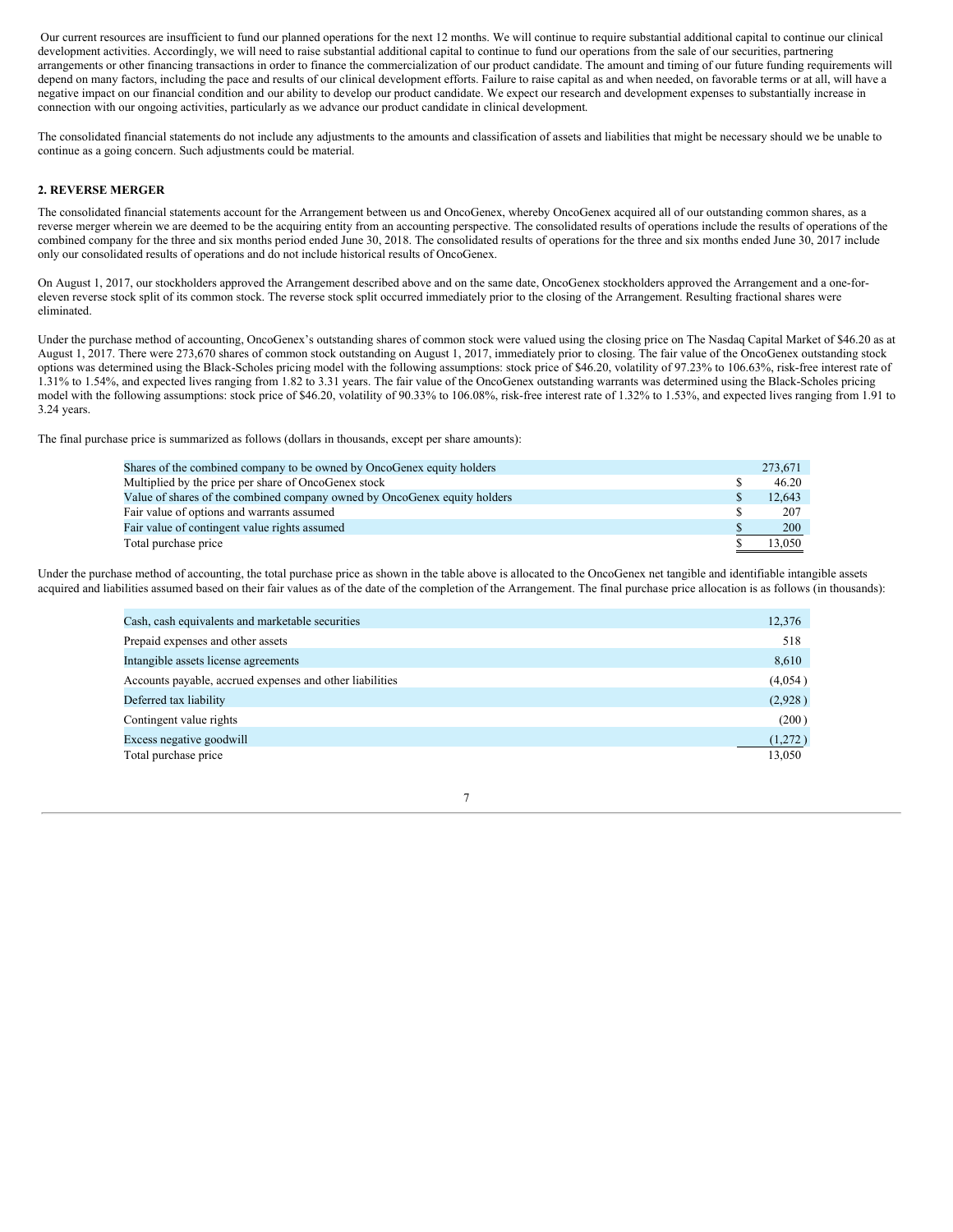Our current resources are insufficient to fund our planned operations for the next 12 months. We will continue to require substantial additional capital to continue our clinical development activities. Accordingly, we will need to raise substantial additional capital to continue to fund our operations from the sale of our securities, partnering arrangements or other financing transactions in order to finance the commercialization of our product candidate. The amount and timing of our future funding requirements will depend on many factors, including the pace and results of our clinical development efforts. Failure to raise capital as and when needed, on favorable terms or at all, will have a negative impact on our financial condition and our ability to develop our product candidate. We expect our research and development expenses to substantially increase in connection with our ongoing activities, particularly as we advance our product candidate in clinical development.

The consolidated financial statements do not include any adjustments to the amounts and classification of assets and liabilities that might be necessary should we be unable to continue as a going concern. Such adjustments could be material.

## 2. REVERSE MERGER

The consolidated financial statements account for the Arrangement between us and OncoGenex, whereby OncoGenex acquired all of our outstanding common shares, as a reverse merger wherein we are deemed to be the acquiring entity from an accounting perspective. The consolidated results of operations include the results of operations of the combined company for the three and six months period ended June 30, 2018. The consolidated results of operations for the three and six months ended June 30, 2017 include only our consolidated results of operations and do not include historical results of OncoGenex.

On August 1, 2017, our stockholders approved the Arrangement described above and on the same date, OncoGenex stockholders approved the Arrangement and a one-for-eleven reverse stock split of its common stock. The reverse stock split occurred immediately prior to the closing of the Arrangement. Resulting fractional shares were eliminated.

Under the purchase method of accounting, OncoGenex's outstanding shares of common stock were valued using the closing price on The Nasdaq Capital Market of $46.20 as at August 1, 2017. There were 273,670 shares of common stock outstanding on August 1, 2017, immediately prior to closing. The fair value of the OncoGenex outstanding stock options was determined using the Black-Scholes pricing model with the following assumptions: stock price of $46.20, volatility of 97.23% to 106.63%, risk-free interest rate of 1.31% to 1.54%, and expected lives ranging from 1.82 to 3.31 years. The fair value of the OncoGenex outstanding warrants was determined using the Black-Scholes pricing model with the following assumptions: stock price of $46.20, volatility of 90.33% to 106.08%, risk-free interest rate of 1.32% to 1.53%, and expected lives ranging from 1.91 to 3.24 years.

The final purchase price is summarized as follows (dollars in thousands, except per share amounts):

| | | |
|---|---|---|
| Shares of the combined company to be owned by OncoGenex equity holders | | 273,671 |
| Multiplied by the price per share of OncoGenex stock | $ | 46.20 |
| Value of shares of the combined company owned by OncoGenex equity holders | $ | 12,643 |
| Fair value of options and warrants assumed | $ | 207 |
| Fair value of contingent value rights assumed | $ | 200 |
| Total purchase price | $ | 13,050 |

Under the purchase method of accounting, the total purchase price as shown in the table above is allocated to the OncoGenex net tangible and identifiable intangible assets acquired and liabilities assumed based on their fair values as of the date of the completion of the Arrangement. The final purchase price allocation is as follows (in thousands):

| | |
|---|---|
| Cash, cash equivalents and marketable securities | 12,376 |
| Prepaid expenses and other assets | 518 |
| Intangible assets license agreements | 8,610 |
| Accounts payable, accrued expenses and other liabilities | (4,054 ) |
| Deferred tax liability | (2,928 ) |
| Contingent value rights | (200 ) |
| Excess negative goodwill | (1,272 ) |
| Total purchase price | 13,050 |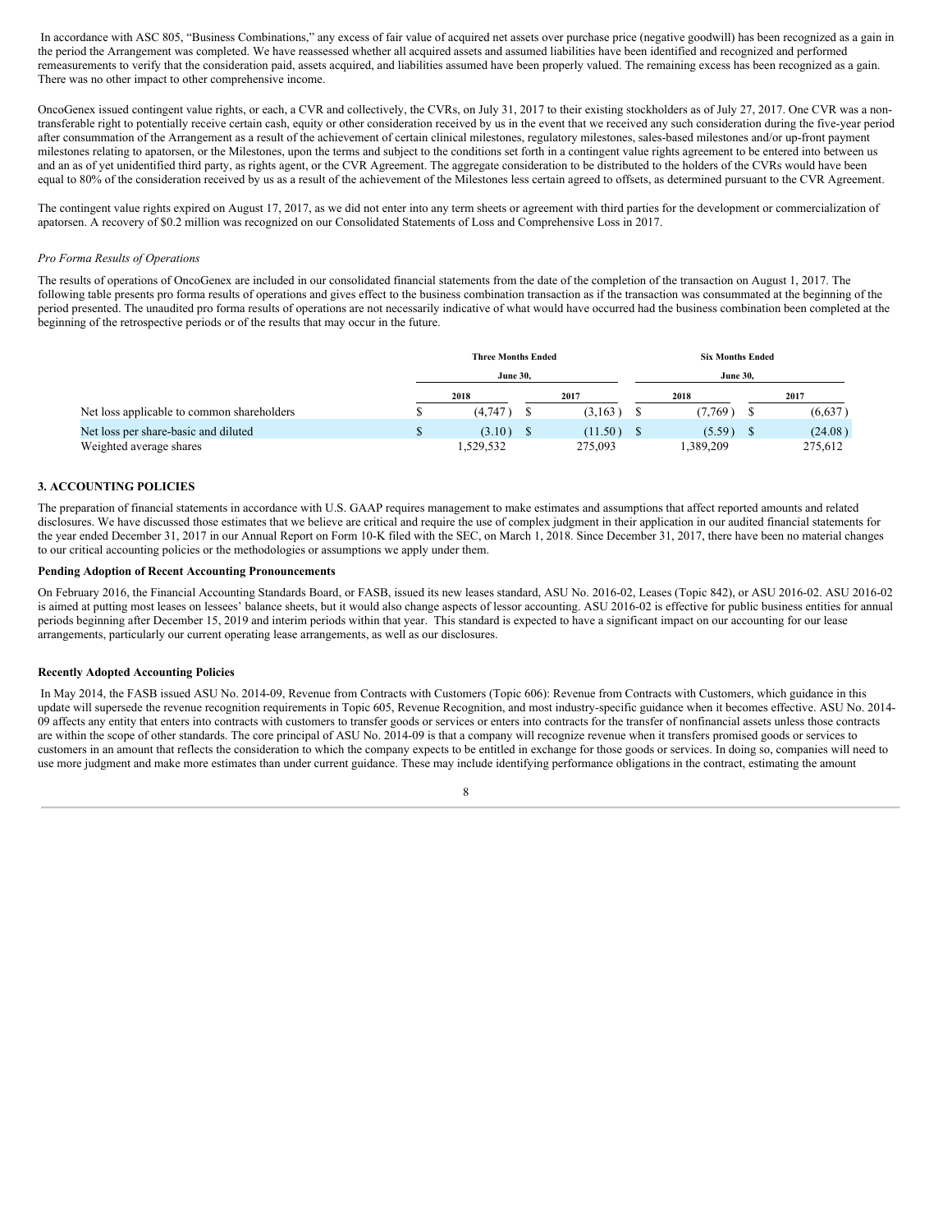In accordance with ASC 805, "Business Combinations," any excess of fair value of acquired net assets over purchase price (negative goodwill) has been recognized as a gain in the period the Arrangement was completed. We have reassessed whether all acquired assets and assumed liabilities have been identified and recognized and performed remeasurements to verify that the consideration paid, assets acquired, and liabilities assumed have been properly valued. The remaining excess has been recognized as a gain. There was no other impact to other comprehensive income.

OncoGenex issued contingent value rights, or each, a CVR and collectively, the CVRs, on July 31, 2017 to their existing stockholders as of July 27, 2017. One CVR was a non-transferable right to potentially receive certain cash, equity or other consideration received by us in the event that we received any such consideration during the five-year period after consummation of the Arrangement as a result of the achievement of certain clinical milestones, regulatory milestones, sales-based milestones and/or up-front payment milestones relating to apatorsen, or the Milestones, upon the terms and subject to the conditions set forth in a contingent value rights agreement to be entered into between us and an as of yet unidentified third party, as rights agent, or the CVR Agreement. The aggregate consideration to be distributed to the holders of the CVRs would have been equal to 80% of the consideration received by us as a result of the achievement of the Milestones less certain agreed to offsets, as determined pursuant to the CVR Agreement.

The contingent value rights expired on August 17, 2017, as we did not enter into any term sheets or agreement with third parties for the development or commercialization of apatorsen. A recovery of $0.2 million was recognized on our Consolidated Statements of Loss and Comprehensive Loss in 2017.

*Pro Forma Results of Operations*

The results of operations of OncoGenex are included in our consolidated financial statements from the date of the completion of the transaction on August 1, 2017. The following table presents pro forma results of operations and gives effect to the business combination transaction as if the transaction was consummated at the beginning of the period presented. The unaudited pro forma results of operations are not necessarily indicative of what would have occurred had the business combination been completed at the beginning of the retrospective periods or of the results that may occur in the future.

| | Three Months Ended June 30, | | Six Months Ended June 30, | |
|---|---|---|---|---|
| | 2018 | 2017 | 2018 | 2017 |
| Net loss applicable to common shareholders | $ (4,747) | $ (3,163) | $ (7,769) | $ (6,637) |
| Net loss per share-basic and diluted | $ (3.10) | $ (11.50) | $ (5.59) | $ (24.08) |
| Weighted average shares | 1,529,532 | 275,093 | 1,389,209 | 275,612 |

## 3. ACCOUNTING POLICIES

The preparation of financial statements in accordance with U.S. GAAP requires management to make estimates and assumptions that affect reported amounts and related disclosures. We have discussed those estimates that we believe are critical and require the use of complex judgment in their application in our audited financial statements for the year ended December 31, 2017 in our Annual Report on Form 10-K filed with the SEC, on March 1, 2018. Since December 31, 2017, there have been no material changes to our critical accounting policies or the methodologies or assumptions we apply under them.

**Pending Adoption of Recent Accounting Pronouncements**

On February 2016, the Financial Accounting Standards Board, or FASB, issued its new leases standard, ASU No. 2016-02, Leases (Topic 842), or ASU 2016-02. ASU 2016-02 is aimed at putting most leases on lessees' balance sheets, but it would also change aspects of lessor accounting. ASU 2016-02 is effective for public business entities for annual periods beginning after December 15, 2019 and interim periods within that year. This standard is expected to have a significant impact on our accounting for our lease arrangements, particularly our current operating lease arrangements, as well as our disclosures.

**Recently Adopted Accounting Policies**

In May 2014, the FASB issued ASU No. 2014-09, Revenue from Contracts with Customers (Topic 606): Revenue from Contracts with Customers, which guidance in this update will supersede the revenue recognition requirements in Topic 605, Revenue Recognition, and most industry-specific guidance when it becomes effective. ASU No. 2014-09 affects any entity that enters into contracts with customers to transfer goods or services or enters into contracts for the transfer of nonfinancial assets unless those contracts are within the scope of other standards. The core principal of ASU No. 2014-09 is that a company will recognize revenue when it transfers promised goods or services to customers in an amount that reflects the consideration to which the company expects to be entitled in exchange for those goods or services. In doing so, companies will need to use more judgment and make more estimates than under current guidance. These may include identifying performance obligations in the contract, estimating the amount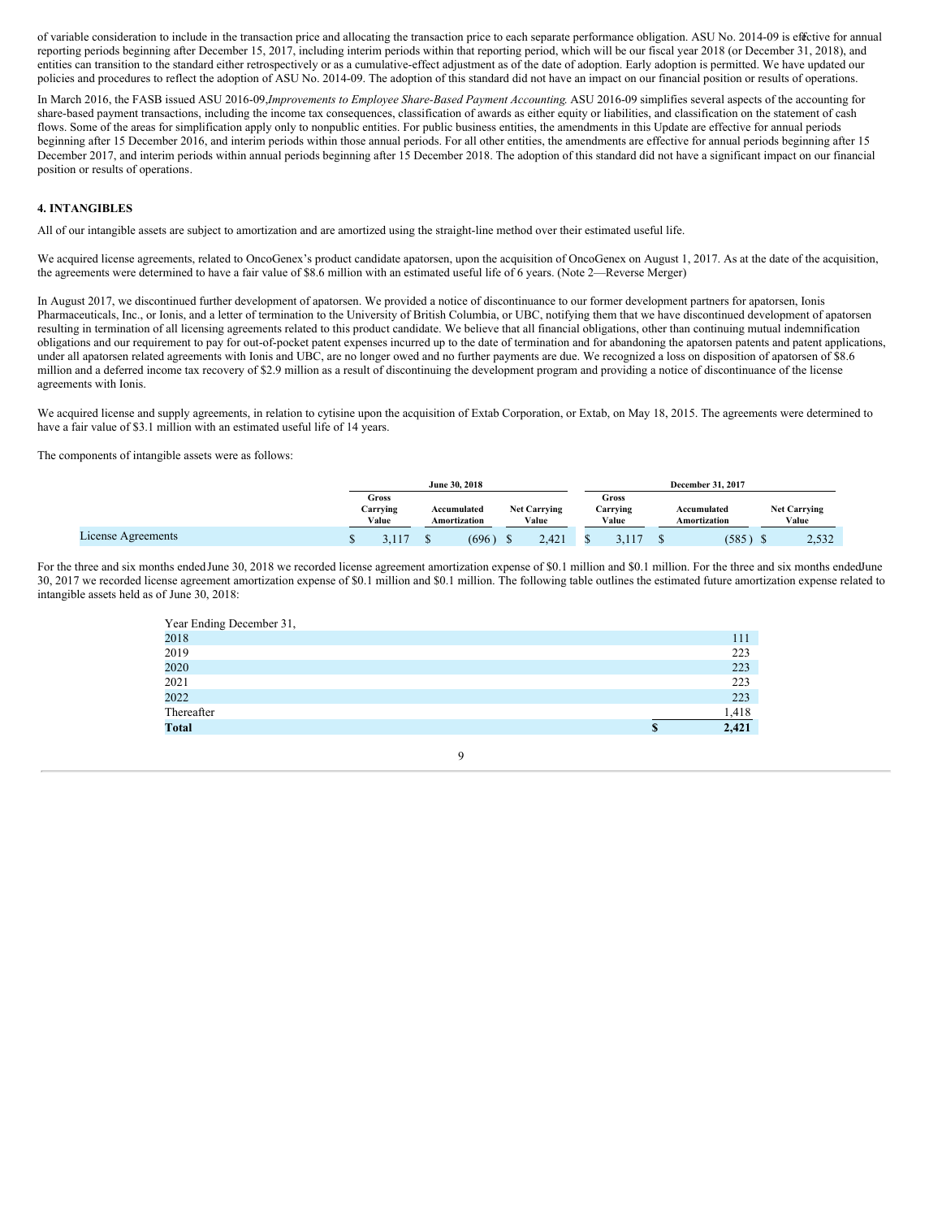of variable consideration to include in the transaction price and allocating the transaction price to each separate performance obligation. ASU No. 2014-09 is effective for annual reporting periods beginning after December 15, 2017, including interim periods within that reporting period, which will be our fiscal year 2018 (or December 31, 2018), and entities can transition to the standard either retrospectively or as a cumulative-effect adjustment as of the date of adoption. Early adoption is permitted. We have updated our policies and procedures to reflect the adoption of ASU No. 2014-09. The adoption of this standard did not have an impact on our financial position or results of operations.

In March 2016, the FASB issued ASU 2016-09, *Improvements to Employee Share-Based Payment Accounting*. ASU 2016-09 simplifies several aspects of the accounting for share-based payment transactions, including the income tax consequences, classification of awards as either equity or liabilities, and classification on the statement of cash flows. Some of the areas for simplification apply only to nonpublic entities. For public business entities, the amendments in this Update are effective for annual periods beginning after 15 December 2016, and interim periods within those annual periods. For all other entities, the amendments are effective for annual periods beginning after 15 December 2017, and interim periods within annual periods beginning after 15 December 2018. The adoption of this standard did not have a significant impact on our financial position or results of operations.

### 4. INTANGIBLES

All of our intangible assets are subject to amortization and are amortized using the straight-line method over their estimated useful life.

We acquired license agreements, related to OncoGenex's product candidate apatorsen, upon the acquisition of OncoGenex on August 1, 2017. As at the date of the acquisition, the agreements were determined to have a fair value of $8.6 million with an estimated useful life of 6 years. (Note 2—Reverse Merger)

In August 2017, we discontinued further development of apatorsen. We provided a notice of discontinuance to our former development partners for apatorsen, Ionis Pharmaceuticals, Inc., or Ionis, and a letter of termination to the University of British Columbia, or UBC, notifying them that we have discontinued development of apatorsen resulting in termination of all licensing agreements related to this product candidate. We believe that all financial obligations, other than continuing mutual indemnification obligations and our requirement to pay for out-of-pocket patent expenses incurred up to the date of termination and for abandoning the apatorsen patents and patent applications, under all apatorsen related agreements with Ionis and UBC, are no longer owed and no further payments are due. We recognized a loss on disposition of apatorsen of $8.6 million and a deferred income tax recovery of $2.9 million as a result of discontinuing the development program and providing a notice of discontinuance of the license agreements with Ionis.

We acquired license and supply agreements, in relation to cytisine upon the acquisition of Extab Corporation, or Extab, on May 18, 2015. The agreements were determined to have a fair value of $3.1 million with an estimated useful life of 14 years.

The components of intangible assets were as follows:

| | June 30, 2018 | | | December 31, 2017 | | |
|---|---|---|---|---|---|---|
| | Gross Carrying Value | Accumulated Amortization | Net Carrying Value | Gross Carrying Value | Accumulated Amortization | Net Carrying Value |
| License Agreements | $ 3,117 | $ (696) | $ 2,421 | $ 3,117 | $ (585) | $ 2,532 |

For the three and six months ended June 30, 2018 we recorded license agreement amortization expense of $0.1 million and $0.1 million. For the three and six months ended June 30, 2017 we recorded license agreement amortization expense of $0.1 million and $0.1 million. The following table outlines the estimated future amortization expense related to intangible assets held as of June 30, 2018:

| Year Ending December 31, | |
|---|---|
| 2018 | 111 |
| 2019 | 223 |
| 2020 | 223 |
| 2021 | 223 |
| 2022 | 223 |
| Thereafter | 1,418 |
| **Total** | **$ 2,421** |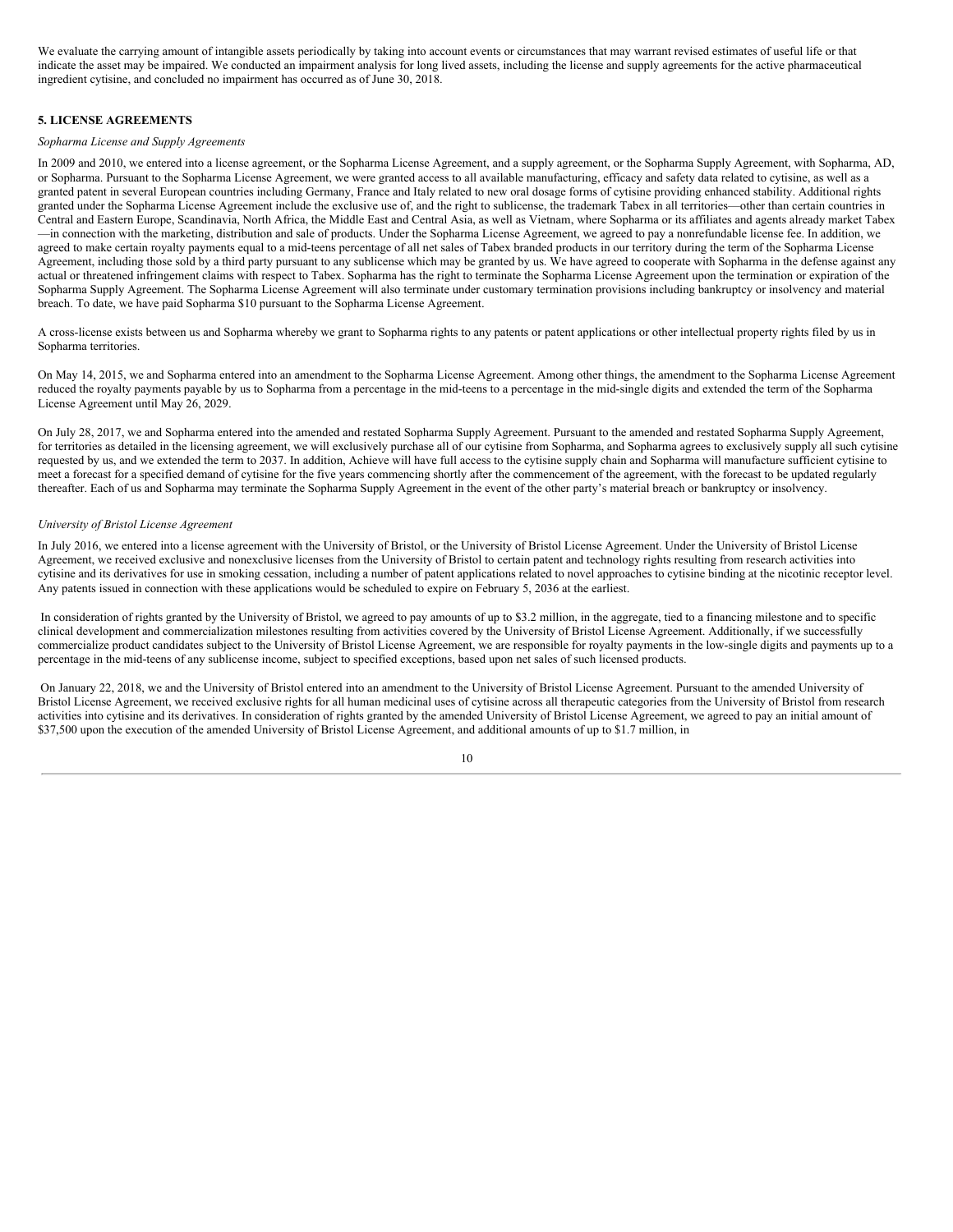We evaluate the carrying amount of intangible assets periodically by taking into account events or circumstances that may warrant revised estimates of useful life or that indicate the asset may be impaired. We conducted an impairment analysis for long lived assets, including the license and supply agreements for the active pharmaceutical ingredient cytisine, and concluded no impairment has occurred as of June 30, 2018.

## 5. LICENSE AGREEMENTS

*Sopharma License and Supply Agreements*

In 2009 and 2010, we entered into a license agreement, or the Sopharma License Agreement, and a supply agreement, or the Sopharma Supply Agreement, with Sopharma, AD, or Sopharma. Pursuant to the Sopharma License Agreement, we were granted access to all available manufacturing, efficacy and safety data related to cytisine, as well as a granted patent in several European countries including Germany, France and Italy related to new oral dosage forms of cytisine providing enhanced stability. Additional rights granted under the Sopharma License Agreement include the exclusive use of, and the right to sublicense, the trademark Tabex in all territories—other than certain countries in Central and Eastern Europe, Scandinavia, North Africa, the Middle East and Central Asia, as well as Vietnam, where Sopharma or its affiliates and agents already market Tabex—in connection with the marketing, distribution and sale of products. Under the Sopharma License Agreement, we agreed to pay a nonrefundable license fee. In addition, we agreed to make certain royalty payments equal to a mid-teens percentage of all net sales of Tabex branded products in our territory during the term of the Sopharma License Agreement, including those sold by a third party pursuant to any sublicense which may be granted by us. We have agreed to cooperate with Sopharma in the defense against any actual or threatened infringement claims with respect to Tabex. Sopharma has the right to terminate the Sopharma License Agreement upon the termination or expiration of the Sopharma Supply Agreement. The Sopharma License Agreement will also terminate under customary termination provisions including bankruptcy or insolvency and material breach. To date, we have paid Sopharma $10 pursuant to the Sopharma License Agreement.

A cross-license exists between us and Sopharma whereby we grant to Sopharma rights to any patents or patent applications or other intellectual property rights filed by us in Sopharma territories.

On May 14, 2015, we and Sopharma entered into an amendment to the Sopharma License Agreement. Among other things, the amendment to the Sopharma License Agreement reduced the royalty payments payable by us to Sopharma from a percentage in the mid-teens to a percentage in the mid-single digits and extended the term of the Sopharma License Agreement until May 26, 2029.

On July 28, 2017, we and Sopharma entered into the amended and restated Sopharma Supply Agreement. Pursuant to the amended and restated Sopharma Supply Agreement, for territories as detailed in the licensing agreement, we will exclusively purchase all of our cytisine from Sopharma, and Sopharma agrees to exclusively supply all such cytisine requested by us, and we extended the term to 2037. In addition, Achieve will have full access to the cytisine supply chain and Sopharma will manufacture sufficient cytisine to meet a forecast for a specified demand of cytisine for the five years commencing shortly after the commencement of the agreement, with the forecast to be updated regularly thereafter. Each of us and Sopharma may terminate the Sopharma Supply Agreement in the event of the other party's material breach or bankruptcy or insolvency.

*University of Bristol License Agreement*

In July 2016, we entered into a license agreement with the University of Bristol, or the University of Bristol License Agreement. Under the University of Bristol License Agreement, we received exclusive and nonexclusive licenses from the University of Bristol to certain patent and technology rights resulting from research activities into cytisine and its derivatives for use in smoking cessation, including a number of patent applications related to novel approaches to cytisine binding at the nicotinic receptor level. Any patents issued in connection with these applications would be scheduled to expire on February 5, 2036 at the earliest.

In consideration of rights granted by the University of Bristol, we agreed to pay amounts of up to $3.2 million, in the aggregate, tied to a financing milestone and to specific clinical development and commercialization milestones resulting from activities covered by the University of Bristol License Agreement. Additionally, if we successfully commercialize product candidates subject to the University of Bristol License Agreement, we are responsible for royalty payments in the low-single digits and payments up to a percentage in the mid-teens of any sublicense income, subject to specified exceptions, based upon net sales of such licensed products.

On January 22, 2018, we and the University of Bristol entered into an amendment to the University of Bristol License Agreement. Pursuant to the amended University of Bristol License Agreement, we received exclusive rights for all human medicinal uses of cytisine across all therapeutic categories from the University of Bristol from research activities into cytisine and its derivatives. In consideration of rights granted by the amended University of Bristol License Agreement, we agreed to pay an initial amount of $37,500 upon the execution of the amended University of Bristol License Agreement, and additional amounts of up to $1.7 million, in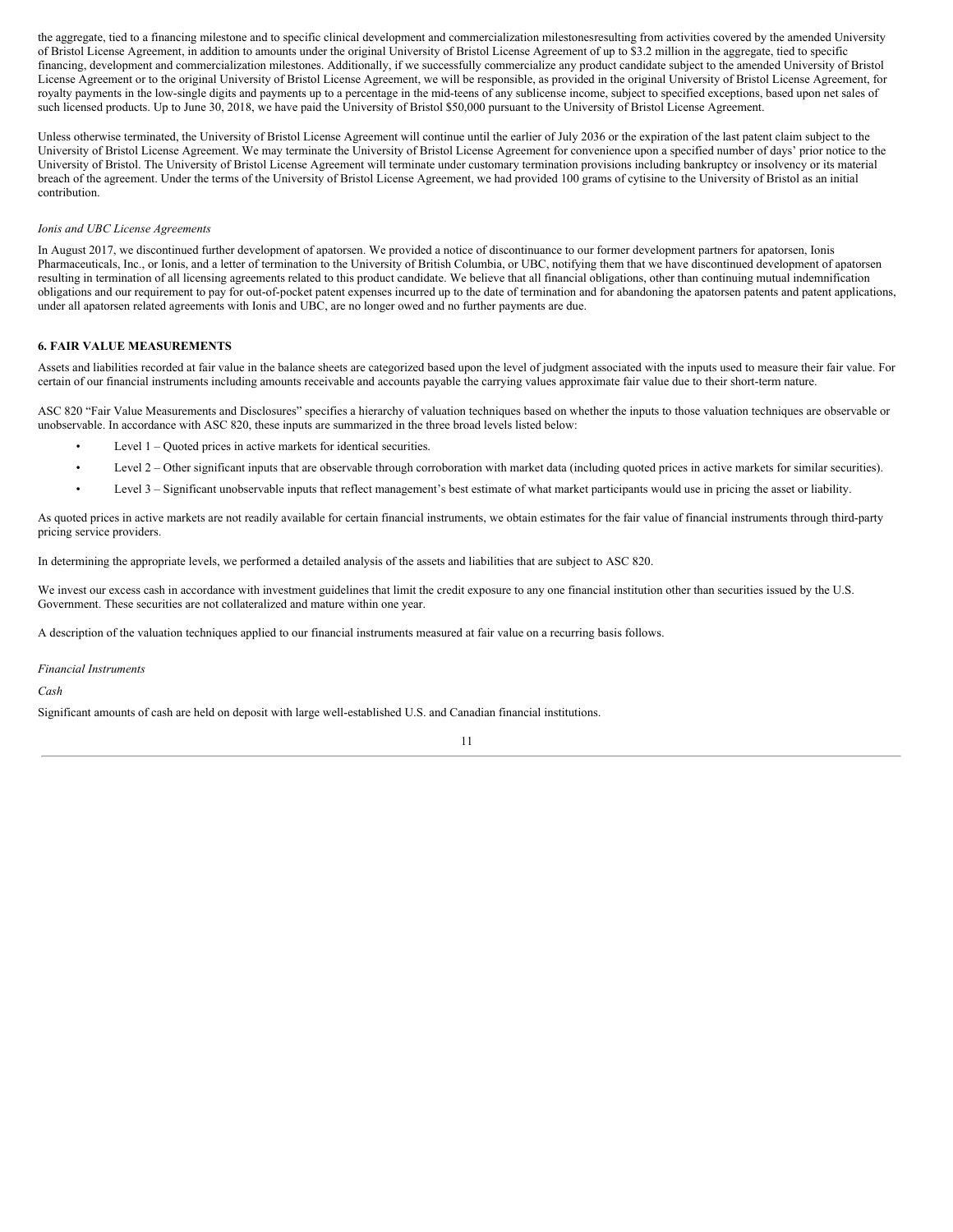the aggregate, tied to a financing milestone and to specific clinical development and commercialization milestonesresulting from activities covered by the amended University of Bristol License Agreement, in addition to amounts under the original University of Bristol License Agreement of up to $3.2 million in the aggregate, tied to specific financing, development and commercialization milestones. Additionally, if we successfully commercialize any product candidate subject to the amended University of Bristol License Agreement or to the original University of Bristol License Agreement, we will be responsible, as provided in the original University of Bristol License Agreement, for royalty payments in the low-single digits and payments up to a percentage in the mid-teens of any sublicense income, subject to specified exceptions, based upon net sales of such licensed products. Up to June 30, 2018, we have paid the University of Bristol $50,000 pursuant to the University of Bristol License Agreement.

Unless otherwise terminated, the University of Bristol License Agreement will continue until the earlier of July 2036 or the expiration of the last patent claim subject to the University of Bristol License Agreement. We may terminate the University of Bristol License Agreement for convenience upon a specified number of days' prior notice to the University of Bristol. The University of Bristol License Agreement will terminate under customary termination provisions including bankruptcy or insolvency or its material breach of the agreement. Under the terms of the University of Bristol License Agreement, we had provided 100 grams of cytisine to the University of Bristol as an initial contribution.

*Ionis and UBC License Agreements*

In August 2017, we discontinued further development of apatorsen. We provided a notice of discontinuance to our former development partners for apatorsen, Ionis Pharmaceuticals, Inc., or Ionis, and a letter of termination to the University of British Columbia, or UBC, notifying them that we have discontinued development of apatorsen resulting in termination of all licensing agreements related to this product candidate. We believe that all financial obligations, other than continuing mutual indemnification obligations and our requirement to pay for out-of-pocket patent expenses incurred up to the date of termination and for abandoning the apatorsen patents and patent applications, under all apatorsen related agreements with Ionis and UBC, are no longer owed and no further payments are due.

**6. FAIR VALUE MEASUREMENTS**

Assets and liabilities recorded at fair value in the balance sheets are categorized based upon the level of judgment associated with the inputs used to measure their fair value. For certain of our financial instruments including amounts receivable and accounts payable the carrying values approximate fair value due to their short-term nature.

ASC 820 "Fair Value Measurements and Disclosures" specifies a hierarchy of valuation techniques based on whether the inputs to those valuation techniques are observable or unobservable. In accordance with ASC 820, these inputs are summarized in the three broad levels listed below:

- Level 1 – Quoted prices in active markets for identical securities.
- Level 2 – Other significant inputs that are observable through corroboration with market data (including quoted prices in active markets for similar securities).
- Level 3 – Significant unobservable inputs that reflect management's best estimate of what market participants would use in pricing the asset or liability.

As quoted prices in active markets are not readily available for certain financial instruments, we obtain estimates for the fair value of financial instruments through third-party pricing service providers.

In determining the appropriate levels, we performed a detailed analysis of the assets and liabilities that are subject to ASC 820.

We invest our excess cash in accordance with investment guidelines that limit the credit exposure to any one financial institution other than securities issued by the U.S. Government. These securities are not collateralized and mature within one year.

A description of the valuation techniques applied to our financial instruments measured at fair value on a recurring basis follows.

*Financial Instruments*

*Cash*

Significant amounts of cash are held on deposit with large well-established U.S. and Canadian financial institutions.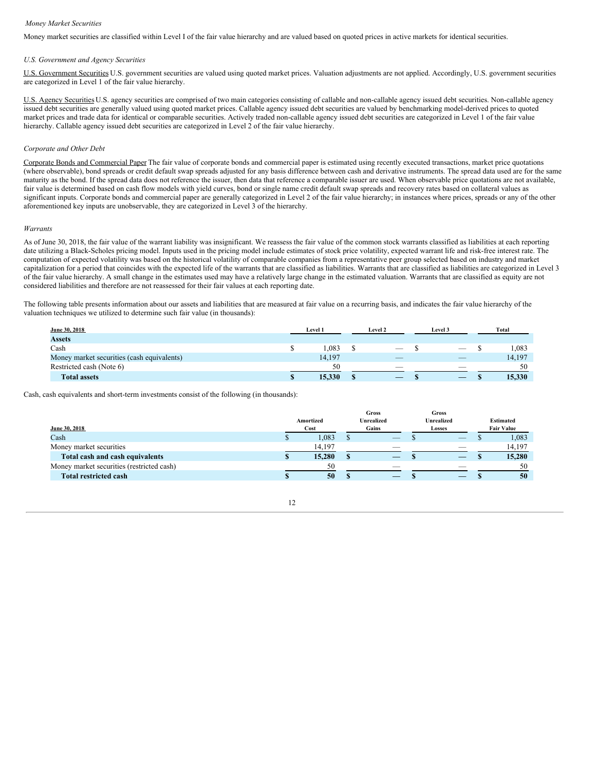*Money Market Securities*

Money market securities are classified within Level I of the fair value hierarchy and are valued based on quoted prices in active markets for identical securities.

*U.S. Government and Agency Securities*

U.S. Government Securities U.S. government securities are valued using quoted market prices. Valuation adjustments are not applied. Accordingly, U.S. government securities are categorized in Level 1 of the fair value hierarchy.

U.S. Agency Securities U.S. agency securities are comprised of two main categories consisting of callable and non-callable agency issued debt securities. Non-callable agency issued debt securities are generally valued using quoted market prices. Callable agency issued debt securities are valued by benchmarking model-derived prices to quoted market prices and trade data for identical or comparable securities. Actively traded non-callable agency issued debt securities are categorized in Level 1 of the fair value hierarchy. Callable agency issued debt securities are categorized in Level 2 of the fair value hierarchy.

*Corporate and Other Debt*

Corporate Bonds and Commercial Paper The fair value of corporate bonds and commercial paper is estimated using recently executed transactions, market price quotations (where observable), bond spreads or credit default swap spreads adjusted for any basis difference between cash and derivative instruments. The spread data used are for the same maturity as the bond. If the spread data does not reference the issuer, then data that reference a comparable issuer are used. When observable price quotations are not available, fair value is determined based on cash flow models with yield curves, bond or single name credit default swap spreads and recovery rates based on collateral values as significant inputs. Corporate bonds and commercial paper are generally categorized in Level 2 of the fair value hierarchy; in instances where prices, spreads or any of the other aforementioned key inputs are unobservable, they are categorized in Level 3 of the hierarchy.

*Warrants*

As of June 30, 2018, the fair value of the warrant liability was insignificant. We reassess the fair value of the common stock warrants classified as liabilities at each reporting date utilizing a Black-Scholes pricing model. Inputs used in the pricing model include estimates of stock price volatility, expected warrant life and risk-free interest rate. The computation of expected volatility was based on the historical volatility of comparable companies from a representative peer group selected based on industry and market capitalization for a period that coincides with the expected life of the warrants that are classified as liabilities. Warrants that are classified as liabilities are categorized in Level 3 of the fair value hierarchy. A small change in the estimates used may have a relatively large change in the estimated valuation. Warrants that are classified as equity are not considered liabilities and therefore are not reassessed for their fair values at each reporting date.

The following table presents information about our assets and liabilities that are measured at fair value on a recurring basis, and indicates the fair value hierarchy of the valuation techniques we utilized to determine such fair value (in thousands):

| June 30, 2018 | Level 1 | Level 2 | Level 3 | Total |
|---|---|---|---|---|
| **Assets** | | | | |
| Cash | $ 1,083 | $ — | $ — | $ 1,083 |
| Money market securities (cash equivalents) | 14,197 | — | — | 14,197 |
| Restricted cash (Note 6) | 50 | — | — | 50 |
| **Total assets** | **$ 15,330** | **$ —** | **$ —** | **$ 15,330** |

Cash, cash equivalents and short-term investments consist of the following (in thousands):

| June 30, 2018 | Amortized Cost | Gross Unrealized Gains | Gross Unrealized Losses | Estimated Fair Value |
|---|---|---|---|---|
| Cash | $ 1,083 | $ — | $ — | $ 1,083 |
| Money market securities | 14,197 | — | — | 14,197 |
| **Total cash and cash equivalents** | **$ 15,280** | **$ —** | **$ —** | **$ 15,280** |
| Money market securities (restricted cash) | 50 | — | — | 50 |
| **Total restricted cash** | **$ 50** | **$ —** | **$ —** | **$ 50** |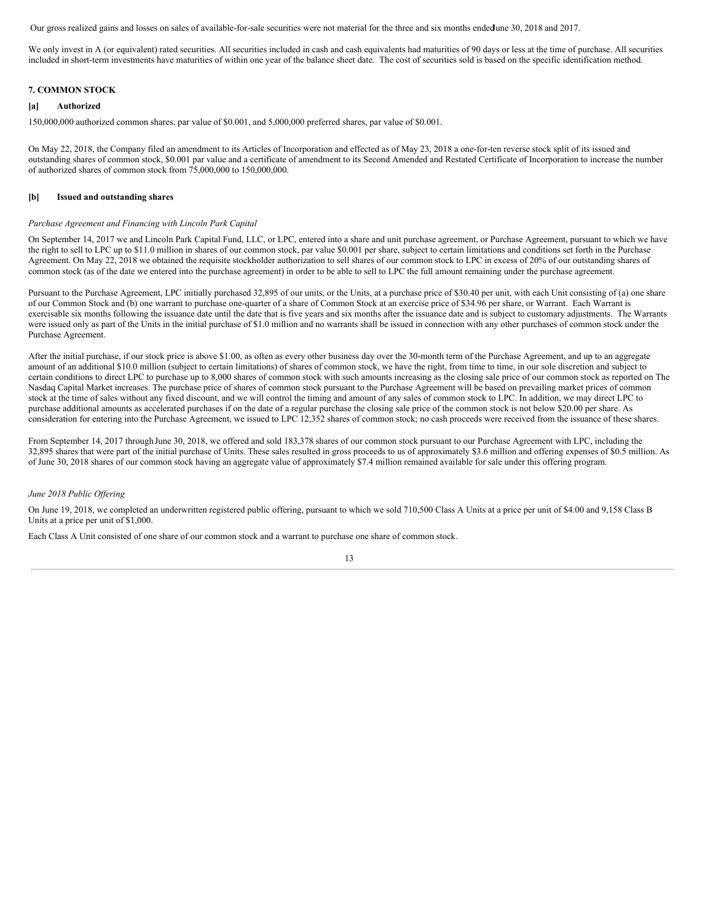Our gross realized gains and losses on sales of available-for-sale securities were not material for the three and six months ended June 30, 2018 and 2017.

We only invest in A (or equivalent) rated securities. All securities included in cash and cash equivalents had maturities of 90 days or less at the time of purchase. All securities included in short-term investments have maturities of within one year of the balance sheet date. The cost of securities sold is based on the specific identification method.

### 7. COMMON STOCK

**[a] Authorized**

150,000,000 authorized common shares, par value of $0.001, and 5,000,000 preferred shares, par value of $0.001.

On May 22, 2018, the Company filed an amendment to its Articles of Incorporation and effected as of May 23, 2018 a one-for-ten reverse stock split of its issued and outstanding shares of common stock, $0.001 par value and a certificate of amendment to its Second Amended and Restated Certificate of Incorporation to increase the number of authorized shares of common stock from 75,000,000 to 150,000,000.

**[b] Issued and outstanding shares**

*Purchase Agreement and Financing with Lincoln Park Capital*

On September 14, 2017 we and Lincoln Park Capital Fund, LLC, or LPC, entered into a share and unit purchase agreement, or Purchase Agreement, pursuant to which we have the right to sell to LPC up to $11.0 million in shares of our common stock, par value $0.001 per share, subject to certain limitations and conditions set forth in the Purchase Agreement. On May 22, 2018 we obtained the requisite stockholder authorization to sell shares of our common stock to LPC in excess of 20% of our outstanding shares of common stock (as of the date we entered into the purchase agreement) in order to be able to sell to LPC the full amount remaining under the purchase agreement.

Pursuant to the Purchase Agreement, LPC initially purchased 32,895 of our units, or the Units, at a purchase price of $30.40 per unit, with each Unit consisting of (a) one share of our Common Stock and (b) one warrant to purchase one-quarter of a share of Common Stock at an exercise price of $34.96 per share, or Warrant. Each Warrant is exercisable six months following the issuance date until the date that is five years and six months after the issuance date and is subject to customary adjustments. The Warrants were issued only as part of the Units in the initial purchase of $1.0 million and no warrants shall be issued in connection with any other purchases of common stock under the Purchase Agreement.

After the initial purchase, if our stock price is above $1.00, as often as every other business day over the 30-month term of the Purchase Agreement, and up to an aggregate amount of an additional $10.0 million (subject to certain limitations) of shares of common stock, we have the right, from time to time, in our sole discretion and subject to certain conditions to direct LPC to purchase up to 8,000 shares of common stock with such amounts increasing as the closing sale price of our common stock as reported on The Nasdaq Capital Market increases. The purchase price of shares of common stock pursuant to the Purchase Agreement will be based on prevailing market prices of common stock at the time of sales without any fixed discount, and we will control the timing and amount of any sales of common stock to LPC. In addition, we may direct LPC to purchase additional amounts as accelerated purchases if on the date of a regular purchase the closing sale price of the common stock is not below $20.00 per share. As consideration for entering into the Purchase Agreement, we issued to LPC 12,352 shares of common stock; no cash proceeds were received from the issuance of these shares.

From September 14, 2017 through June 30, 2018, we offered and sold 183,378 shares of our common stock pursuant to our Purchase Agreement with LPC, including the 32,895 shares that were part of the initial purchase of Units. These sales resulted in gross proceeds to us of approximately $3.6 million and offering expenses of $0.5 million. As of June 30, 2018 shares of our common stock having an aggregate value of approximately $7.4 million remained available for sale under this offering program.

*June 2018 Public Offering*

On June 19, 2018, we completed an underwritten registered public offering, pursuant to which we sold 710,500 Class A Units at a price per unit of $4.00 and 9,158 Class B Units at a price per unit of $1,000.

Each Class A Unit consisted of one share of our common stock and a warrant to purchase one share of common stock.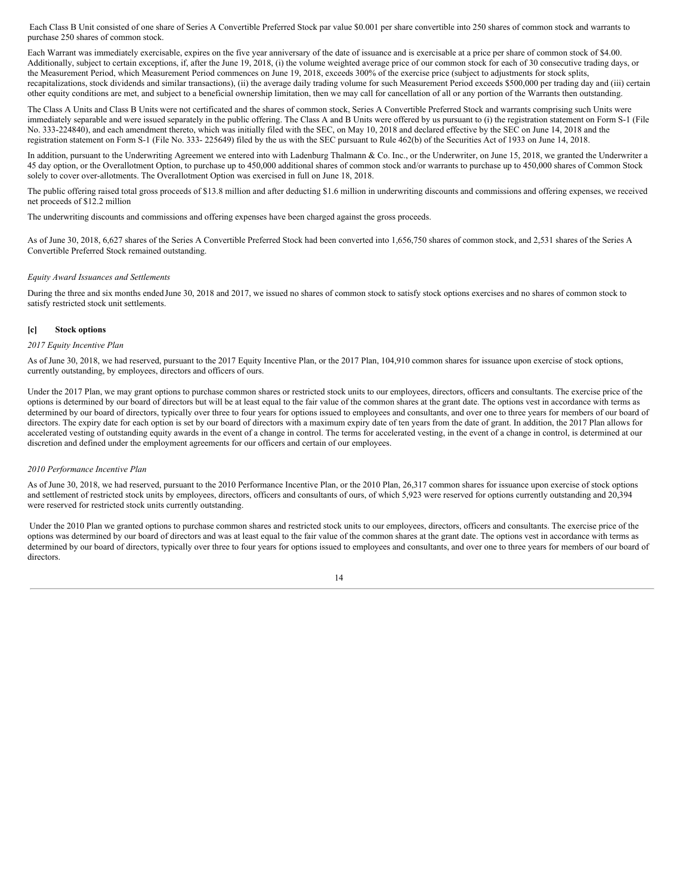Each Class B Unit consisted of one share of Series A Convertible Preferred Stock par value $0.001 per share convertible into 250 shares of common stock and warrants to purchase 250 shares of common stock.

Each Warrant was immediately exercisable, expires on the five year anniversary of the date of issuance and is exercisable at a price per share of common stock of $4.00. Additionally, subject to certain exceptions, if, after the June 19, 2018, (i) the volume weighted average price of our common stock for each of 30 consecutive trading days, or the Measurement Period, which Measurement Period commences on June 19, 2018, exceeds 300% of the exercise price (subject to adjustments for stock splits, recapitalizations, stock dividends and similar transactions), (ii) the average daily trading volume for such Measurement Period exceeds $500,000 per trading day and (iii) certain other equity conditions are met, and subject to a beneficial ownership limitation, then we may call for cancellation of all or any portion of the Warrants then outstanding.

The Class A Units and Class B Units were not certificated and the shares of common stock, Series A Convertible Preferred Stock and warrants comprising such Units were immediately separable and were issued separately in the public offering. The Class A and B Units were offered by us pursuant to (i) the registration statement on Form S-1 (File No. 333-224840), and each amendment thereto, which was initially filed with the SEC, on May 10, 2018 and declared effective by the SEC on June 14, 2018 and the registration statement on Form S-1 (File No. 333- 225649) filed by the us with the SEC pursuant to Rule 462(b) of the Securities Act of 1933 on June 14, 2018.

In addition, pursuant to the Underwriting Agreement we entered into with Ladenburg Thalmann & Co. Inc., or the Underwriter, on June 15, 2018, we granted the Underwriter a 45 day option, or the Overallotment Option, to purchase up to 450,000 additional shares of common stock and/or warrants to purchase up to 450,000 shares of Common Stock solely to cover over-allotments. The Overallotment Option was exercised in full on June 18, 2018.

The public offering raised total gross proceeds of $13.8 million and after deducting $1.6 million in underwriting discounts and commissions and offering expenses, we received net proceeds of $12.2 million

The underwriting discounts and commissions and offering expenses have been charged against the gross proceeds.

As of June 30, 2018, 6,627 shares of the Series A Convertible Preferred Stock had been converted into 1,656,750 shares of common stock, and 2,531 shares of the Series A Convertible Preferred Stock remained outstanding.

*Equity Award Issuances and Settlements*

During the three and six months ended June 30, 2018 and 2017, we issued no shares of common stock to satisfy stock options exercises and no shares of common stock to satisfy restricted stock unit settlements.

### [c] Stock options

*2017 Equity Incentive Plan*

As of June 30, 2018, we had reserved, pursuant to the 2017 Equity Incentive Plan, or the 2017 Plan, 104,910 common shares for issuance upon exercise of stock options, currently outstanding, by employees, directors and officers of ours.

Under the 2017 Plan, we may grant options to purchase common shares or restricted stock units to our employees, directors, officers and consultants. The exercise price of the options is determined by our board of directors but will be at least equal to the fair value of the common shares at the grant date. The options vest in accordance with terms as determined by our board of directors, typically over three to four years for options issued to employees and consultants, and over one to three years for members of our board of directors. The expiry date for each option is set by our board of directors with a maximum expiry date of ten years from the date of grant. In addition, the 2017 Plan allows for accelerated vesting of outstanding equity awards in the event of a change in control. The terms for accelerated vesting, in the event of a change in control, is determined at our discretion and defined under the employment agreements for our officers and certain of our employees.

*2010 Performance Incentive Plan*

As of June 30, 2018, we had reserved, pursuant to the 2010 Performance Incentive Plan, or the 2010 Plan, 26,317 common shares for issuance upon exercise of stock options and settlement of restricted stock units by employees, directors, officers and consultants of ours, of which 5,923 were reserved for options currently outstanding and 20,394 were reserved for restricted stock units currently outstanding.

Under the 2010 Plan we granted options to purchase common shares and restricted stock units to our employees, directors, officers and consultants. The exercise price of the options was determined by our board of directors and was at least equal to the fair value of the common shares at the grant date. The options vest in accordance with terms as determined by our board of directors, typically over three to four years for options issued to employees and consultants, and over one to three years for members of our board of directors.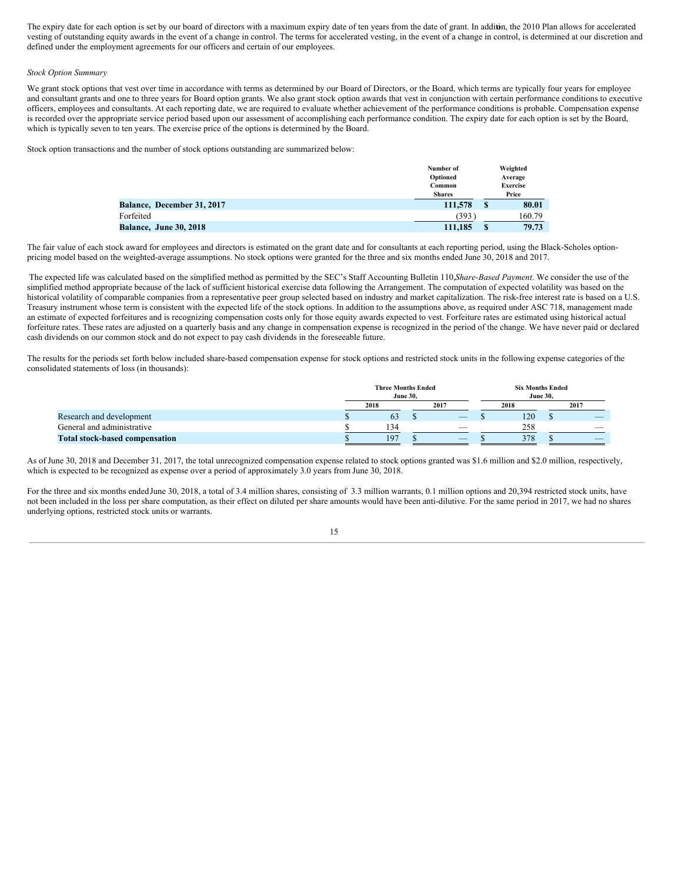The expiry date for each option is set by our board of directors with a maximum expiry date of ten years from the date of grant. In addition, the 2010 Plan allows for accelerated vesting of outstanding equity awards in the event of a change in control. The terms for accelerated vesting, in the event of a change in control, is determined at our discretion and defined under the employment agreements for our officers and certain of our employees.

*Stock Option Summary*

We grant stock options that vest over time in accordance with terms as determined by our Board of Directors, or the Board, which terms are typically four years for employee and consultant grants and one to three years for Board option grants. We also grant stock option awards that vest in conjunction with certain performance conditions to executive officers, employees and consultants. At each reporting date, we are required to evaluate whether achievement of the performance conditions is probable. Compensation expense is recorded over the appropriate service period based upon our assessment of accomplishing each performance condition. The expiry date for each option is set by the Board, which is typically seven to ten years. The exercise price of the options is determined by the Board.

Stock option transactions and the number of stock options outstanding are summarized below:

| | Number of Optioned Common Shares | Weighted Average Exercise Price |
|---|---|---|
| **Balance, December 31, 2017** | **111,578** | **$ 80.01** |
| Forfeited | (393) | 160.79 |
| **Balance, June 30, 2018** | **111,185** | **$ 79.73** |

The fair value of each stock award for employees and directors is estimated on the grant date and for consultants at each reporting period, using the Black-Scholes option-pricing model based on the weighted-average assumptions. No stock options were granted for the three and six months ended June 30, 2018 and 2017.

The expected life was calculated based on the simplified method as permitted by the SEC's Staff Accounting Bulletin 110, *Share-Based Payment*. We consider the use of the simplified method appropriate because of the lack of sufficient historical exercise data following the Arrangement. The computation of expected volatility was based on the historical volatility of comparable companies from a representative peer group selected based on industry and market capitalization. The risk-free interest rate is based on a U.S. Treasury instrument whose term is consistent with the expected life of the stock options. In addition to the assumptions above, as required under ASC 718, management made an estimate of expected forfeitures and is recognizing compensation costs only for those equity awards expected to vest. Forfeiture rates are estimated using historical actual forfeiture rates. These rates are adjusted on a quarterly basis and any change in compensation expense is recognized in the period of the change. We have never paid or declared cash dividends on our common stock and do not expect to pay cash dividends in the foreseeable future.

The results for the periods set forth below included share-based compensation expense for stock options and restricted stock units in the following expense categories of the consolidated statements of loss (in thousands):

| | Three Months Ended June 30, | | Six Months Ended June 30, | |
|---|---|---|---|---|
| | 2018 | 2017 | 2018 | 2017 |
| Research and development | $ 63 | $ — | $ 120 | $ — |
| General and administrative | $ 134 | — | 258 | — |
| **Total stock-based compensation** | $ 197 | $ — | $ 378 | $ — |

As of June 30, 2018 and December 31, 2017, the total unrecognized compensation expense related to stock options granted was $1.6 million and $2.0 million, respectively, which is expected to be recognized as expense over a period of approximately 3.0 years from June 30, 2018.

For the three and six months ended June 30, 2018, a total of 3.4 million shares, consisting of 3.3 million warrants, 0.1 million options and 20,394 restricted stock units, have not been included in the loss per share computation, as their effect on diluted per share amounts would have been anti-dilutive. For the same period in 2017, we had no shares underlying options, restricted stock units or warrants.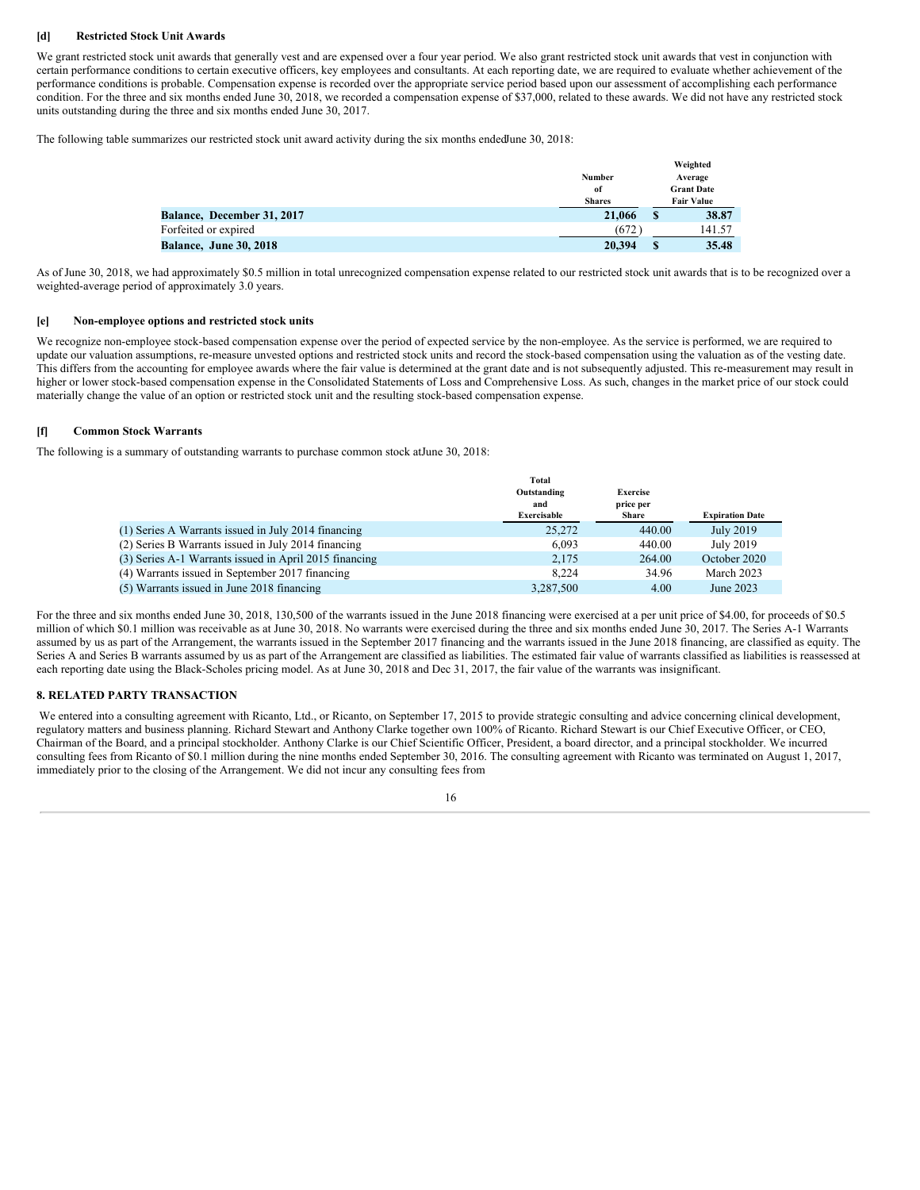### [d] Restricted Stock Unit Awards

We grant restricted stock unit awards that generally vest and are expensed over a four year period. We also grant restricted stock unit awards that vest in conjunction with certain performance conditions to certain executive officers, key employees and consultants. At each reporting date, we are required to evaluate whether achievement of the performance conditions is probable. Compensation expense is recorded over the appropriate service period based upon our assessment of accomplishing each performance condition. For the three and six months ended June 30, 2018, we recorded a compensation expense of $37,000, related to these awards. We did not have any restricted stock units outstanding during the three and six months ended June 30, 2017.

The following table summarizes our restricted stock unit award activity during the six months ended June 30, 2018:

| | Number of Shares | Weighted Average Grant Date Fair Value |
|---|---|---|
| **Balance, December 31, 2017** | **21,066** | **$ 38.87** |
| Forfeited or expired | (672 ) | 141.57 |
| **Balance, June 30, 2018** | **20,394** | **$ 35.48** |

As of June 30, 2018, we had approximately $0.5 million in total unrecognized compensation expense related to our restricted stock unit awards that is to be recognized over a weighted-average period of approximately 3.0 years.

### [e] Non-employee options and restricted stock units

We recognize non-employee stock-based compensation expense over the period of expected service by the non-employee. As the service is performed, we are required to update our valuation assumptions, re-measure unvested options and restricted stock units and record the stock-based compensation using the valuation as of the vesting date. This differs from the accounting for employee awards where the fair value is determined at the grant date and is not subsequently adjusted. This re-measurement may result in higher or lower stock-based compensation expense in the Consolidated Statements of Loss and Comprehensive Loss. As such, changes in the market price of our stock could materially change the value of an option or restricted stock unit and the resulting stock-based compensation expense.

### [f] Common Stock Warrants

The following is a summary of outstanding warrants to purchase common stock at June 30, 2018:

| | Total Outstanding and Exercisable | Exercise price per Share | Expiration Date |
|---|---|---|---|
| (1) Series A Warrants issued in July 2014 financing | 25,272 | 440.00 | July 2019 |
| (2) Series B Warrants issued in July 2014 financing | 6,093 | 440.00 | July 2019 |
| (3) Series A-1 Warrants issued in April 2015 financing | 2,175 | 264.00 | October 2020 |
| (4) Warrants issued in September 2017 financing | 8,224 | 34.96 | March 2023 |
| (5) Warrants issued in June 2018 financing | 3,287,500 | 4.00 | June 2023 |

For the three and six months ended June 30, 2018, 130,500 of the warrants issued in the June 2018 financing were exercised at a per unit price of $4.00, for proceeds of $0.5 million of which $0.1 million was receivable as at June 30, 2018. No warrants were exercised during the three and six months ended June 30, 2017. The Series A-1 Warrants assumed by us as part of the Arrangement, the warrants issued in the September 2017 financing and the warrants issued in the June 2018 financing, are classified as equity. The Series A and Series B warrants assumed by us as part of the Arrangement are classified as liabilities. The estimated fair value of warrants classified as liabilities is reassessed at each reporting date using the Black-Scholes pricing model. As at June 30, 2018 and Dec 31, 2017, the fair value of the warrants was insignificant.

## 8. RELATED PARTY TRANSACTION

We entered into a consulting agreement with Ricanto, Ltd., or Ricanto, on September 17, 2015 to provide strategic consulting and advice concerning clinical development, regulatory matters and business planning. Richard Stewart and Anthony Clarke together own 100% of Ricanto. Richard Stewart is our Chief Executive Officer, or CEO, Chairman of the Board, and a principal stockholder. Anthony Clarke is our Chief Scientific Officer, President, a board director, and a principal stockholder. We incurred consulting fees from Ricanto of $0.1 million during the nine months ended September 30, 2016. The consulting agreement with Ricanto was terminated on August 1, 2017, immediately prior to the closing of the Arrangement. We did not incur any consulting fees from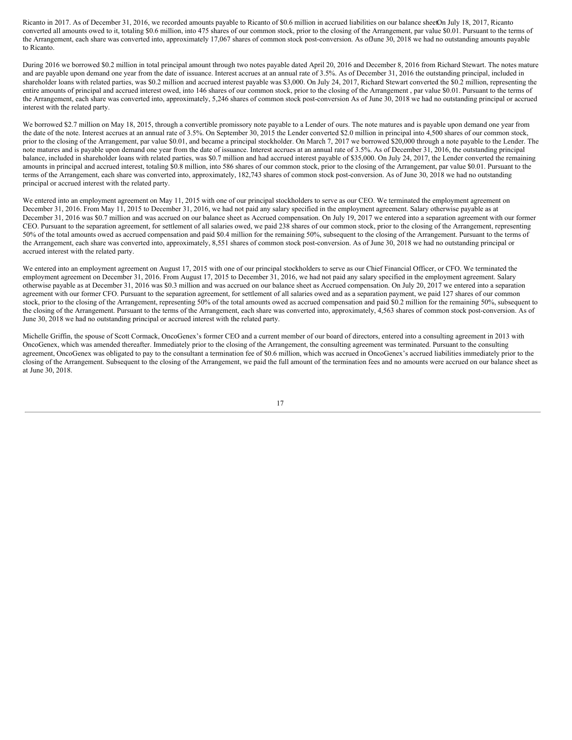Ricanto in 2017. As of December 31, 2016, we recorded amounts payable to Ricanto of $0.6 million in accrued liabilities on our balance sheetOn July 18, 2017, Ricanto converted all amounts owed to it, totaling $0.6 million, into 475 shares of our common stock, prior to the closing of the Arrangement, par value $0.01. Pursuant to the terms of the Arrangement, each share was converted into, approximately 17,067 shares of common stock post-conversion. As ofJune 30, 2018 we had no outstanding amounts payable to Ricanto.

During 2016 we borrowed $0.2 million in total principal amount through two notes payable dated April 20, 2016 and December 8, 2016 from Richard Stewart. The notes mature and are payable upon demand one year from the date of issuance. Interest accrues at an annual rate of 3.5%. As of December 31, 2016 the outstanding principal, included in shareholder loans with related parties, was $0.2 million and accrued interest payable was $3,000. On July 24, 2017, Richard Stewart converted the $0.2 million, representing the entire amounts of principal and accrued interest owed, into 146 shares of our common stock, prior to the closing of the Arrangement , par value $0.01. Pursuant to the terms of the Arrangement, each share was converted into, approximately, 5,246 shares of common stock post-conversion As of June 30, 2018 we had no outstanding principal or accrued interest with the related party.

We borrowed $2.7 million on May 18, 2015, through a convertible promissory note payable to a Lender of ours. The note matures and is payable upon demand one year from the date of the note. Interest accrues at an annual rate of 3.5%. On September 30, 2015 the Lender converted $2.0 million in principal into 4,500 shares of our common stock, prior to the closing of the Arrangement, par value $0.01, and became a principal stockholder. On March 7, 2017 we borrowed $20,000 through a note payable to the Lender. The note matures and is payable upon demand one year from the date of issuance. Interest accrues at an annual rate of 3.5%. As of December 31, 2016, the outstanding principal balance, included in shareholder loans with related parties, was $0.7 million and had accrued interest payable of $35,000. On July 24, 2017, the Lender converted the remaining amounts in principal and accrued interest, totaling $0.8 million, into 586 shares of our common stock, prior to the closing of the Arrangement, par value $0.01. Pursuant to the terms of the Arrangement, each share was converted into, approximately, 182,743 shares of common stock post-conversion. As of June 30, 2018 we had no outstanding principal or accrued interest with the related party.

We entered into an employment agreement on May 11, 2015 with one of our principal stockholders to serve as our CEO. We terminated the employment agreement on December 31, 2016. From May 11, 2015 to December 31, 2016, we had not paid any salary specified in the employment agreement. Salary otherwise payable as at December 31, 2016 was $0.7 million and was accrued on our balance sheet as Accrued compensation. On July 19, 2017 we entered into a separation agreement with our former CEO. Pursuant to the separation agreement, for settlement of all salaries owed, we paid 238 shares of our common stock, prior to the closing of the Arrangement, representing 50% of the total amounts owed as accrued compensation and paid $0.4 million for the remaining 50%, subsequent to the closing of the Arrangement. Pursuant to the terms of the Arrangement, each share was converted into, approximately, 8,551 shares of common stock post-conversion. As of June 30, 2018 we had no outstanding principal or accrued interest with the related party.

We entered into an employment agreement on August 17, 2015 with one of our principal stockholders to serve as our Chief Financial Officer, or CFO. We terminated the employment agreement on December 31, 2016. From August 17, 2015 to December 31, 2016, we had not paid any salary specified in the employment agreement. Salary otherwise payable as at December 31, 2016 was $0.3 million and was accrued on our balance sheet as Accrued compensation. On July 20, 2017 we entered into a separation agreement with our former CFO. Pursuant to the separation agreement, for settlement of all salaries owed and as a separation payment, we paid 127 shares of our common stock, prior to the closing of the Arrangement, representing 50% of the total amounts owed as accrued compensation and paid $0.2 million for the remaining 50%, subsequent to the closing of the Arrangement. Pursuant to the terms of the Arrangement, each share was converted into, approximately, 4,563 shares of common stock post-conversion. As of June 30, 2018 we had no outstanding principal or accrued interest with the related party.

Michelle Griffin, the spouse of Scott Cormack, OncoGenex's former CEO and a current member of our board of directors, entered into a consulting agreement in 2013 with OncoGenex, which was amended thereafter. Immediately prior to the closing of the Arrangement, the consulting agreement was terminated. Pursuant to the consulting agreement, OncoGenex was obligated to pay to the consultant a termination fee of $0.6 million, which was accrued in OncoGenex's accrued liabilities immediately prior to the closing of the Arrangement. Subsequent to the closing of the Arrangement, we paid the full amount of the termination fees and no amounts were accrued on our balance sheet as at June 30, 2018.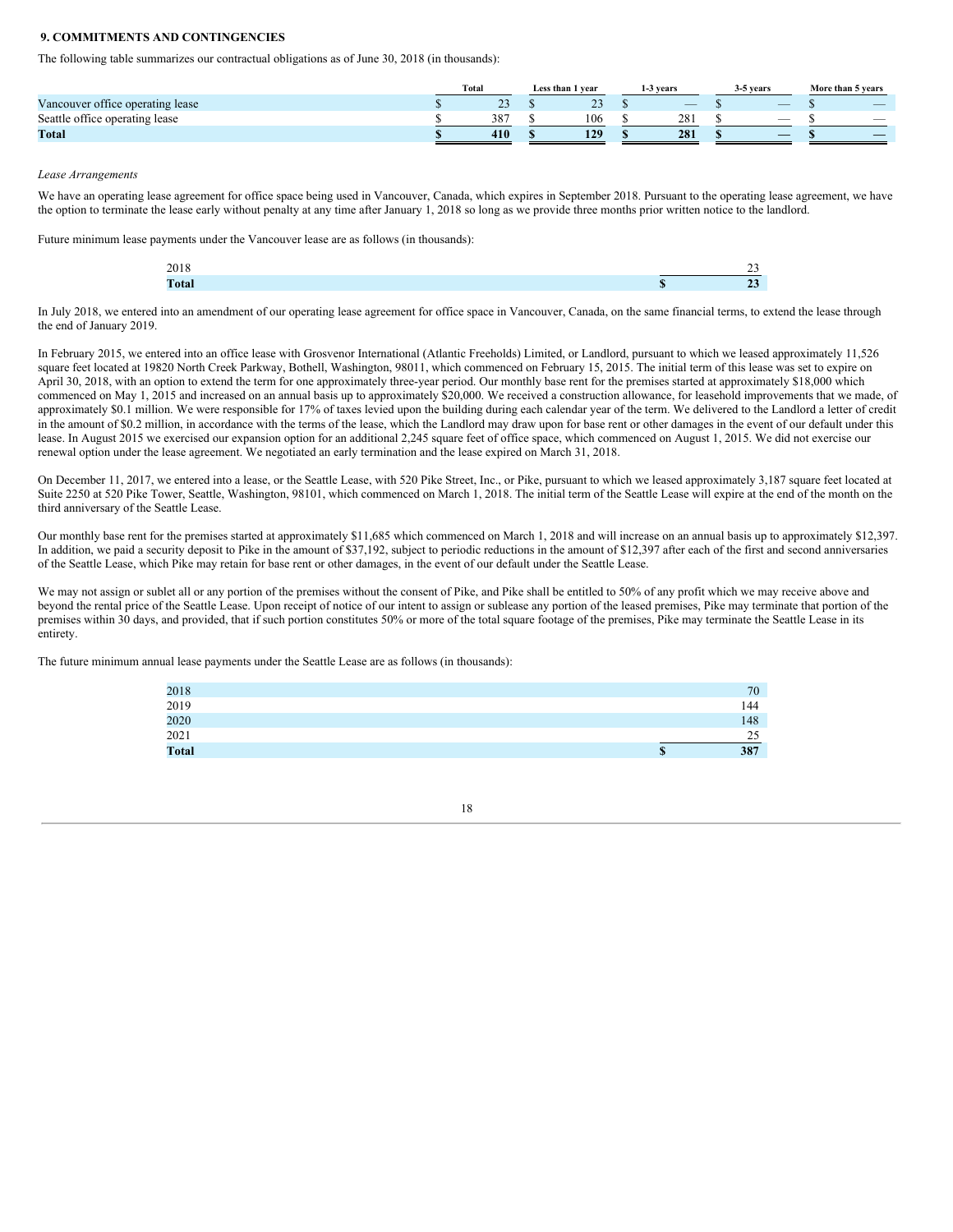**9. COMMITMENTS AND CONTINGENCIES**

The following table summarizes our contractual obligations as of June 30, 2018 (in thousands):

| | Total | Less than 1 year | 1-3 years | 3-5 years | More than 5 years |
|---|---|---|---|---|---|
| Vancouver office operating lease | $ 23 | $ 23 | $ — | $ — | $ — |
| Seattle office operating lease | $ 387 | $ 106 | $ 281 | $ — | $ — |
| **Total** | **$ 410** | **$ 129** | **$ 281** | **$ —** | **$ —** |

*Lease Arrangements*

We have an operating lease agreement for office space being used in Vancouver, Canada, which expires in September 2018. Pursuant to the operating lease agreement, we have the option to terminate the lease early without penalty at any time after January 1, 2018 so long as we provide three months prior written notice to the landlord.

Future minimum lease payments under the Vancouver lease are as follows (in thousands):

| | |
|---|---|
| 2018 | 23 |
| **Total** | **$ 23** |

In July 2018, we entered into an amendment of our operating lease agreement for office space in Vancouver, Canada, on the same financial terms, to extend the lease through the end of January 2019.

In February 2015, we entered into an office lease with Grosvenor International (Atlantic Freeholds) Limited, or Landlord, pursuant to which we leased approximately 11,526 square feet located at 19820 North Creek Parkway, Bothell, Washington, 98011, which commenced on February 15, 2015. The initial term of this lease was set to expire on April 30, 2018, with an option to extend the term for one approximately three-year period. Our monthly base rent for the premises started at approximately $18,000 which commenced on May 1, 2015 and increased on an annual basis up to approximately $20,000. We received a construction allowance, for leasehold improvements that we made, of approximately $0.1 million. We were responsible for 17% of taxes levied upon the building during each calendar year of the term. We delivered to the Landlord a letter of credit in the amount of $0.2 million, in accordance with the terms of the lease, which the Landlord may draw upon for base rent or other damages in the event of our default under this lease. In August 2015 we exercised our expansion option for an additional 2,245 square feet of office space, which commenced on August 1, 2015. We did not exercise our renewal option under the lease agreement. We negotiated an early termination and the lease expired on March 31, 2018.

On December 11, 2017, we entered into a lease, or the Seattle Lease, with 520 Pike Street, Inc., or Pike, pursuant to which we leased approximately 3,187 square feet located at Suite 2250 at 520 Pike Tower, Seattle, Washington, 98101, which commenced on March 1, 2018. The initial term of the Seattle Lease will expire at the end of the month on the third anniversary of the Seattle Lease.

Our monthly base rent for the premises started at approximately $11,685 which commenced on March 1, 2018 and will increase on an annual basis up to approximately $12,397. In addition, we paid a security deposit to Pike in the amount of $37,192, subject to periodic reductions in the amount of $12,397 after each of the first and second anniversaries of the Seattle Lease, which Pike may retain for base rent or other damages, in the event of our default under the Seattle Lease.

We may not assign or sublet all or any portion of the premises without the consent of Pike, and Pike shall be entitled to 50% of any profit which we may receive above and beyond the rental price of the Seattle Lease. Upon receipt of notice of our intent to assign or sublease any portion of the leased premises, Pike may terminate that portion of the premises within 30 days, and provided, that if such portion constitutes 50% or more of the total square footage of the premises, Pike may terminate the Seattle Lease in its entirety.

The future minimum annual lease payments under the Seattle Lease are as follows (in thousands):

| | |
|---|---|
| 2018 | 70 |
| 2019 | 144 |
| 2020 | 148 |
| 2021 | 25 |
| **Total** | **$ 387** |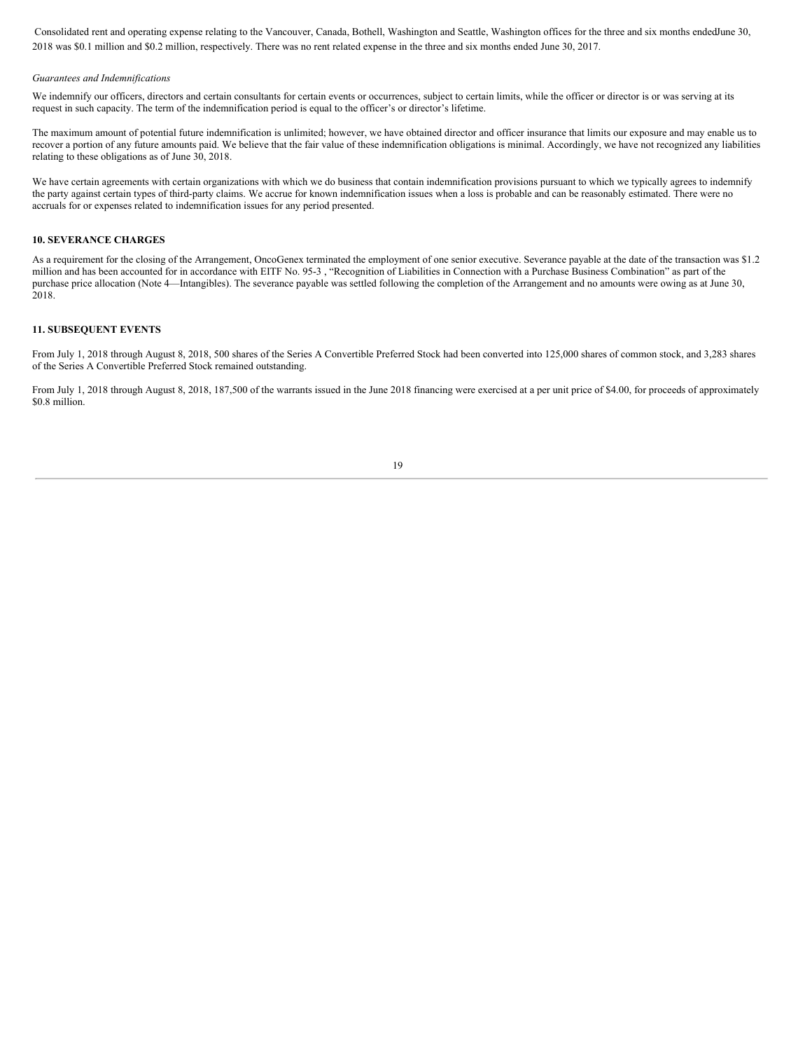Consolidated rent and operating expense relating to the Vancouver, Canada, Bothell, Washington and Seattle, Washington offices for the three and six months endedJune 30, 2018 was $0.1 million and $0.2 million, respectively. There was no rent related expense in the three and six months ended June 30, 2017.

*Guarantees and Indemnifications*

We indemnify our officers, directors and certain consultants for certain events or occurrences, subject to certain limits, while the officer or director is or was serving at its request in such capacity. The term of the indemnification period is equal to the officer's or director's lifetime.

The maximum amount of potential future indemnification is unlimited; however, we have obtained director and officer insurance that limits our exposure and may enable us to recover a portion of any future amounts paid. We believe that the fair value of these indemnification obligations is minimal. Accordingly, we have not recognized any liabilities relating to these obligations as of June 30, 2018.

We have certain agreements with certain organizations with which we do business that contain indemnification provisions pursuant to which we typically agrees to indemnify the party against certain types of third-party claims. We accrue for known indemnification issues when a loss is probable and can be reasonably estimated. There were no accruals for or expenses related to indemnification issues for any period presented.

**10. SEVERANCE CHARGES**

As a requirement for the closing of the Arrangement, OncoGenex terminated the employment of one senior executive. Severance payable at the date of the transaction was $1.2 million and has been accounted for in accordance with EITF No. 95-3 , "Recognition of Liabilities in Connection with a Purchase Business Combination" as part of the purchase price allocation (Note 4—Intangibles). The severance payable was settled following the completion of the Arrangement and no amounts were owing as at June 30, 2018.

**11. SUBSEQUENT EVENTS**

From July 1, 2018 through August 8, 2018, 500 shares of the Series A Convertible Preferred Stock had been converted into 125,000 shares of common stock, and 3,283 shares of the Series A Convertible Preferred Stock remained outstanding.

From July 1, 2018 through August 8, 2018, 187,500 of the warrants issued in the June 2018 financing were exercised at a per unit price of $4.00, for proceeds of approximately $0.8 million.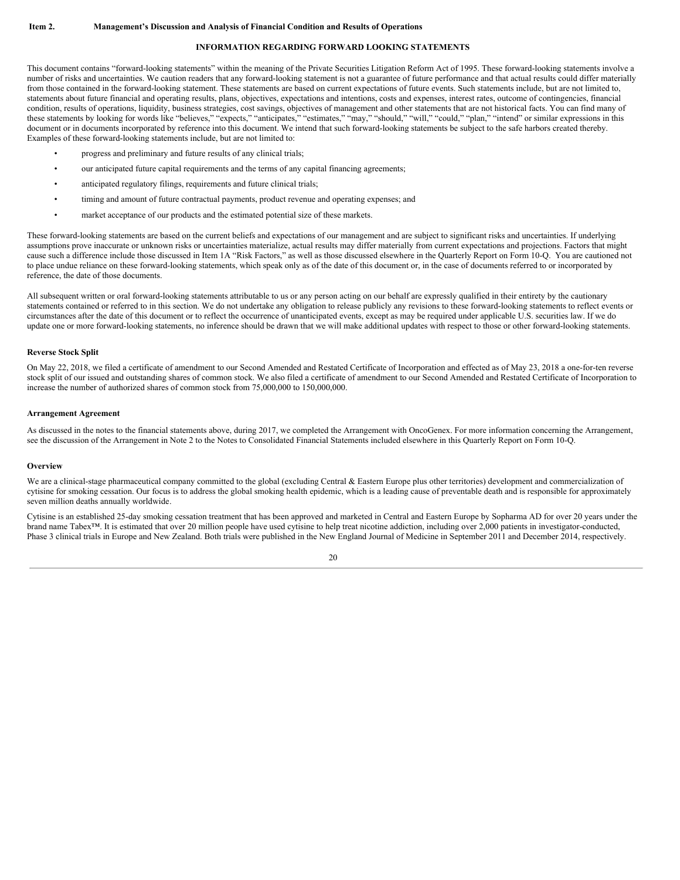**Item 2. Management's Discussion and Analysis of Financial Condition and Results of Operations**

## INFORMATION REGARDING FORWARD LOOKING STATEMENTS

This document contains "forward-looking statements" within the meaning of the Private Securities Litigation Reform Act of 1995. These forward-looking statements involve a number of risks and uncertainties. We caution readers that any forward-looking statement is not a guarantee of future performance and that actual results could differ materially from those contained in the forward-looking statement. These statements are based on current expectations of future events. Such statements include, but are not limited to, statements about future financial and operating results, plans, objectives, expectations and intentions, costs and expenses, interest rates, outcome of contingencies, financial condition, results of operations, liquidity, business strategies, cost savings, objectives of management and other statements that are not historical facts. You can find many of these statements by looking for words like "believes," "expects," "anticipates," "estimates," "may," "should," "will," "could," "plan," "intend" or similar expressions in this document or in documents incorporated by reference into this document. We intend that such forward-looking statements be subject to the safe harbors created thereby. Examples of these forward-looking statements include, but are not limited to:

- progress and preliminary and future results of any clinical trials;
- our anticipated future capital requirements and the terms of any capital financing agreements;
- anticipated regulatory filings, requirements and future clinical trials;
- timing and amount of future contractual payments, product revenue and operating expenses; and
- market acceptance of our products and the estimated potential size of these markets.

These forward-looking statements are based on the current beliefs and expectations of our management and are subject to significant risks and uncertainties. If underlying assumptions prove inaccurate or unknown risks or uncertainties materialize, actual results may differ materially from current expectations and projections. Factors that might cause such a difference include those discussed in Item 1A "Risk Factors," as well as those discussed elsewhere in the Quarterly Report on Form 10-Q. You are cautioned not to place undue reliance on these forward-looking statements, which speak only as of the date of this document or, in the case of documents referred to or incorporated by reference, the date of those documents.

All subsequent written or oral forward-looking statements attributable to us or any person acting on our behalf are expressly qualified in their entirety by the cautionary statements contained or referred to in this section. We do not undertake any obligation to release publicly any revisions to these forward-looking statements to reflect events or circumstances after the date of this document or to reflect the occurrence of unanticipated events, except as may be required under applicable U.S. securities law. If we do update one or more forward-looking statements, no inference should be drawn that we will make additional updates with respect to those or other forward-looking statements.

### Reverse Stock Split

On May 22, 2018, we filed a certificate of amendment to our Second Amended and Restated Certificate of Incorporation and effected as of May 23, 2018 a one-for-ten reverse stock split of our issued and outstanding shares of common stock. We also filed a certificate of amendment to our Second Amended and Restated Certificate of Incorporation to increase the number of authorized shares of common stock from 75,000,000 to 150,000,000.

### Arrangement Agreement

As discussed in the notes to the financial statements above, during 2017, we completed the Arrangement with OncoGenex. For more information concerning the Arrangement, see the discussion of the Arrangement in Note 2 to the Notes to Consolidated Financial Statements included elsewhere in this Quarterly Report on Form 10-Q.

### Overview

We are a clinical-stage pharmaceutical company committed to the global (excluding Central & Eastern Europe plus other territories) development and commercialization of cytisine for smoking cessation. Our focus is to address the global smoking health epidemic, which is a leading cause of preventable death and is responsible for approximately seven million deaths annually worldwide.

Cytisine is an established 25-day smoking cessation treatment that has been approved and marketed in Central and Eastern Europe by Sopharma AD for over 20 years under the brand name Tabex™. It is estimated that over 20 million people have used cytisine to help treat nicotine addiction, including over 2,000 patients in investigator-conducted, Phase 3 clinical trials in Europe and New Zealand. Both trials were published in the New England Journal of Medicine in September 2011 and December 2014, respectively.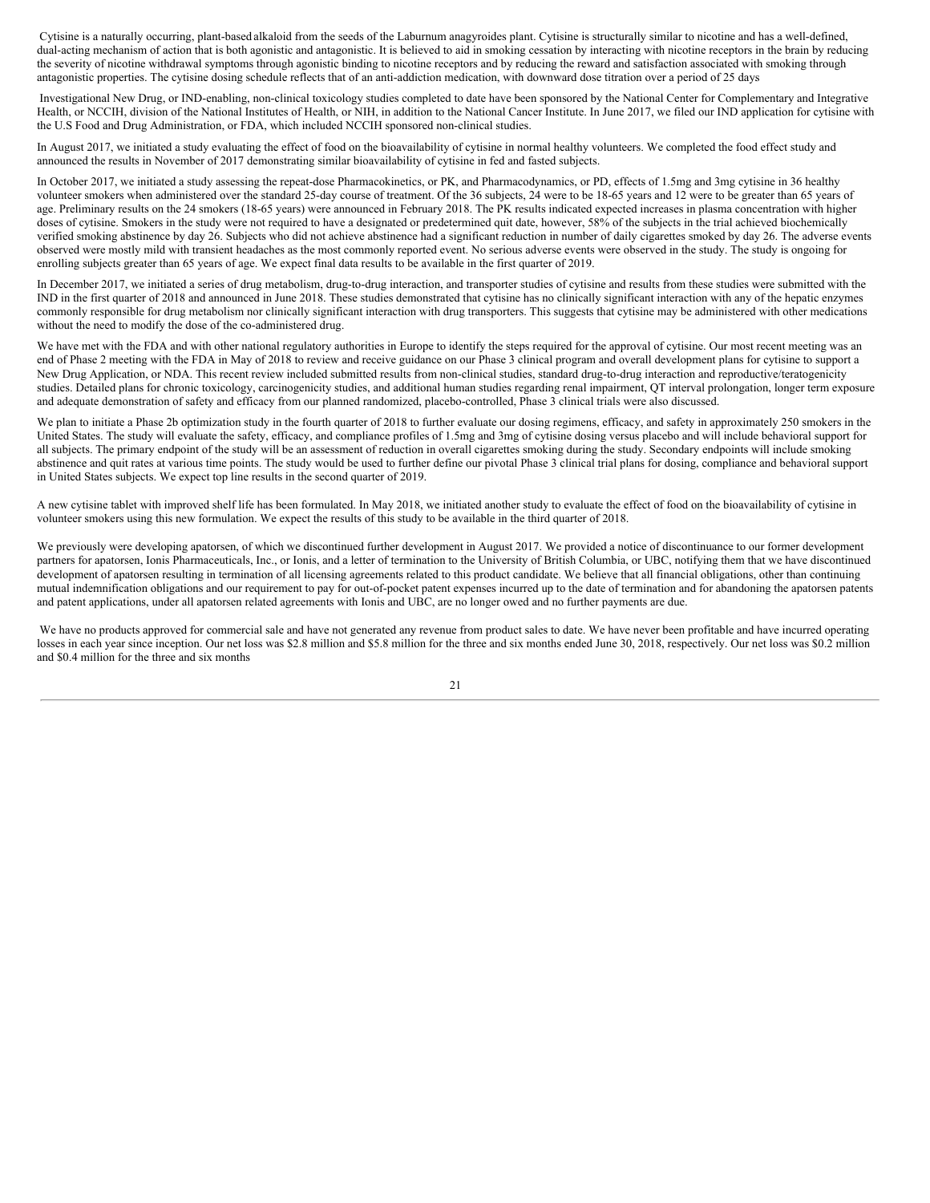Cytisine is a naturally occurring, plant-based alkaloid from the seeds of the Laburnum anagyroides plant. Cytisine is structurally similar to nicotine and has a well-defined, dual-acting mechanism of action that is both agonistic and antagonistic. It is believed to aid in smoking cessation by interacting with nicotine receptors in the brain by reducing the severity of nicotine withdrawal symptoms through agonistic binding to nicotine receptors and by reducing the reward and satisfaction associated with smoking through antagonistic properties. The cytisine dosing schedule reflects that of an anti-addiction medication, with downward dose titration over a period of 25 days

Investigational New Drug, or IND-enabling, non-clinical toxicology studies completed to date have been sponsored by the National Center for Complementary and Integrative Health, or NCCIH, division of the National Institutes of Health, or NIH, in addition to the National Cancer Institute. In June 2017, we filed our IND application for cytisine with the U.S Food and Drug Administration, or FDA, which included NCCIH sponsored non-clinical studies.

In August 2017, we initiated a study evaluating the effect of food on the bioavailability of cytisine in normal healthy volunteers. We completed the food effect study and announced the results in November of 2017 demonstrating similar bioavailability of cytisine in fed and fasted subjects.

In October 2017, we initiated a study assessing the repeat-dose Pharmacokinetics, or PK, and Pharmacodynamics, or PD, effects of 1.5mg and 3mg cytisine in 36 healthy volunteer smokers when administered over the standard 25-day course of treatment. Of the 36 subjects, 24 were to be 18-65 years and 12 were to be greater than 65 years of age. Preliminary results on the 24 smokers (18-65 years) were announced in February 2018. The PK results indicated expected increases in plasma concentration with higher doses of cytisine. Smokers in the study were not required to have a designated or predetermined quit date, however, 58% of the subjects in the trial achieved biochemically verified smoking abstinence by day 26. Subjects who did not achieve abstinence had a significant reduction in number of daily cigarettes smoked by day 26. The adverse events observed were mostly mild with transient headaches as the most commonly reported event. No serious adverse events were observed in the study. The study is ongoing for enrolling subjects greater than 65 years of age. We expect final data results to be available in the first quarter of 2019.

In December 2017, we initiated a series of drug metabolism, drug-to-drug interaction, and transporter studies of cytisine and results from these studies were submitted with the IND in the first quarter of 2018 and announced in June 2018. These studies demonstrated that cytisine has no clinically significant interaction with any of the hepatic enzymes commonly responsible for drug metabolism nor clinically significant interaction with drug transporters. This suggests that cytisine may be administered with other medications without the need to modify the dose of the co-administered drug.

We have met with the FDA and with other national regulatory authorities in Europe to identify the steps required for the approval of cytisine. Our most recent meeting was an end of Phase 2 meeting with the FDA in May of 2018 to review and receive guidance on our Phase 3 clinical program and overall development plans for cytisine to support a New Drug Application, or NDA. This recent review included submitted results from non-clinical studies, standard drug-to-drug interaction and reproductive/teratogenicity studies. Detailed plans for chronic toxicology, carcinogenicity studies, and additional human studies regarding renal impairment, QT interval prolongation, longer term exposure and adequate demonstration of safety and efficacy from our planned randomized, placebo-controlled, Phase 3 clinical trials were also discussed.

We plan to initiate a Phase 2b optimization study in the fourth quarter of 2018 to further evaluate our dosing regimens, efficacy, and safety in approximately 250 smokers in the United States. The study will evaluate the safety, efficacy, and compliance profiles of 1.5mg and 3mg of cytisine dosing versus placebo and will include behavioral support for all subjects. The primary endpoint of the study will be an assessment of reduction in overall cigarettes smoking during the study. Secondary endpoints will include smoking abstinence and quit rates at various time points. The study would be used to further define our pivotal Phase 3 clinical trial plans for dosing, compliance and behavioral support in United States subjects. We expect top line results in the second quarter of 2019.

A new cytisine tablet with improved shelf life has been formulated. In May 2018, we initiated another study to evaluate the effect of food on the bioavailability of cytisine in volunteer smokers using this new formulation. We expect the results of this study to be available in the third quarter of 2018.

We previously were developing apatorsen, of which we discontinued further development in August 2017. We provided a notice of discontinuance to our former development partners for apatorsen, Ionis Pharmaceuticals, Inc., or Ionis, and a letter of termination to the University of British Columbia, or UBC, notifying them that we have discontinued development of apatorsen resulting in termination of all licensing agreements related to this product candidate. We believe that all financial obligations, other than continuing mutual indemnification obligations and our requirement to pay for out-of-pocket patent expenses incurred up to the date of termination and for abandoning the apatorsen patents and patent applications, under all apatorsen related agreements with Ionis and UBC, are no longer owed and no further payments are due.

We have no products approved for commercial sale and have not generated any revenue from product sales to date. We have never been profitable and have incurred operating losses in each year since inception. Our net loss was $2.8 million and $5.8 million for the three and six months ended June 30, 2018, respectively. Our net loss was $0.2 million and $0.4 million for the three and six months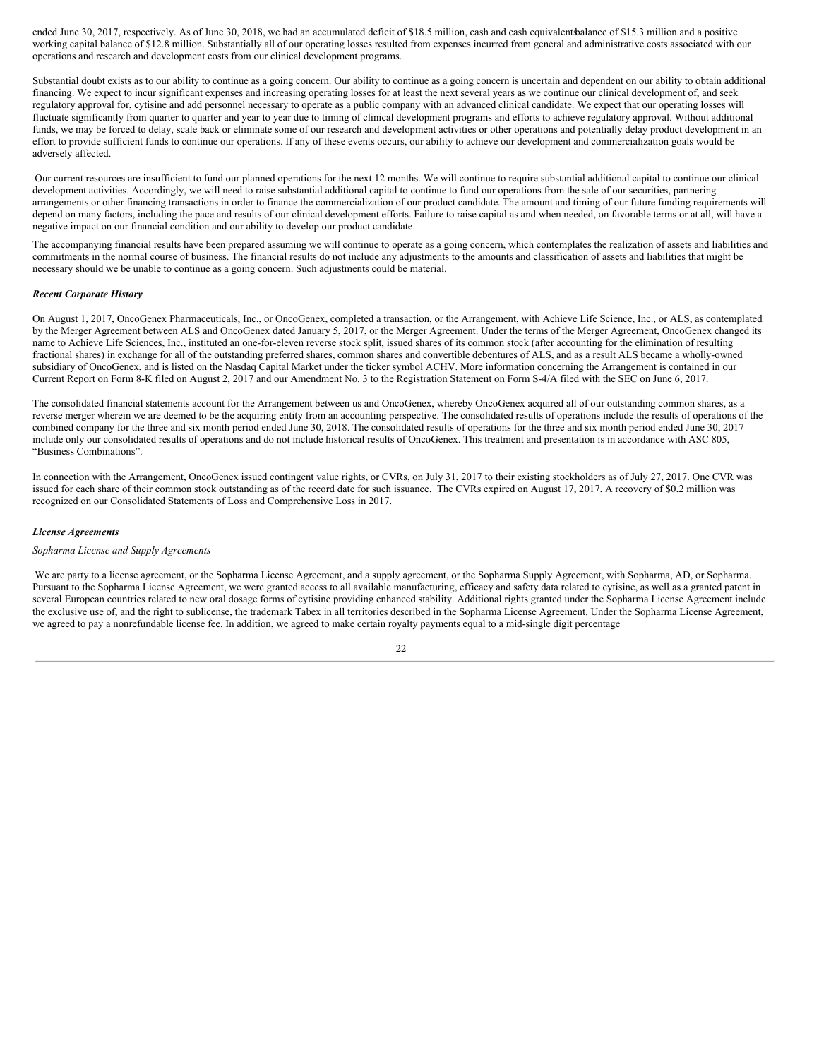ended June 30, 2017, respectively. As of June 30, 2018, we had an accumulated deficit of $18.5 million, cash and cash equivalents balance of $15.3 million and a positive working capital balance of $12.8 million. Substantially all of our operating losses resulted from expenses incurred from general and administrative costs associated with our operations and research and development costs from our clinical development programs.

Substantial doubt exists as to our ability to continue as a going concern. Our ability to continue as a going concern is uncertain and dependent on our ability to obtain additional financing. We expect to incur significant expenses and increasing operating losses for at least the next several years as we continue our clinical development of, and seek regulatory approval for, cytisine and add personnel necessary to operate as a public company with an advanced clinical candidate. We expect that our operating losses will fluctuate significantly from quarter to quarter and year to year due to timing of clinical development programs and efforts to achieve regulatory approval. Without additional funds, we may be forced to delay, scale back or eliminate some of our research and development activities or other operations and potentially delay product development in an effort to provide sufficient funds to continue our operations. If any of these events occurs, our ability to achieve our development and commercialization goals would be adversely affected.

Our current resources are insufficient to fund our planned operations for the next 12 months. We will continue to require substantial additional capital to continue our clinical development activities. Accordingly, we will need to raise substantial additional capital to continue to fund our operations from the sale of our securities, partnering arrangements or other financing transactions in order to finance the commercialization of our product candidate. The amount and timing of our future funding requirements will depend on many factors, including the pace and results of our clinical development efforts. Failure to raise capital as and when needed, on favorable terms or at all, will have a negative impact on our financial condition and our ability to develop our product candidate.

The accompanying financial results have been prepared assuming we will continue to operate as a going concern, which contemplates the realization of assets and liabilities and commitments in the normal course of business. The financial results do not include any adjustments to the amounts and classification of assets and liabilities that might be necessary should we be unable to continue as a going concern. Such adjustments could be material.

***Recent Corporate History***

On August 1, 2017, OncoGenex Pharmaceuticals, Inc., or OncoGenex, completed a transaction, or the Arrangement, with Achieve Life Science, Inc., or ALS, as contemplated by the Merger Agreement between ALS and OncoGenex dated January 5, 2017, or the Merger Agreement. Under the terms of the Merger Agreement, OncoGenex changed its name to Achieve Life Sciences, Inc., instituted an one-for-eleven reverse stock split, issued shares of its common stock (after accounting for the elimination of resulting fractional shares) in exchange for all of the outstanding preferred shares, common shares and convertible debentures of ALS, and as a result ALS became a wholly-owned subsidiary of OncoGenex, and is listed on the Nasdaq Capital Market under the ticker symbol ACHV. More information concerning the Arrangement is contained in our Current Report on Form 8-K filed on August 2, 2017 and our Amendment No. 3 to the Registration Statement on Form S-4/A filed with the SEC on June 6, 2017.

The consolidated financial statements account for the Arrangement between us and OncoGenex, whereby OncoGenex acquired all of our outstanding common shares, as a reverse merger wherein we are deemed to be the acquiring entity from an accounting perspective. The consolidated results of operations include the results of operations of the combined company for the three and six month period ended June 30, 2018. The consolidated results of operations for the three and six month period ended June 30, 2017 include only our consolidated results of operations and do not include historical results of OncoGenex. This treatment and presentation is in accordance with ASC 805, "Business Combinations".

In connection with the Arrangement, OncoGenex issued contingent value rights, or CVRs, on July 31, 2017 to their existing stockholders as of July 27, 2017. One CVR was issued for each share of their common stock outstanding as of the record date for such issuance. The CVRs expired on August 17, 2017. A recovery of $0.2 million was recognized on our Consolidated Statements of Loss and Comprehensive Loss in 2017.

***License Agreements***

*Sopharma License and Supply Agreements*

We are party to a license agreement, or the Sopharma License Agreement, and a supply agreement, or the Sopharma Supply Agreement, with Sopharma, AD, or Sopharma. Pursuant to the Sopharma License Agreement, we were granted access to all available manufacturing, efficacy and safety data related to cytisine, as well as a granted patent in several European countries related to new oral dosage forms of cytisine providing enhanced stability. Additional rights granted under the Sopharma License Agreement include the exclusive use of, and the right to sublicense, the trademark Tabex in all territories described in the Sopharma License Agreement. Under the Sopharma License Agreement, we agreed to pay a nonrefundable license fee. In addition, we agreed to make certain royalty payments equal to a mid-single digit percentage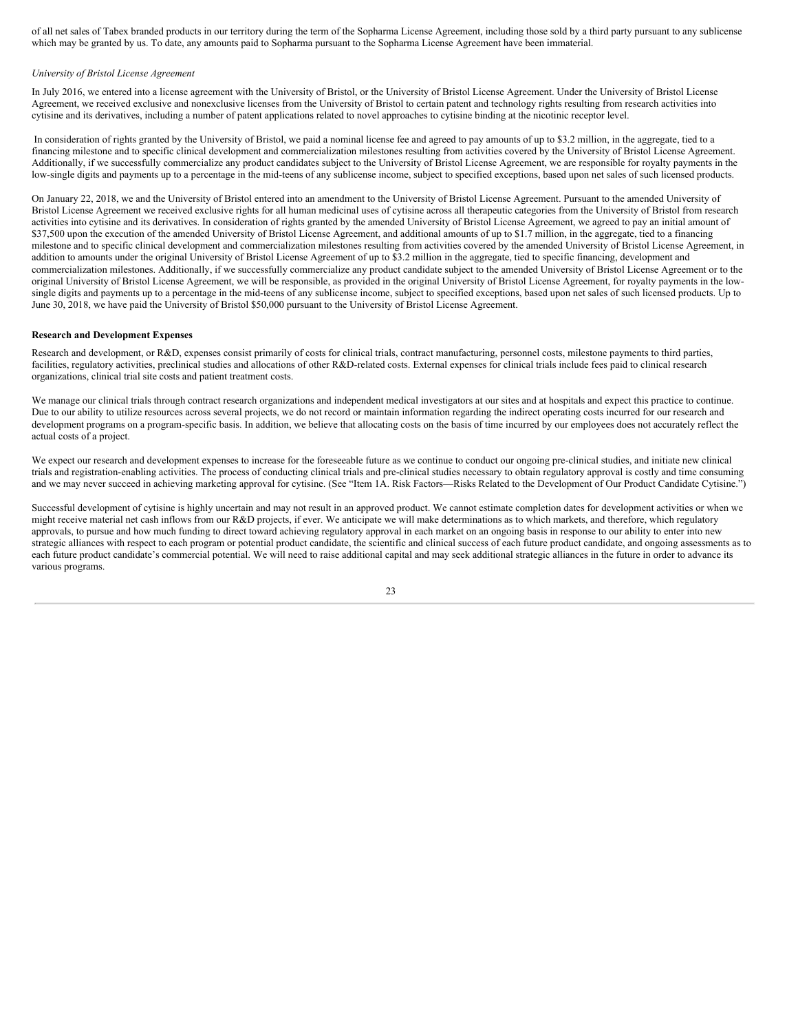of all net sales of Tabex branded products in our territory during the term of the Sopharma License Agreement, including those sold by a third party pursuant to any sublicense which may be granted by us. To date, any amounts paid to Sopharma pursuant to the Sopharma License Agreement have been immaterial.

*University of Bristol License Agreement*

In July 2016, we entered into a license agreement with the University of Bristol, or the University of Bristol License Agreement. Under the University of Bristol License Agreement, we received exclusive and nonexclusive licenses from the University of Bristol to certain patent and technology rights resulting from research activities into cytisine and its derivatives, including a number of patent applications related to novel approaches to cytisine binding at the nicotinic receptor level.

In consideration of rights granted by the University of Bristol, we paid a nominal license fee and agreed to pay amounts of up to $3.2 million, in the aggregate, tied to a financing milestone and to specific clinical development and commercialization milestones resulting from activities covered by the University of Bristol License Agreement. Additionally, if we successfully commercialize any product candidates subject to the University of Bristol License Agreement, we are responsible for royalty payments in the low-single digits and payments up to a percentage in the mid-teens of any sublicense income, subject to specified exceptions, based upon net sales of such licensed products.

On January 22, 2018, we and the University of Bristol entered into an amendment to the University of Bristol License Agreement. Pursuant to the amended University of Bristol License Agreement we received exclusive rights for all human medicinal uses of cytisine across all therapeutic categories from the University of Bristol from research activities into cytisine and its derivatives. In consideration of rights granted by the amended University of Bristol License Agreement, we agreed to pay an initial amount of $37,500 upon the execution of the amended University of Bristol License Agreement, and additional amounts of up to $1.7 million, in the aggregate, tied to a financing milestone and to specific clinical development and commercialization milestones resulting from activities covered by the amended University of Bristol License Agreement, in addition to amounts under the original University of Bristol License Agreement of up to $3.2 million in the aggregate, tied to specific financing, development and commercialization milestones. Additionally, if we successfully commercialize any product candidate subject to the amended University of Bristol License Agreement or to the original University of Bristol License Agreement, we will be responsible, as provided in the original University of Bristol License Agreement, for royalty payments in the low-single digits and payments up to a percentage in the mid-teens of any sublicense income, subject to specified exceptions, based upon net sales of such licensed products. Up to June 30, 2018, we have paid the University of Bristol $50,000 pursuant to the University of Bristol License Agreement.

**Research and Development Expenses**

Research and development, or R&D, expenses consist primarily of costs for clinical trials, contract manufacturing, personnel costs, milestone payments to third parties, facilities, regulatory activities, preclinical studies and allocations of other R&D-related costs. External expenses for clinical trials include fees paid to clinical research organizations, clinical trial site costs and patient treatment costs.

We manage our clinical trials through contract research organizations and independent medical investigators at our sites and at hospitals and expect this practice to continue. Due to our ability to utilize resources across several projects, we do not record or maintain information regarding the indirect operating costs incurred for our research and development programs on a program-specific basis. In addition, we believe that allocating costs on the basis of time incurred by our employees does not accurately reflect the actual costs of a project.

We expect our research and development expenses to increase for the foreseeable future as we continue to conduct our ongoing pre-clinical studies, and initiate new clinical trials and registration-enabling activities. The process of conducting clinical trials and pre-clinical studies necessary to obtain regulatory approval is costly and time consuming and we may never succeed in achieving marketing approval for cytisine. (See "Item 1A. Risk Factors—Risks Related to the Development of Our Product Candidate Cytisine.")

Successful development of cytisine is highly uncertain and may not result in an approved product. We cannot estimate completion dates for development activities or when we might receive material net cash inflows from our R&D projects, if ever. We anticipate we will make determinations as to which markets, and therefore, which regulatory approvals, to pursue and how much funding to direct toward achieving regulatory approval in each market on an ongoing basis in response to our ability to enter into new strategic alliances with respect to each program or potential product candidate, the scientific and clinical success of each future product candidate, and ongoing assessments as to each future product candidate's commercial potential. We will need to raise additional capital and may seek additional strategic alliances in the future in order to advance its various programs.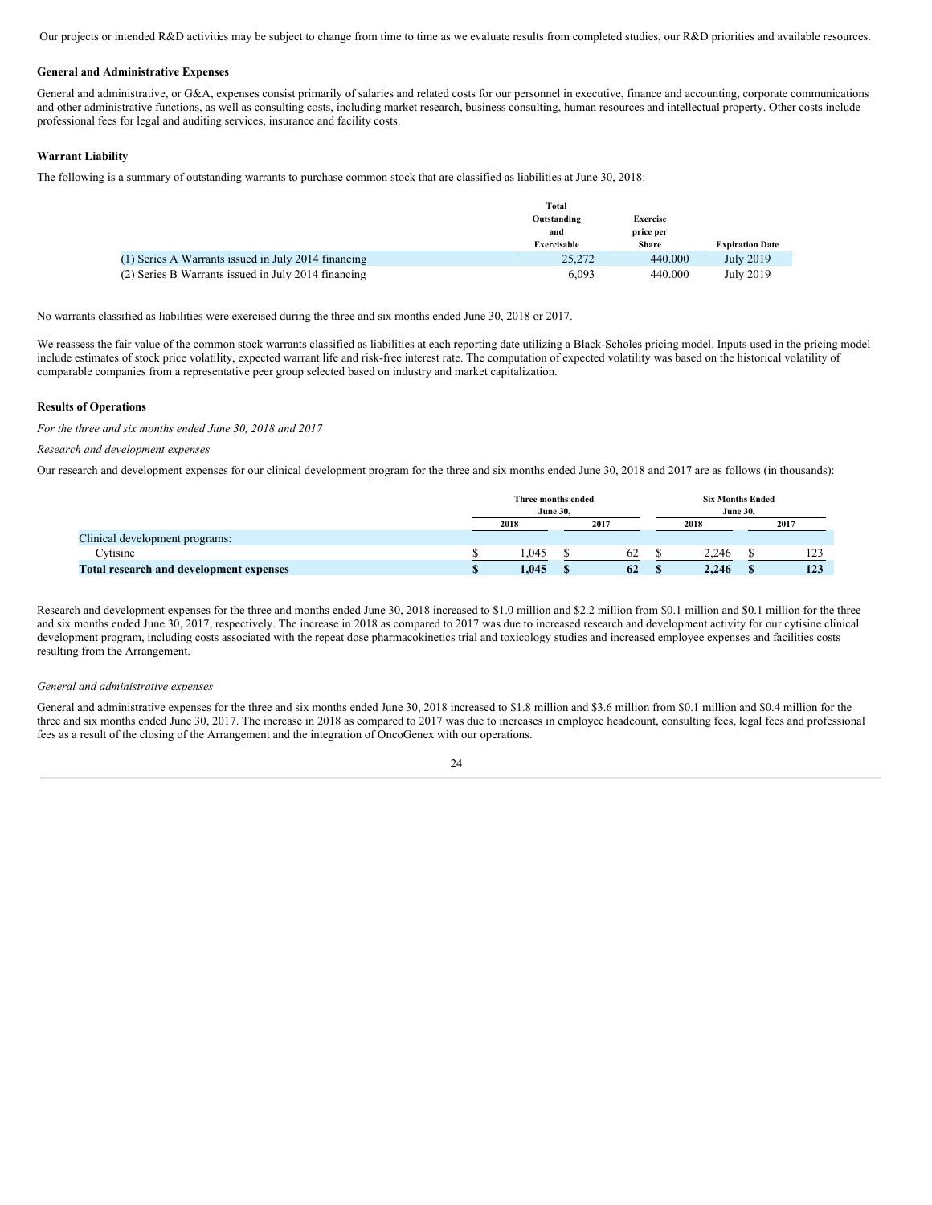Our projects or intended R&D activities may be subject to change from time to time as we evaluate results from completed studies, our R&D priorities and available resources.

### General and Administrative Expenses

General and administrative, or G&A, expenses consist primarily of salaries and related costs for our personnel in executive, finance and accounting, corporate communications and other administrative functions, as well as consulting costs, including market research, business consulting, human resources and intellectual property. Other costs include professional fees for legal and auditing services, insurance and facility costs.

### Warrant Liability

The following is a summary of outstanding warrants to purchase common stock that are classified as liabilities at June 30, 2018:

| | Total Outstanding and Exercisable | Exercise price per Share | Expiration Date |
|---|---|---|---|
| (1) Series A Warrants issued in July 2014 financing | 25,272 | 440.000 | July 2019 |
| (2) Series B Warrants issued in July 2014 financing | 6,093 | 440.000 | July 2019 |

No warrants classified as liabilities were exercised during the three and six months ended June 30, 2018 or 2017.

We reassess the fair value of the common stock warrants classified as liabilities at each reporting date utilizing a Black-Scholes pricing model. Inputs used in the pricing model include estimates of stock price volatility, expected warrant life and risk-free interest rate. The computation of expected volatility was based on the historical volatility of comparable companies from a representative peer group selected based on industry and market capitalization.

### Results of Operations

*For the three and six months ended June 30, 2018 and 2017*

*Research and development expenses*

Our research and development expenses for our clinical development program for the three and six months ended June 30, 2018 and 2017 are as follows (in thousands):

| | Three months ended June 30, | | Six Months Ended June 30, | |
|---|---|---|---|---|
| | 2018 | 2017 | 2018 | 2017 |
| Clinical development programs: | | | | |
| Cytisine | $ 1,045 | $ 62 | $ 2,246 | $ 123 |
| **Total research and development expenses** | **$ 1,045** | **$ 62** | **$ 2,246** | **$ 123** |

Research and development expenses for the three and months ended June 30, 2018 increased to $1.0 million and $2.2 million from $0.1 million and $0.1 million for the three and six months ended June 30, 2017, respectively. The increase in 2018 as compared to 2017 was due to increased research and development activity for our cytisine clinical development program, including costs associated with the repeat dose pharmacokinetics trial and toxicology studies and increased employee expenses and facilities costs resulting from the Arrangement.

*General and administrative expenses*

General and administrative expenses for the three and six months ended June 30, 2018 increased to $1.8 million and $3.6 million from $0.1 million and $0.4 million for the three and six months ended June 30, 2017. The increase in 2018 as compared to 2017 was due to increases in employee headcount, consulting fees, legal fees and professional fees as a result of the closing of the Arrangement and the integration of OncoGenex with our operations.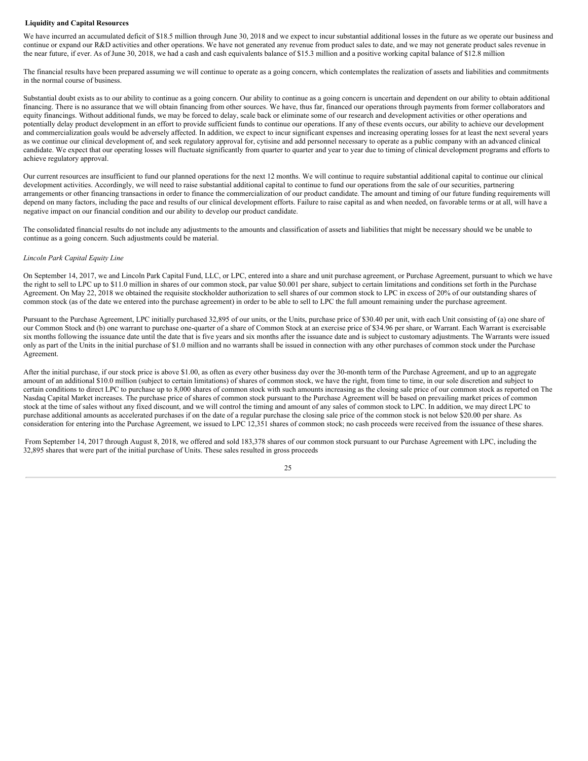**Liquidity and Capital Resources**

We have incurred an accumulated deficit of $18.5 million through June 30, 2018 and we expect to incur substantial additional losses in the future as we operate our business and continue or expand our R&D activities and other operations. We have not generated any revenue from product sales to date, and we may not generate product sales revenue in the near future, if ever. As of June 30, 2018, we had a cash and cash equivalents balance of $15.3 million and a positive working capital balance of $12.8 million

The financial results have been prepared assuming we will continue to operate as a going concern, which contemplates the realization of assets and liabilities and commitments in the normal course of business.

Substantial doubt exists as to our ability to continue as a going concern. Our ability to continue as a going concern is uncertain and dependent on our ability to obtain additional financing. There is no assurance that we will obtain financing from other sources. We have, thus far, financed our operations through payments from former collaborators and equity financings. Without additional funds, we may be forced to delay, scale back or eliminate some of our research and development activities or other operations and potentially delay product development in an effort to provide sufficient funds to continue our operations. If any of these events occurs, our ability to achieve our development and commercialization goals would be adversely affected. In addition, we expect to incur significant expenses and increasing operating losses for at least the next several years as we continue our clinical development of, and seek regulatory approval for, cytisine and add personnel necessary to operate as a public company with an advanced clinical candidate. We expect that our operating losses will fluctuate significantly from quarter to quarter and year to year due to timing of clinical development programs and efforts to achieve regulatory approval.

Our current resources are insufficient to fund our planned operations for the next 12 months. We will continue to require substantial additional capital to continue our clinical development activities. Accordingly, we will need to raise substantial additional capital to continue to fund our operations from the sale of our securities, partnering arrangements or other financing transactions in order to finance the commercialization of our product candidate. The amount and timing of our future funding requirements will depend on many factors, including the pace and results of our clinical development efforts. Failure to raise capital as and when needed, on favorable terms or at all, will have a negative impact on our financial condition and our ability to develop our product candidate.

The consolidated financial results do not include any adjustments to the amounts and classification of assets and liabilities that might be necessary should we be unable to continue as a going concern. Such adjustments could be material.

*Lincoln Park Capital Equity Line*

On September 14, 2017, we and Lincoln Park Capital Fund, LLC, or LPC, entered into a share and unit purchase agreement, or Purchase Agreement, pursuant to which we have the right to sell to LPC up to $11.0 million in shares of our common stock, par value $0.001 per share, subject to certain limitations and conditions set forth in the Purchase Agreement. On May 22, 2018 we obtained the requisite stockholder authorization to sell shares of our common stock to LPC in excess of 20% of our outstanding shares of common stock (as of the date we entered into the purchase agreement) in order to be able to sell to LPC the full amount remaining under the purchase agreement.

Pursuant to the Purchase Agreement, LPC initially purchased 32,895 of our units, or the Units, purchase price of $30.40 per unit, with each Unit consisting of (a) one share of our Common Stock and (b) one warrant to purchase one-quarter of a share of Common Stock at an exercise price of $34.96 per share, or Warrant. Each Warrant is exercisable six months following the issuance date until the date that is five years and six months after the issuance date and is subject to customary adjustments. The Warrants were issued only as part of the Units in the initial purchase of $1.0 million and no warrants shall be issued in connection with any other purchases of common stock under the Purchase Agreement.

After the initial purchase, if our stock price is above $1.00, as often as every other business day over the 30-month term of the Purchase Agreement, and up to an aggregate amount of an additional $10.0 million (subject to certain limitations) of shares of common stock, we have the right, from time to time, in our sole discretion and subject to certain conditions to direct LPC to purchase up to 8,000 shares of common stock with such amounts increasing as the closing sale price of our common stock as reported on The Nasdaq Capital Market increases. The purchase price of shares of common stock pursuant to the Purchase Agreement will be based on prevailing market prices of common stock at the time of sales without any fixed discount, and we will control the timing and amount of any sales of common stock to LPC. In addition, we may direct LPC to purchase additional amounts as accelerated purchases if on the date of a regular purchase the closing sale price of the common stock is not below $20.00 per share. As consideration for entering into the Purchase Agreement, we issued to LPC 12,351 shares of common stock; no cash proceeds were received from the issuance of these shares.

From September 14, 2017 through August 8, 2018, we offered and sold 183,378 shares of our common stock pursuant to our Purchase Agreement with LPC, including the 32,895 shares that were part of the initial purchase of Units. These sales resulted in gross proceeds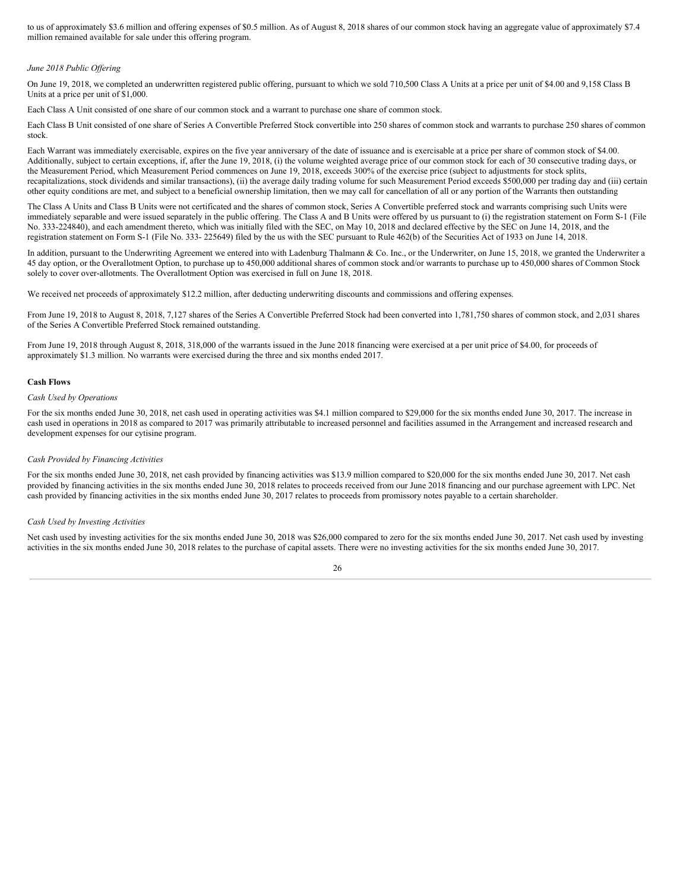to us of approximately $3.6 million and offering expenses of $0.5 million. As of August 8, 2018 shares of our common stock having an aggregate value of approximately $7.4 million remained available for sale under this offering program.

*June 2018 Public Offering*

On June 19, 2018, we completed an underwritten registered public offering, pursuant to which we sold 710,500 Class A Units at a price per unit of $4.00 and 9,158 Class B Units at a price per unit of $1,000.

Each Class A Unit consisted of one share of our common stock and a warrant to purchase one share of common stock.

Each Class B Unit consisted of one share of Series A Convertible Preferred Stock convertible into 250 shares of common stock and warrants to purchase 250 shares of common stock.

Each Warrant was immediately exercisable, expires on the five year anniversary of the date of issuance and is exercisable at a price per share of common stock of $4.00. Additionally, subject to certain exceptions, if, after the June 19, 2018, (i) the volume weighted average price of our common stock for each of 30 consecutive trading days, or the Measurement Period, which Measurement Period commences on June 19, 2018, exceeds 300% of the exercise price (subject to adjustments for stock splits, recapitalizations, stock dividends and similar transactions), (ii) the average daily trading volume for such Measurement Period exceeds $500,000 per trading day and (iii) certain other equity conditions are met, and subject to a beneficial ownership limitation, then we may call for cancellation of all or any portion of the Warrants then outstanding

The Class A Units and Class B Units were not certificated and the shares of common stock, Series A Convertible preferred stock and warrants comprising such Units were immediately separable and were issued separately in the public offering. The Class A and B Units were offered by us pursuant to (i) the registration statement on Form S-1 (File No. 333-224840), and each amendment thereto, which was initially filed with the SEC, on May 10, 2018 and declared effective by the SEC on June 14, 2018, and the registration statement on Form S-1 (File No. 333- 225649) filed by the us with the SEC pursuant to Rule 462(b) of the Securities Act of 1933 on June 14, 2018.

In addition, pursuant to the Underwriting Agreement we entered into with Ladenburg Thalmann & Co. Inc., or the Underwriter, on June 15, 2018, we granted the Underwriter a 45 day option, or the Overallotment Option, to purchase up to 450,000 additional shares of common stock and/or warrants to purchase up to 450,000 shares of Common Stock solely to cover over-allotments. The Overallotment Option was exercised in full on June 18, 2018.

We received net proceeds of approximately $12.2 million, after deducting underwriting discounts and commissions and offering expenses.

From June 19, 2018 to August 8, 2018, 7,127 shares of the Series A Convertible Preferred Stock had been converted into 1,781,750 shares of common stock, and 2,031 shares of the Series A Convertible Preferred Stock remained outstanding.

From June 19, 2018 through August 8, 2018, 318,000 of the warrants issued in the June 2018 financing were exercised at a per unit price of $4.00, for proceeds of approximately $1.3 million. No warrants were exercised during the three and six months ended 2017.

**Cash Flows**

*Cash Used by Operations*

For the six months ended June 30, 2018, net cash used in operating activities was $4.1 million compared to $29,000 for the six months ended June 30, 2017. The increase in cash used in operations in 2018 as compared to 2017 was primarily attributable to increased personnel and facilities assumed in the Arrangement and increased research and development expenses for our cytisine program.

*Cash Provided by Financing Activities*

For the six months ended June 30, 2018, net cash provided by financing activities was $13.9 million compared to $20,000 for the six months ended June 30, 2017. Net cash provided by financing activities in the six months ended June 30, 2018 relates to proceeds received from our June 2018 financing and our purchase agreement with LPC. Net cash provided by financing activities in the six months ended June 30, 2017 relates to proceeds from promissory notes payable to a certain shareholder.

*Cash Used by Investing Activities*

Net cash used by investing activities for the six months ended June 30, 2018 was $26,000 compared to zero for the six months ended June 30, 2017. Net cash used by investing activities in the six months ended June 30, 2018 relates to the purchase of capital assets. There were no investing activities for the six months ended June 30, 2017.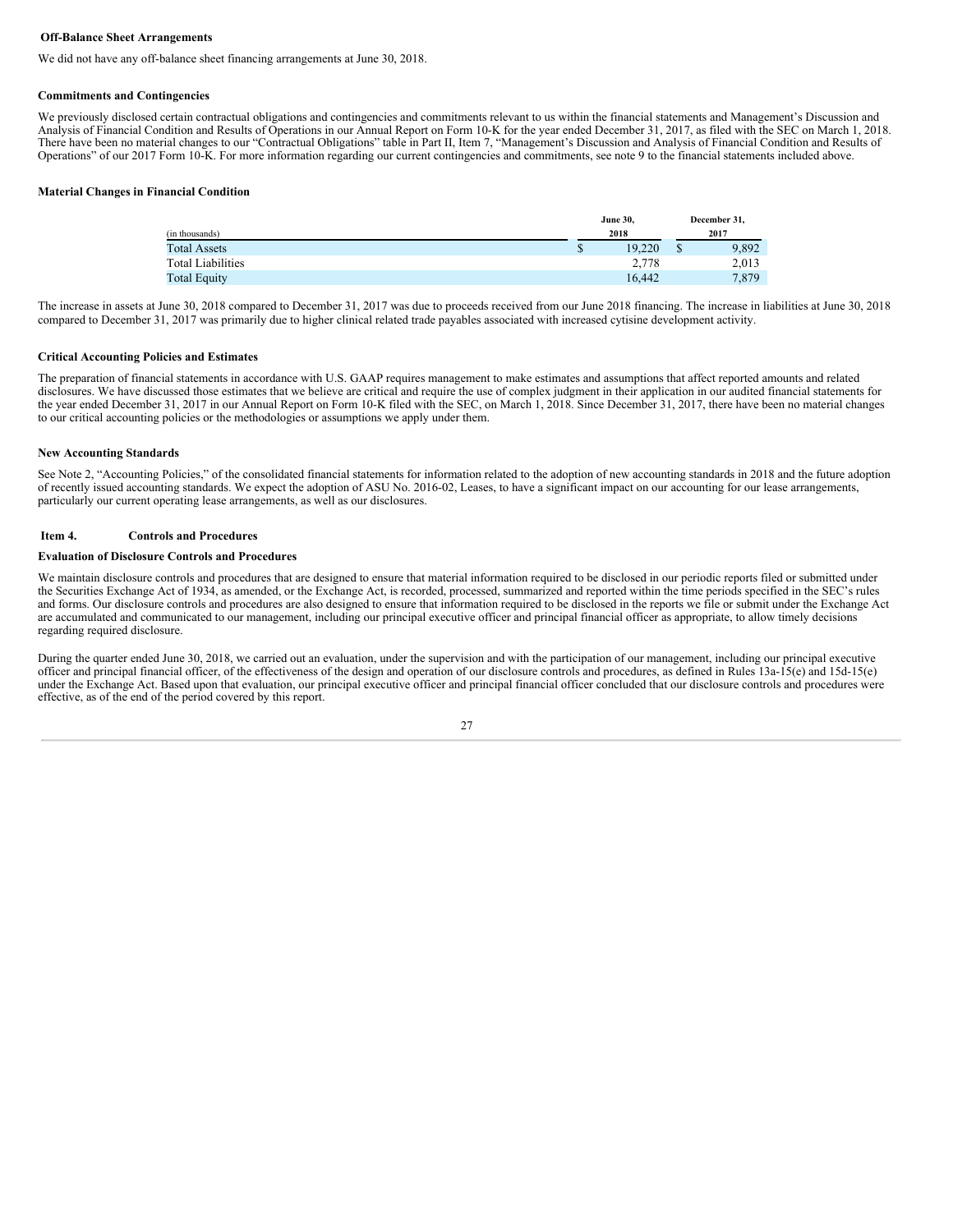### Off-Balance Sheet Arrangements

We did not have any off-balance sheet financing arrangements at June 30, 2018.

### Commitments and Contingencies

We previously disclosed certain contractual obligations and contingencies and commitments relevant to us within the financial statements and Management's Discussion and Analysis of Financial Condition and Results of Operations in our Annual Report on Form 10-K for the year ended December 31, 2017, as filed with the SEC on March 1, 2018. There have been no material changes to our "Contractual Obligations" table in Part II, Item 7, "Management's Discussion and Analysis of Financial Condition and Results of Operations" of our 2017 Form 10-K. For more information regarding our current contingencies and commitments, see note 9 to the financial statements included above.

### Material Changes in Financial Condition

| (in thousands) | June 30, 2018 | December 31, 2017 |
|---|---|---|
| Total Assets | $ 19,220 | $ 9,892 |
| Total Liabilities | 2,778 | 2,013 |
| Total Equity | 16,442 | 7,879 |

The increase in assets at June 30, 2018 compared to December 31, 2017 was due to proceeds received from our June 2018 financing. The increase in liabilities at June 30, 2018 compared to December 31, 2017 was primarily due to higher clinical related trade payables associated with increased cytisine development activity.

### Critical Accounting Policies and Estimates

The preparation of financial statements in accordance with U.S. GAAP requires management to make estimates and assumptions that affect reported amounts and related disclosures. We have discussed those estimates that we believe are critical and require the use of complex judgment in their application in our audited financial statements for the year ended December 31, 2017 in our Annual Report on Form 10-K filed with the SEC, on March 1, 2018. Since December 31, 2017, there have been no material changes to our critical accounting policies or the methodologies or assumptions we apply under them.

### New Accounting Standards

See Note 2, "Accounting Policies," of the consolidated financial statements for information related to the adoption of new accounting standards in 2018 and the future adoption of recently issued accounting standards. We expect the adoption of ASU No. 2016-02, Leases, to have a significant impact on our accounting for our lease arrangements, particularly our current operating lease arrangements, as well as our disclosures.

## Item 4. Controls and Procedures

### Evaluation of Disclosure Controls and Procedures

We maintain disclosure controls and procedures that are designed to ensure that material information required to be disclosed in our periodic reports filed or submitted under the Securities Exchange Act of 1934, as amended, or the Exchange Act, is recorded, processed, summarized and reported within the time periods specified in the SEC's rules and forms. Our disclosure controls and procedures are also designed to ensure that information required to be disclosed in the reports we file or submit under the Exchange Act are accumulated and communicated to our management, including our principal executive officer and principal financial officer as appropriate, to allow timely decisions regarding required disclosure.

During the quarter ended June 30, 2018, we carried out an evaluation, under the supervision and with the participation of our management, including our principal executive officer and principal financial officer, of the effectiveness of the design and operation of our disclosure controls and procedures, as defined in Rules 13a-15(e) and 15d-15(e) under the Exchange Act. Based upon that evaluation, our principal executive officer and principal financial officer concluded that our disclosure controls and procedures were effective, as of the end of the period covered by this report.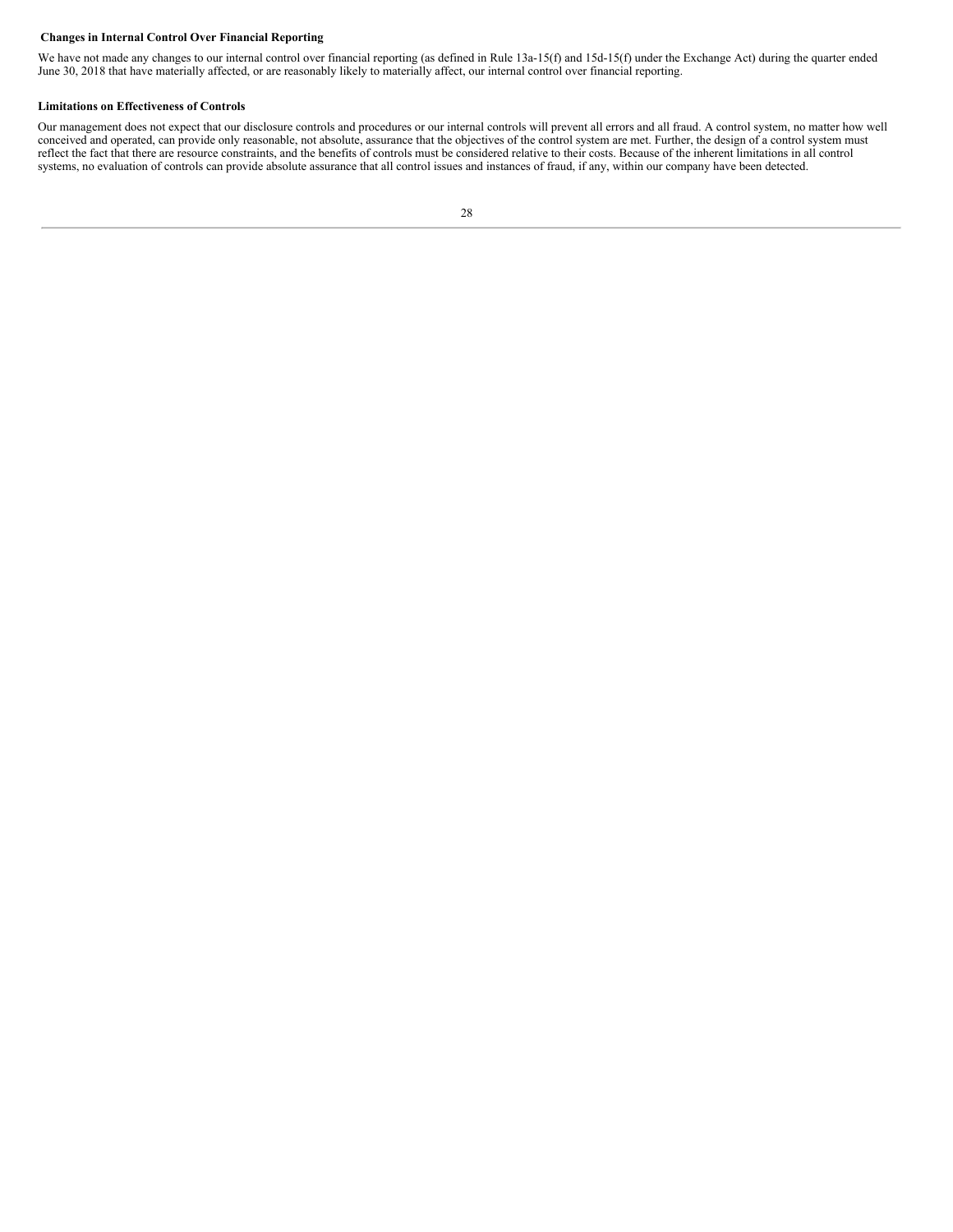**Changes in Internal Control Over Financial Reporting**

We have not made any changes to our internal control over financial reporting (as defined in Rule 13a-15(f) and 15d-15(f) under the Exchange Act) during the quarter ended June 30, 2018 that have materially affected, or are reasonably likely to materially affect, our internal control over financial reporting.

**Limitations on Effectiveness of Controls**

Our management does not expect that our disclosure controls and procedures or our internal controls will prevent all errors and all fraud. A control system, no matter how well conceived and operated, can provide only reasonable, not absolute, assurance that the objectives of the control system are met. Further, the design of a control system must reflect the fact that there are resource constraints, and the benefits of controls must be considered relative to their costs. Because of the inherent limitations in all control systems, no evaluation of controls can provide absolute assurance that all control issues and instances of fraud, if any, within our company have been detected.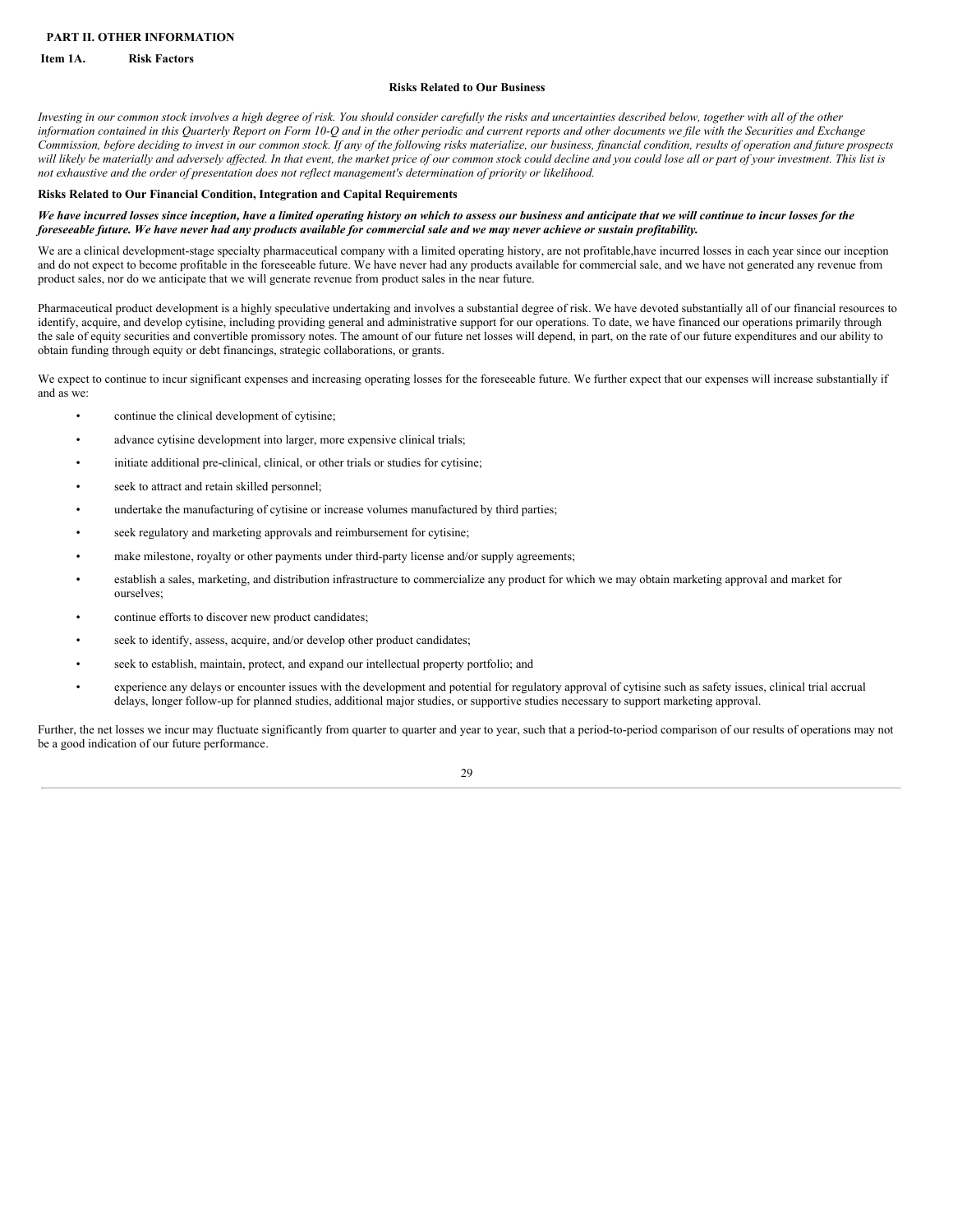## PART II. OTHER INFORMATION

### Item 1A. Risk Factors

**Risks Related to Our Business**

*Investing in our common stock involves a high degree of risk. You should consider carefully the risks and uncertainties described below, together with all of the other information contained in this Quarterly Report on Form 10-Q and in the other periodic and current reports and other documents we file with the Securities and Exchange Commission, before deciding to invest in our common stock. If any of the following risks materialize, our business, financial condition, results of operation and future prospects will likely be materially and adversely affected. In that event, the market price of our common stock could decline and you could lose all or part of your investment. This list is not exhaustive and the order of presentation does not reflect management's determination of priority or likelihood.*

**Risks Related to Our Financial Condition, Integration and Capital Requirements**

***We have incurred losses since inception, have a limited operating history on which to assess our business and anticipate that we will continue to incur losses for the foreseeable future. We have never had any products available for commercial sale and we may never achieve or sustain profitability.***

We are a clinical development-stage specialty pharmaceutical company with a limited operating history, are not profitable,have incurred losses in each year since our inception and do not expect to become profitable in the foreseeable future. We have never had any products available for commercial sale, and we have not generated any revenue from product sales, nor do we anticipate that we will generate revenue from product sales in the near future.

Pharmaceutical product development is a highly speculative undertaking and involves a substantial degree of risk. We have devoted substantially all of our financial resources to identify, acquire, and develop cytisine, including providing general and administrative support for our operations. To date, we have financed our operations primarily through the sale of equity securities and convertible promissory notes. The amount of our future net losses will depend, in part, on the rate of our future expenditures and our ability to obtain funding through equity or debt financings, strategic collaborations, or grants.

We expect to continue to incur significant expenses and increasing operating losses for the foreseeable future. We further expect that our expenses will increase substantially if and as we:

- continue the clinical development of cytisine;
- advance cytisine development into larger, more expensive clinical trials;
- initiate additional pre-clinical, clinical, or other trials or studies for cytisine;
- seek to attract and retain skilled personnel;
- undertake the manufacturing of cytisine or increase volumes manufactured by third parties;
- seek regulatory and marketing approvals and reimbursement for cytisine;
- make milestone, royalty or other payments under third-party license and/or supply agreements;
- establish a sales, marketing, and distribution infrastructure to commercialize any product for which we may obtain marketing approval and market for ourselves;
- continue efforts to discover new product candidates;
- seek to identify, assess, acquire, and/or develop other product candidates;
- seek to establish, maintain, protect, and expand our intellectual property portfolio; and
- experience any delays or encounter issues with the development and potential for regulatory approval of cytisine such as safety issues, clinical trial accrual delays, longer follow-up for planned studies, additional major studies, or supportive studies necessary to support marketing approval.

Further, the net losses we incur may fluctuate significantly from quarter to quarter and year to year, such that a period-to-period comparison of our results of operations may not be a good indication of our future performance.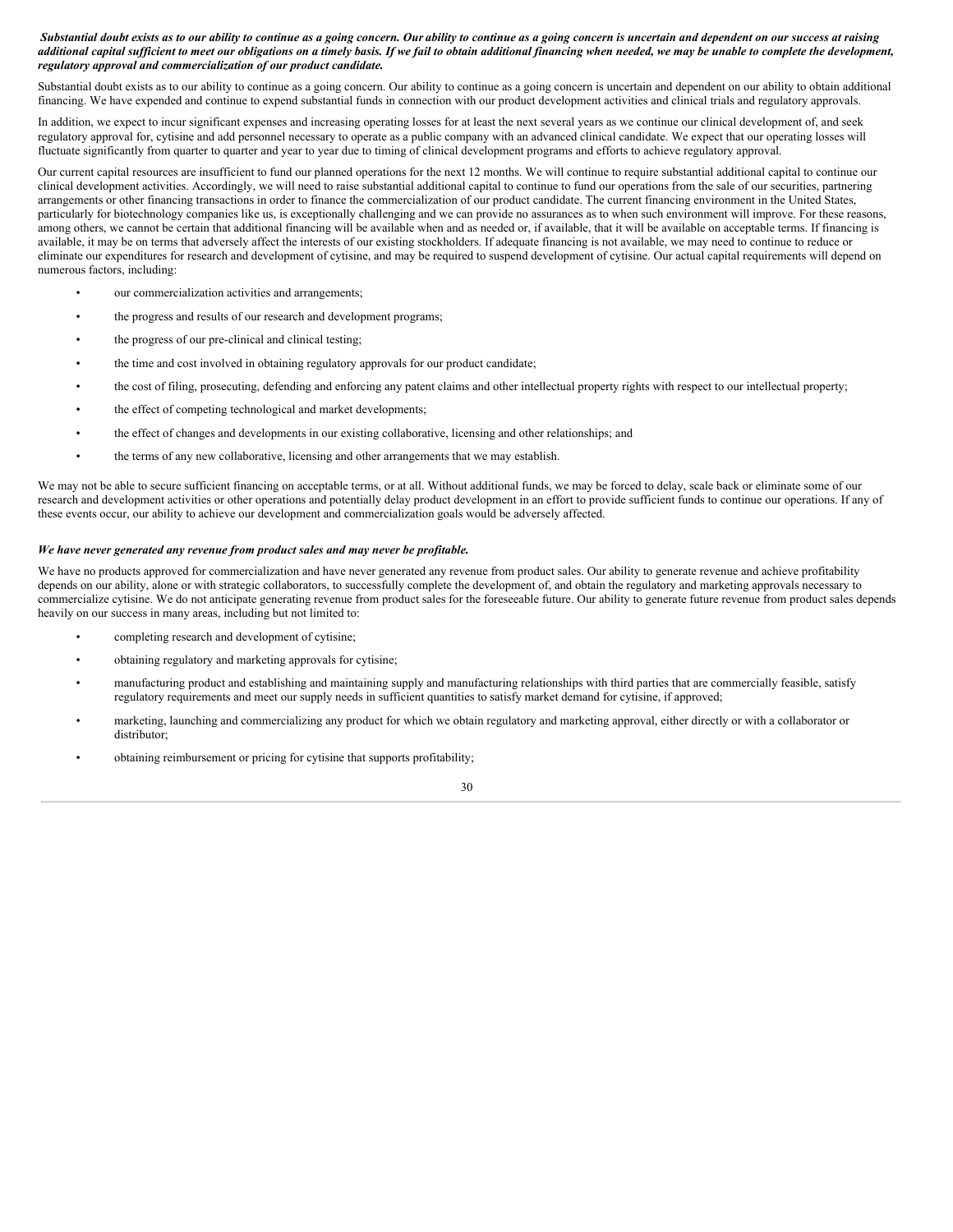***Substantial doubt exists as to our ability to continue as a going concern. Our ability to continue as a going concern is uncertain and dependent on our success at raising additional capital sufficient to meet our obligations on a timely basis. If we fail to obtain additional financing when needed, we may be unable to complete the development, regulatory approval and commercialization of our product candidate.***

Substantial doubt exists as to our ability to continue as a going concern. Our ability to continue as a going concern is uncertain and dependent on our ability to obtain additional financing. We have expended and continue to expend substantial funds in connection with our product development activities and clinical trials and regulatory approvals.

In addition, we expect to incur significant expenses and increasing operating losses for at least the next several years as we continue our clinical development of, and seek regulatory approval for, cytisine and add personnel necessary to operate as a public company with an advanced clinical candidate. We expect that our operating losses will fluctuate significantly from quarter to quarter and year to year due to timing of clinical development programs and efforts to achieve regulatory approval.

Our current capital resources are insufficient to fund our planned operations for the next 12 months. We will continue to require substantial additional capital to continue our clinical development activities. Accordingly, we will need to raise substantial additional capital to continue to fund our operations from the sale of our securities, partnering arrangements or other financing transactions in order to finance the commercialization of our product candidate. The current financing environment in the United States, particularly for biotechnology companies like us, is exceptionally challenging and we can provide no assurances as to when such environment will improve. For these reasons, among others, we cannot be certain that additional financing will be available when and as needed or, if available, that it will be available on acceptable terms. If financing is available, it may be on terms that adversely affect the interests of our existing stockholders. If adequate financing is not available, we may need to continue to reduce or eliminate our expenditures for research and development of cytisine, and may be required to suspend development of cytisine. Our actual capital requirements will depend on numerous factors, including:

- our commercialization activities and arrangements;
- the progress and results of our research and development programs;
- the progress of our pre-clinical and clinical testing;
- the time and cost involved in obtaining regulatory approvals for our product candidate;
- the cost of filing, prosecuting, defending and enforcing any patent claims and other intellectual property rights with respect to our intellectual property;
- the effect of competing technological and market developments;
- the effect of changes and developments in our existing collaborative, licensing and other relationships; and
- the terms of any new collaborative, licensing and other arrangements that we may establish.

We may not be able to secure sufficient financing on acceptable terms, or at all. Without additional funds, we may be forced to delay, scale back or eliminate some of our research and development activities or other operations and potentially delay product development in an effort to provide sufficient funds to continue our operations. If any of these events occur, our ability to achieve our development and commercialization goals would be adversely affected.

***We have never generated any revenue from product sales and may never be profitable.***

We have no products approved for commercialization and have never generated any revenue from product sales. Our ability to generate revenue and achieve profitability depends on our ability, alone or with strategic collaborators, to successfully complete the development of, and obtain the regulatory and marketing approvals necessary to commercialize cytisine. We do not anticipate generating revenue from product sales for the foreseeable future. Our ability to generate future revenue from product sales depends heavily on our success in many areas, including but not limited to:

- completing research and development of cytisine;
- obtaining regulatory and marketing approvals for cytisine;
- manufacturing product and establishing and maintaining supply and manufacturing relationships with third parties that are commercially feasible, satisfy regulatory requirements and meet our supply needs in sufficient quantities to satisfy market demand for cytisine, if approved;
- marketing, launching and commercializing any product for which we obtain regulatory and marketing approval, either directly or with a collaborator or distributor;
- obtaining reimbursement or pricing for cytisine that supports profitability;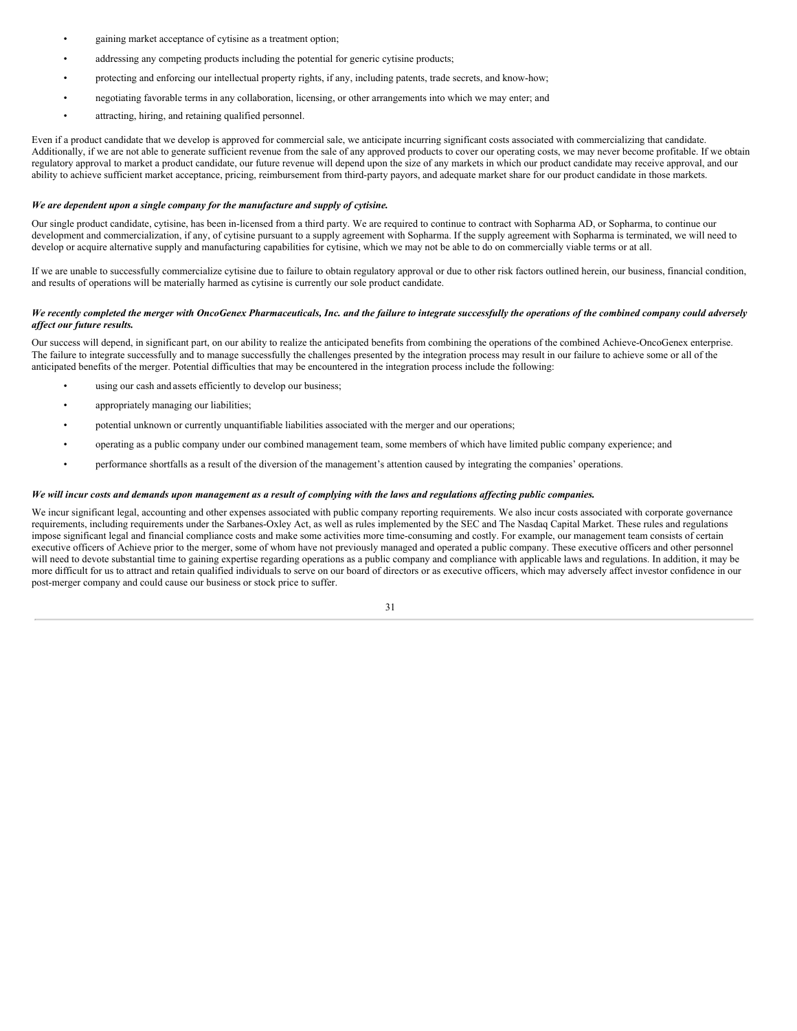- gaining market acceptance of cytisine as a treatment option;
- addressing any competing products including the potential for generic cytisine products;
- protecting and enforcing our intellectual property rights, if any, including patents, trade secrets, and know-how;
- negotiating favorable terms in any collaboration, licensing, or other arrangements into which we may enter; and
- attracting, hiring, and retaining qualified personnel.

Even if a product candidate that we develop is approved for commercial sale, we anticipate incurring significant costs associated with commercializing that candidate. Additionally, if we are not able to generate sufficient revenue from the sale of any approved products to cover our operating costs, we may never become profitable. If we obtain regulatory approval to market a product candidate, our future revenue will depend upon the size of any markets in which our product candidate may receive approval, and our ability to achieve sufficient market acceptance, pricing, reimbursement from third-party payors, and adequate market share for our product candidate in those markets.

***We are dependent upon a single company for the manufacture and supply of cytisine.***

Our single product candidate, cytisine, has been in-licensed from a third party. We are required to continue to contract with Sopharma AD, or Sopharma, to continue our development and commercialization, if any, of cytisine pursuant to a supply agreement with Sopharma. If the supply agreement with Sopharma is terminated, we will need to develop or acquire alternative supply and manufacturing capabilities for cytisine, which we may not be able to do on commercially viable terms or at all.

If we are unable to successfully commercialize cytisine due to failure to obtain regulatory approval or due to other risk factors outlined herein, our business, financial condition, and results of operations will be materially harmed as cytisine is currently our sole product candidate.

***We recently completed the merger with OncoGenex Pharmaceuticals, Inc. and the failure to integrate successfully the operations of the combined company could adversely affect our future results.***

Our success will depend, in significant part, on our ability to realize the anticipated benefits from combining the operations of the combined Achieve-OncoGenex enterprise. The failure to integrate successfully and to manage successfully the challenges presented by the integration process may result in our failure to achieve some or all of the anticipated benefits of the merger. Potential difficulties that may be encountered in the integration process include the following:

- using our cash and assets efficiently to develop our business;
- appropriately managing our liabilities;
- potential unknown or currently unquantifiable liabilities associated with the merger and our operations;
- operating as a public company under our combined management team, some members of which have limited public company experience; and
- performance shortfalls as a result of the diversion of the management's attention caused by integrating the companies' operations.

***We will incur costs and demands upon management as a result of complying with the laws and regulations affecting public companies.***

We incur significant legal, accounting and other expenses associated with public company reporting requirements. We also incur costs associated with corporate governance requirements, including requirements under the Sarbanes-Oxley Act, as well as rules implemented by the SEC and The Nasdaq Capital Market. These rules and regulations impose significant legal and financial compliance costs and make some activities more time-consuming and costly. For example, our management team consists of certain executive officers of Achieve prior to the merger, some of whom have not previously managed and operated a public company. These executive officers and other personnel will need to devote substantial time to gaining expertise regarding operations as a public company and compliance with applicable laws and regulations. In addition, it may be more difficult for us to attract and retain qualified individuals to serve on our board of directors or as executive officers, which may adversely affect investor confidence in our post-merger company and could cause our business or stock price to suffer.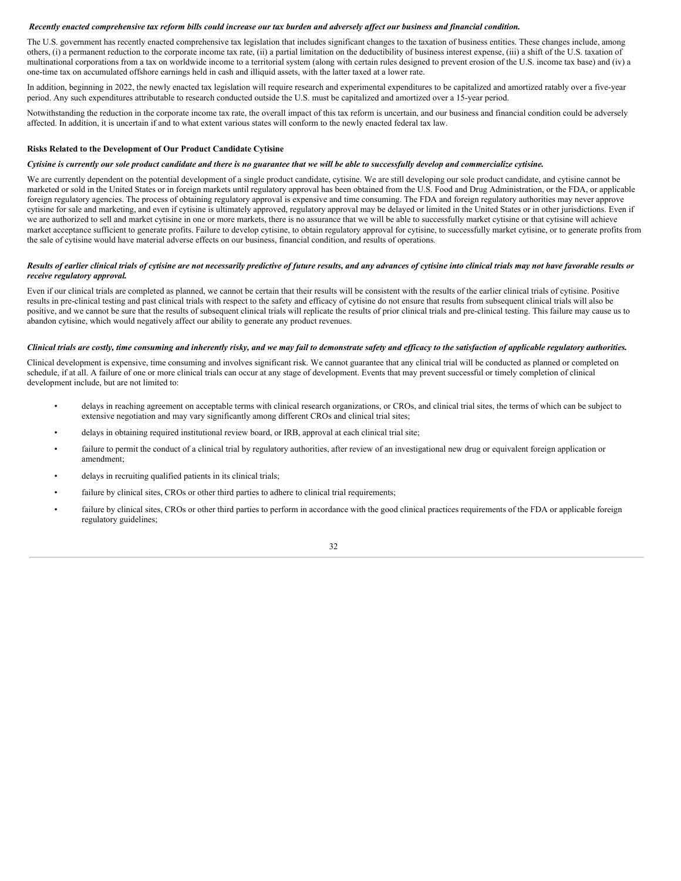***Recently enacted comprehensive tax reform bills could increase our tax burden and adversely affect our business and financial condition.***

The U.S. government has recently enacted comprehensive tax legislation that includes significant changes to the taxation of business entities. These changes include, among others, (i) a permanent reduction to the corporate income tax rate, (ii) a partial limitation on the deductibility of business interest expense, (iii) a shift of the U.S. taxation of multinational corporations from a tax on worldwide income to a territorial system (along with certain rules designed to prevent erosion of the U.S. income tax base) and (iv) a one-time tax on accumulated offshore earnings held in cash and illiquid assets, with the latter taxed at a lower rate.

In addition, beginning in 2022, the newly enacted tax legislation will require research and experimental expenditures to be capitalized and amortized ratably over a five-year period. Any such expenditures attributable to research conducted outside the U.S. must be capitalized and amortized over a 15-year period.

Notwithstanding the reduction in the corporate income tax rate, the overall impact of this tax reform is uncertain, and our business and financial condition could be adversely affected. In addition, it is uncertain if and to what extent various states will conform to the newly enacted federal tax law.

**Risks Related to the Development of Our Product Candidate Cytisine**

***Cytisine is currently our sole product candidate and there is no guarantee that we will be able to successfully develop and commercialize cytisine.***

We are currently dependent on the potential development of a single product candidate, cytisine. We are still developing our sole product candidate, and cytisine cannot be marketed or sold in the United States or in foreign markets until regulatory approval has been obtained from the U.S. Food and Drug Administration, or the FDA, or applicable foreign regulatory agencies. The process of obtaining regulatory approval is expensive and time consuming. The FDA and foreign regulatory authorities may never approve cytisine for sale and marketing, and even if cytisine is ultimately approved, regulatory approval may be delayed or limited in the United States or in other jurisdictions. Even if we are authorized to sell and market cytisine in one or more markets, there is no assurance that we will be able to successfully market cytisine or that cytisine will achieve market acceptance sufficient to generate profits. Failure to develop cytisine, to obtain regulatory approval for cytisine, to successfully market cytisine, or to generate profits from the sale of cytisine would have material adverse effects on our business, financial condition, and results of operations.

***Results of earlier clinical trials of cytisine are not necessarily predictive of future results, and any advances of cytisine into clinical trials may not have favorable results or receive regulatory approval.***

Even if our clinical trials are completed as planned, we cannot be certain that their results will be consistent with the results of the earlier clinical trials of cytisine. Positive results in pre-clinical testing and past clinical trials with respect to the safety and efficacy of cytisine do not ensure that results from subsequent clinical trials will also be positive, and we cannot be sure that the results of subsequent clinical trials will replicate the results of prior clinical trials and pre-clinical testing. This failure may cause us to abandon cytisine, which would negatively affect our ability to generate any product revenues.

***Clinical trials are costly, time consuming and inherently risky, and we may fail to demonstrate safety and efficacy to the satisfaction of applicable regulatory authorities.***

Clinical development is expensive, time consuming and involves significant risk. We cannot guarantee that any clinical trial will be conducted as planned or completed on schedule, if at all. A failure of one or more clinical trials can occur at any stage of development. Events that may prevent successful or timely completion of clinical development include, but are not limited to:

- delays in reaching agreement on acceptable terms with clinical research organizations, or CROs, and clinical trial sites, the terms of which can be subject to extensive negotiation and may vary significantly among different CROs and clinical trial sites;
- delays in obtaining required institutional review board, or IRB, approval at each clinical trial site;
- failure to permit the conduct of a clinical trial by regulatory authorities, after review of an investigational new drug or equivalent foreign application or amendment;
- delays in recruiting qualified patients in its clinical trials;
- failure by clinical sites, CROs or other third parties to adhere to clinical trial requirements;
- failure by clinical sites, CROs or other third parties to perform in accordance with the good clinical practices requirements of the FDA or applicable foreign regulatory guidelines;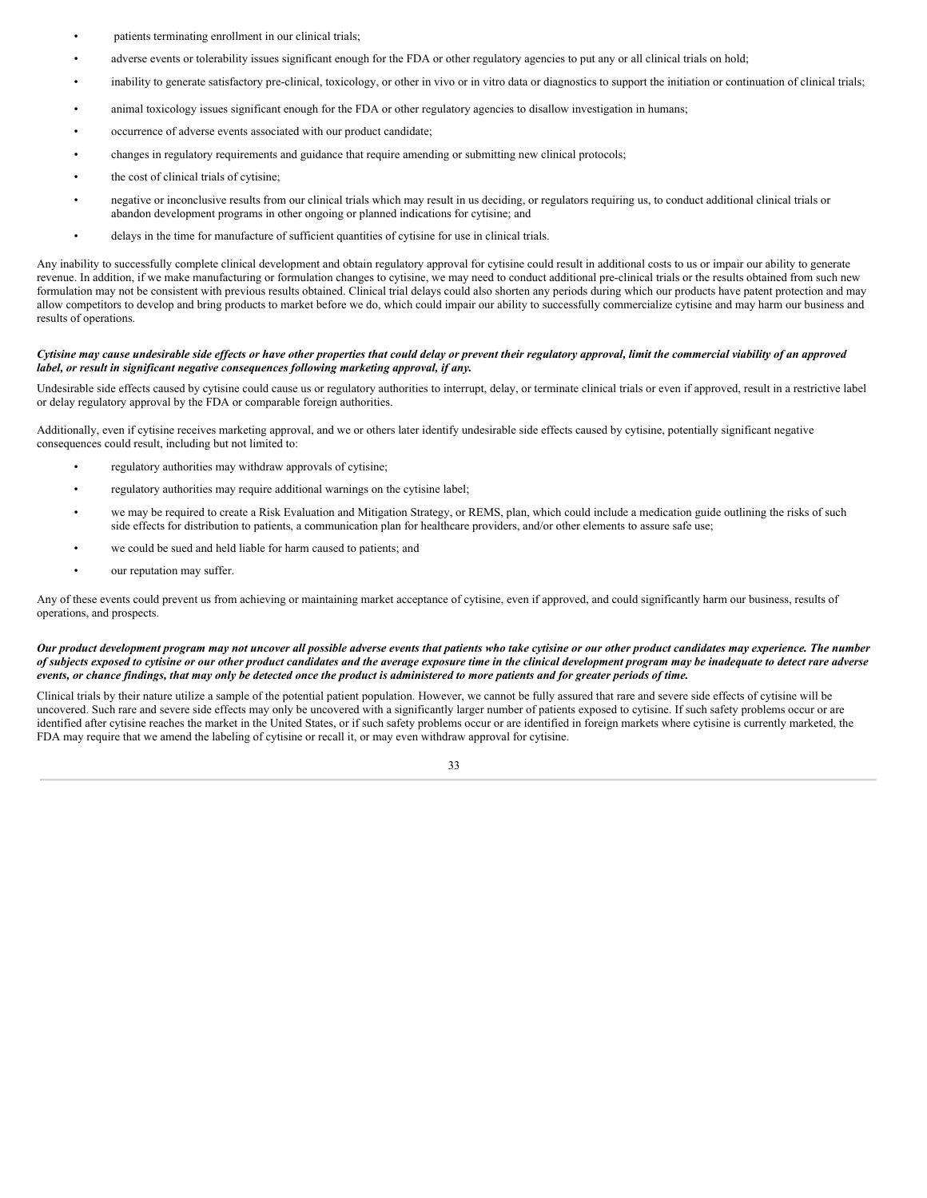- patients terminating enrollment in our clinical trials;
- adverse events or tolerability issues significant enough for the FDA or other regulatory agencies to put any or all clinical trials on hold;
- inability to generate satisfactory pre-clinical, toxicology, or other in vivo or in vitro data or diagnostics to support the initiation or continuation of clinical trials;
- animal toxicology issues significant enough for the FDA or other regulatory agencies to disallow investigation in humans;
- occurrence of adverse events associated with our product candidate;
- changes in regulatory requirements and guidance that require amending or submitting new clinical protocols;
- the cost of clinical trials of cytisine;
- negative or inconclusive results from our clinical trials which may result in us deciding, or regulators requiring us, to conduct additional clinical trials or abandon development programs in other ongoing or planned indications for cytisine; and
- delays in the time for manufacture of sufficient quantities of cytisine for use in clinical trials.

Any inability to successfully complete clinical development and obtain regulatory approval for cytisine could result in additional costs to us or impair our ability to generate revenue. In addition, if we make manufacturing or formulation changes to cytisine, we may need to conduct additional pre-clinical trials or the results obtained from such new formulation may not be consistent with previous results obtained. Clinical trial delays could also shorten any periods during which our products have patent protection and may allow competitors to develop and bring products to market before we do, which could impair our ability to successfully commercialize cytisine and may harm our business and results of operations.

***Cytisine may cause undesirable side effects or have other properties that could delay or prevent their regulatory approval, limit the commercial viability of an approved label, or result in significant negative consequences following marketing approval, if any.***

Undesirable side effects caused by cytisine could cause us or regulatory authorities to interrupt, delay, or terminate clinical trials or even if approved, result in a restrictive label or delay regulatory approval by the FDA or comparable foreign authorities.

Additionally, even if cytisine receives marketing approval, and we or others later identify undesirable side effects caused by cytisine, potentially significant negative consequences could result, including but not limited to:

- regulatory authorities may withdraw approvals of cytisine;
- regulatory authorities may require additional warnings on the cytisine label;
- we may be required to create a Risk Evaluation and Mitigation Strategy, or REMS, plan, which could include a medication guide outlining the risks of such side effects for distribution to patients, a communication plan for healthcare providers, and/or other elements to assure safe use;
- we could be sued and held liable for harm caused to patients; and
- our reputation may suffer.

Any of these events could prevent us from achieving or maintaining market acceptance of cytisine, even if approved, and could significantly harm our business, results of operations, and prospects.

***Our product development program may not uncover all possible adverse events that patients who take cytisine or our other product candidates may experience. The number of subjects exposed to cytisine or our other product candidates and the average exposure time in the clinical development program may be inadequate to detect rare adverse events, or chance findings, that may only be detected once the product is administered to more patients and for greater periods of time.***

Clinical trials by their nature utilize a sample of the potential patient population. However, we cannot be fully assured that rare and severe side effects of cytisine will be uncovered. Such rare and severe side effects may only be uncovered with a significantly larger number of patients exposed to cytisine. If such safety problems occur or are identified after cytisine reaches the market in the United States, or if such safety problems occur or are identified in foreign markets where cytisine is currently marketed, the FDA may require that we amend the labeling of cytisine or recall it, or may even withdraw approval for cytisine.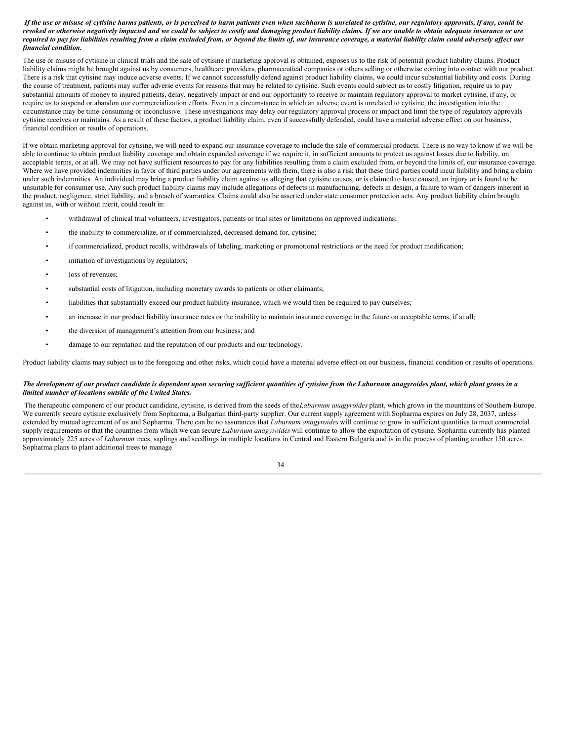***If the use or misuse of cytisine harms patients, or is perceived to harm patients even when suchharm is unrelated to cytisine, our regulatory approvals, if any, could be revoked or otherwise negatively impacted and we could be subject to costly and damaging product liability claims. If we are unable to obtain adequate insurance or are required to pay for liabilities resulting from a claim excluded from, or beyond the limits of, our insurance coverage, a material liability claim could adversely affect our financial condition.***

The use or misuse of cytisine in clinical trials and the sale of cytisine if marketing approval is obtained, exposes us to the risk of potential product liability claims. Product liability claims might be brought against us by consumers, healthcare providers, pharmaceutical companies or others selling or otherwise coming into contact with our product. There is a risk that cytisine may induce adverse events. If we cannot successfully defend against product liability claims, we could incur substantial liability and costs. During the course of treatment, patients may suffer adverse events for reasons that may be related to cytisine. Such events could subject us to costly litigation, require us to pay substantial amounts of money to injured patients, delay, negatively impact or end our opportunity to receive or maintain regulatory approval to market cytisine, if any, or require us to suspend or abandon our commercialization efforts. Even in a circumstance in which an adverse event is unrelated to cytisine, the investigation into the circumstance may be time-consuming or inconclusive. These investigations may delay our regulatory approval process or impact and limit the type of regulatory approvals cytisine receives or maintains. As a result of these factors, a product liability claim, even if successfully defended, could have a material adverse effect on our business, financial condition or results of operations.

If we obtain marketing approval for cytisine, we will need to expand our insurance coverage to include the sale of commercial products. There is no way to know if we will be able to continue to obtain product liability coverage and obtain expanded coverage if we require it, in sufficient amounts to protect us against losses due to liability, on acceptable terms, or at all. We may not have sufficient resources to pay for any liabilities resulting from a claim excluded from, or beyond the limits of, our insurance coverage. Where we have provided indemnities in favor of third parties under our agreements with them, there is also a risk that these third parties could incur liability and bring a claim under such indemnities. An individual may bring a product liability claim against us alleging that cytisine causes, or is claimed to have caused, an injury or is found to be unsuitable for consumer use. Any such product liability claims may include allegations of defects in manufacturing, defects in design, a failure to warn of dangers inherent in the product, negligence, strict liability, and a breach of warranties. Claims could also be asserted under state consumer protection acts. Any product liability claim brought against us, with or without merit, could result in:

- withdrawal of clinical trial volunteers, investigators, patients or trial sites or limitations on approved indications;
- the inability to commercialize, or if commercialized, decreased demand for, cytisine;
- if commercialized, product recalls, withdrawals of labeling, marketing or promotional restrictions or the need for product modification;
- initiation of investigations by regulators;
- loss of revenues;
- substantial costs of litigation, including monetary awards to patients or other claimants;
- liabilities that substantially exceed our product liability insurance, which we would then be required to pay ourselves;
- an increase in our product liability insurance rates or the inability to maintain insurance coverage in the future on acceptable terms, if at all;
- the diversion of management's attention from our business; and
- damage to our reputation and the reputation of our products and our technology.

Product liability claims may subject us to the foregoing and other risks, which could have a material adverse effect on our business, financial condition or results of operations.

***The development of our product candidate is dependent upon securing sufficient quantities of cytisine from the Laburnum anagyroides plant, which plant grows in a limited number of locations outside of the United States.***

The therapeutic component of our product candidate, cytisine, is derived from the seeds of the *Laburnum anagyroides* plant, which grows in the mountains of Southern Europe. We currently secure cytisine exclusively from Sopharma, a Bulgarian third-party supplier. Our current supply agreement with Sopharma expires on July 28, 2037, unless extended by mutual agreement of us and Sopharma. There can be no assurances that *Laburnum anagyroides* will continue to grow in sufficient quantities to meet commercial supply requirements or that the countries from which we can secure *Laburnum anagyroides* will continue to allow the exportation of cytisine. Sopharma currently has planted approximately 225 acres of *Laburnum* trees, saplings and seedlings in multiple locations in Central and Eastern Bulgaria and is in the process of planting another 150 acres. Sopharma plans to plant additional trees to manage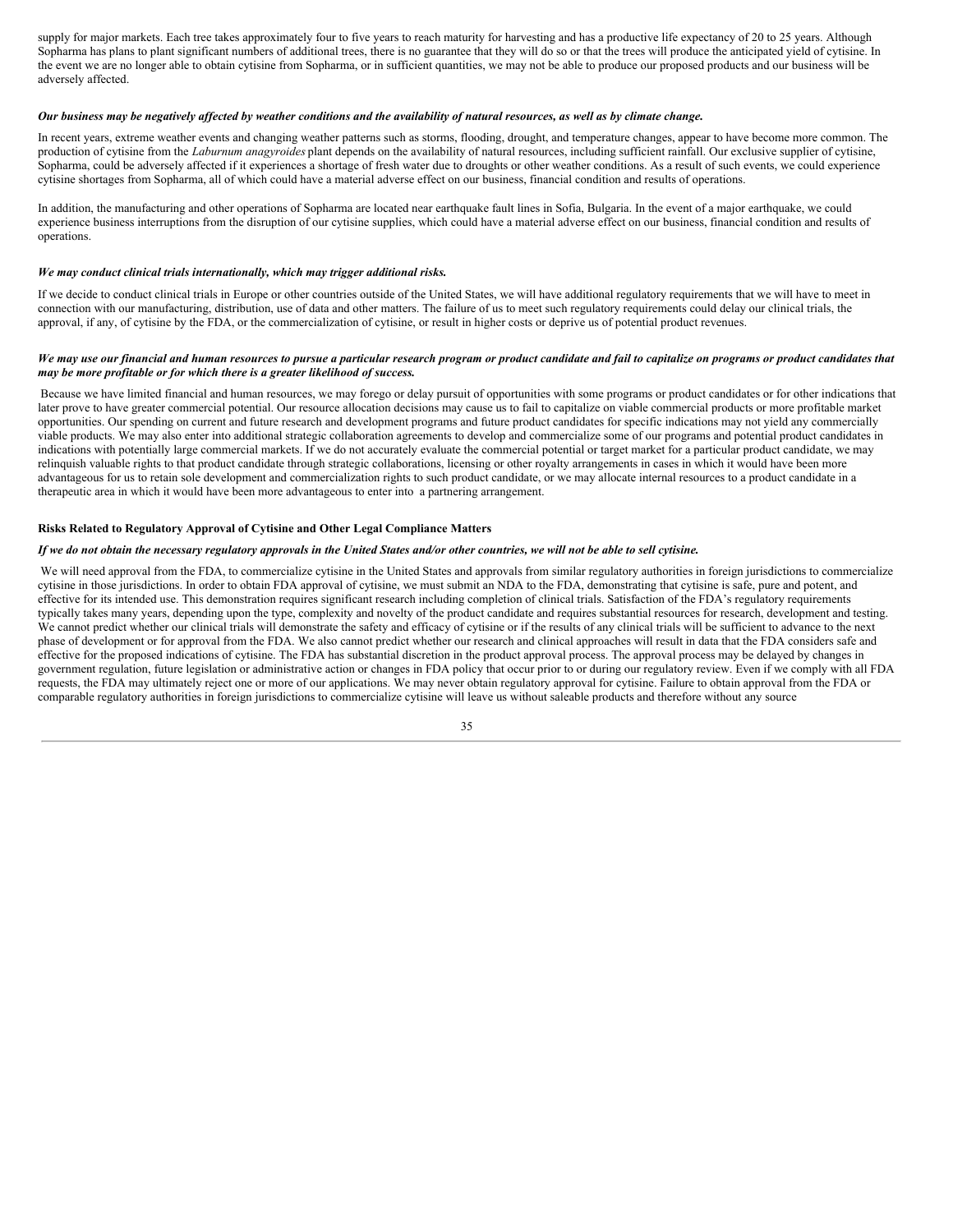supply for major markets. Each tree takes approximately four to five years to reach maturity for harvesting and has a productive life expectancy of 20 to 25 years. Although Sopharma has plans to plant significant numbers of additional trees, there is no guarantee that they will do so or that the trees will produce the anticipated yield of cytisine. In the event we are no longer able to obtain cytisine from Sopharma, or in sufficient quantities, we may not be able to produce our proposed products and our business will be adversely affected.

***Our business may be negatively affected by weather conditions and the availability of natural resources, as well as by climate change.***

In recent years, extreme weather events and changing weather patterns such as storms, flooding, drought, and temperature changes, appear to have become more common. The production of cytisine from the *Laburnum anagyroides* plant depends on the availability of natural resources, including sufficient rainfall. Our exclusive supplier of cytisine, Sopharma, could be adversely affected if it experiences a shortage of fresh water due to droughts or other weather conditions. As a result of such events, we could experience cytisine shortages from Sopharma, all of which could have a material adverse effect on our business, financial condition and results of operations.

In addition, the manufacturing and other operations of Sopharma are located near earthquake fault lines in Sofia, Bulgaria. In the event of a major earthquake, we could experience business interruptions from the disruption of our cytisine supplies, which could have a material adverse effect on our business, financial condition and results of operations.

***We may conduct clinical trials internationally, which may trigger additional risks.***

If we decide to conduct clinical trials in Europe or other countries outside of the United States, we will have additional regulatory requirements that we will have to meet in connection with our manufacturing, distribution, use of data and other matters. The failure of us to meet such regulatory requirements could delay our clinical trials, the approval, if any, of cytisine by the FDA, or the commercialization of cytisine, or result in higher costs or deprive us of potential product revenues.

***We may use our financial and human resources to pursue a particular research program or product candidate and fail to capitalize on programs or product candidates that may be more profitable or for which there is a greater likelihood of success.***

Because we have limited financial and human resources, we may forego or delay pursuit of opportunities with some programs or product candidates or for other indications that later prove to have greater commercial potential. Our resource allocation decisions may cause us to fail to capitalize on viable commercial products or more profitable market opportunities. Our spending on current and future research and development programs and future product candidates for specific indications may not yield any commercially viable products. We may also enter into additional strategic collaboration agreements to develop and commercialize some of our programs and potential product candidates in indications with potentially large commercial markets. If we do not accurately evaluate the commercial potential or target market for a particular product candidate, we may relinquish valuable rights to that product candidate through strategic collaborations, licensing or other royalty arrangements in cases in which it would have been more advantageous for us to retain sole development and commercialization rights to such product candidate, or we may allocate internal resources to a product candidate in a therapeutic area in which it would have been more advantageous to enter into a partnering arrangement.

**Risks Related to Regulatory Approval of Cytisine and Other Legal Compliance Matters**

***If we do not obtain the necessary regulatory approvals in the United States and/or other countries, we will not be able to sell cytisine.***

We will need approval from the FDA, to commercialize cytisine in the United States and approvals from similar regulatory authorities in foreign jurisdictions to commercialize cytisine in those jurisdictions. In order to obtain FDA approval of cytisine, we must submit an NDA to the FDA, demonstrating that cytisine is safe, pure and potent, and effective for its intended use. This demonstration requires significant research including completion of clinical trials. Satisfaction of the FDA's regulatory requirements typically takes many years, depending upon the type, complexity and novelty of the product candidate and requires substantial resources for research, development and testing. We cannot predict whether our clinical trials will demonstrate the safety and efficacy of cytisine or if the results of any clinical trials will be sufficient to advance to the next phase of development or for approval from the FDA. We also cannot predict whether our research and clinical approaches will result in data that the FDA considers safe and effective for the proposed indications of cytisine. The FDA has substantial discretion in the product approval process. The approval process may be delayed by changes in government regulation, future legislation or administrative action or changes in FDA policy that occur prior to or during our regulatory review. Even if we comply with all FDA requests, the FDA may ultimately reject one or more of our applications. We may never obtain regulatory approval for cytisine. Failure to obtain approval from the FDA or comparable regulatory authorities in foreign jurisdictions to commercialize cytisine will leave us without saleable products and therefore without any source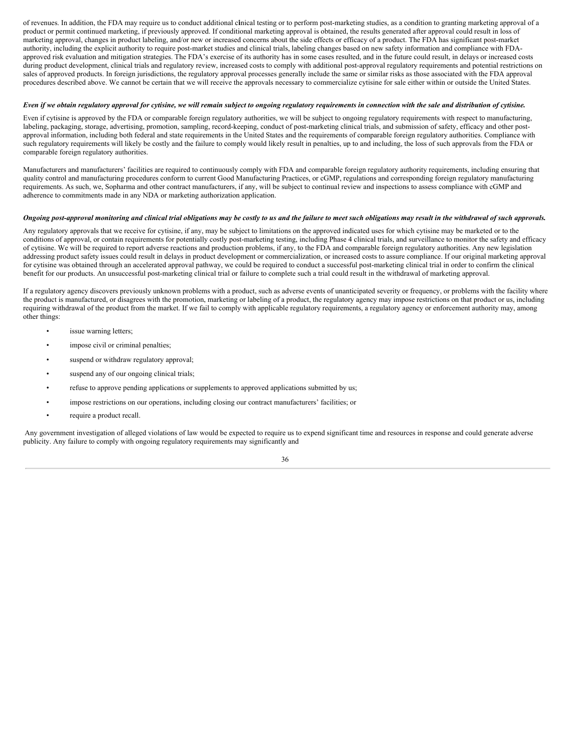of revenues. In addition, the FDA may require us to conduct additional clinical testing or to perform post-marketing studies, as a condition to granting marketing approval of a product or permit continued marketing, if previously approved. If conditional marketing approval is obtained, the results generated after approval could result in loss of marketing approval, changes in product labeling, and/or new or increased concerns about the side effects or efficacy of a product. The FDA has significant post-market authority, including the explicit authority to require post-market studies and clinical trials, labeling changes based on new safety information and compliance with FDA-approved risk evaluation and mitigation strategies. The FDA's exercise of its authority has in some cases resulted, and in the future could result, in delays or increased costs during product development, clinical trials and regulatory review, increased costs to comply with additional post-approval regulatory requirements and potential restrictions on sales of approved products. In foreign jurisdictions, the regulatory approval processes generally include the same or similar risks as those associated with the FDA approval procedures described above. We cannot be certain that we will receive the approvals necessary to commercialize cytisine for sale either within or outside the United States.

***Even if we obtain regulatory approval for cytisine, we will remain subject to ongoing regulatory requirements in connection with the sale and distribution of cytisine.***

Even if cytisine is approved by the FDA or comparable foreign regulatory authorities, we will be subject to ongoing regulatory requirements with respect to manufacturing, labeling, packaging, storage, advertising, promotion, sampling, record-keeping, conduct of post-marketing clinical trials, and submission of safety, efficacy and other post-approval information, including both federal and state requirements in the United States and the requirements of comparable foreign regulatory authorities. Compliance with such regulatory requirements will likely be costly and the failure to comply would likely result in penalties, up to and including, the loss of such approvals from the FDA or comparable foreign regulatory authorities.

Manufacturers and manufacturers' facilities are required to continuously comply with FDA and comparable foreign regulatory authority requirements, including ensuring that quality control and manufacturing procedures conform to current Good Manufacturing Practices, or cGMP, regulations and corresponding foreign regulatory manufacturing requirements. As such, we, Sopharma and other contract manufacturers, if any, will be subject to continual review and inspections to assess compliance with cGMP and adherence to commitments made in any NDA or marketing authorization application.

***Ongoing post-approval monitoring and clinical trial obligations may be costly to us and the failure to meet such obligations may result in the withdrawal of such approvals.***

Any regulatory approvals that we receive for cytisine, if any, may be subject to limitations on the approved indicated uses for which cytisine may be marketed or to the conditions of approval, or contain requirements for potentially costly post-marketing testing, including Phase 4 clinical trials, and surveillance to monitor the safety and efficacy of cytisine. We will be required to report adverse reactions and production problems, if any, to the FDA and comparable foreign regulatory authorities. Any new legislation addressing product safety issues could result in delays in product development or commercialization, or increased costs to assure compliance. If our original marketing approval for cytisine was obtained through an accelerated approval pathway, we could be required to conduct a successful post-marketing clinical trial in order to confirm the clinical benefit for our products. An unsuccessful post-marketing clinical trial or failure to complete such a trial could result in the withdrawal of marketing approval.

If a regulatory agency discovers previously unknown problems with a product, such as adverse events of unanticipated severity or frequency, or problems with the facility where the product is manufactured, or disagrees with the promotion, marketing or labeling of a product, the regulatory agency may impose restrictions on that product or us, including requiring withdrawal of the product from the market. If we fail to comply with applicable regulatory requirements, a regulatory agency or enforcement authority may, among other things:

- issue warning letters;
- impose civil or criminal penalties;
- suspend or withdraw regulatory approval;
- suspend any of our ongoing clinical trials;
- refuse to approve pending applications or supplements to approved applications submitted by us;
- impose restrictions on our operations, including closing our contract manufacturers' facilities; or
- require a product recall.

Any government investigation of alleged violations of law would be expected to require us to expend significant time and resources in response and could generate adverse publicity. Any failure to comply with ongoing regulatory requirements may significantly and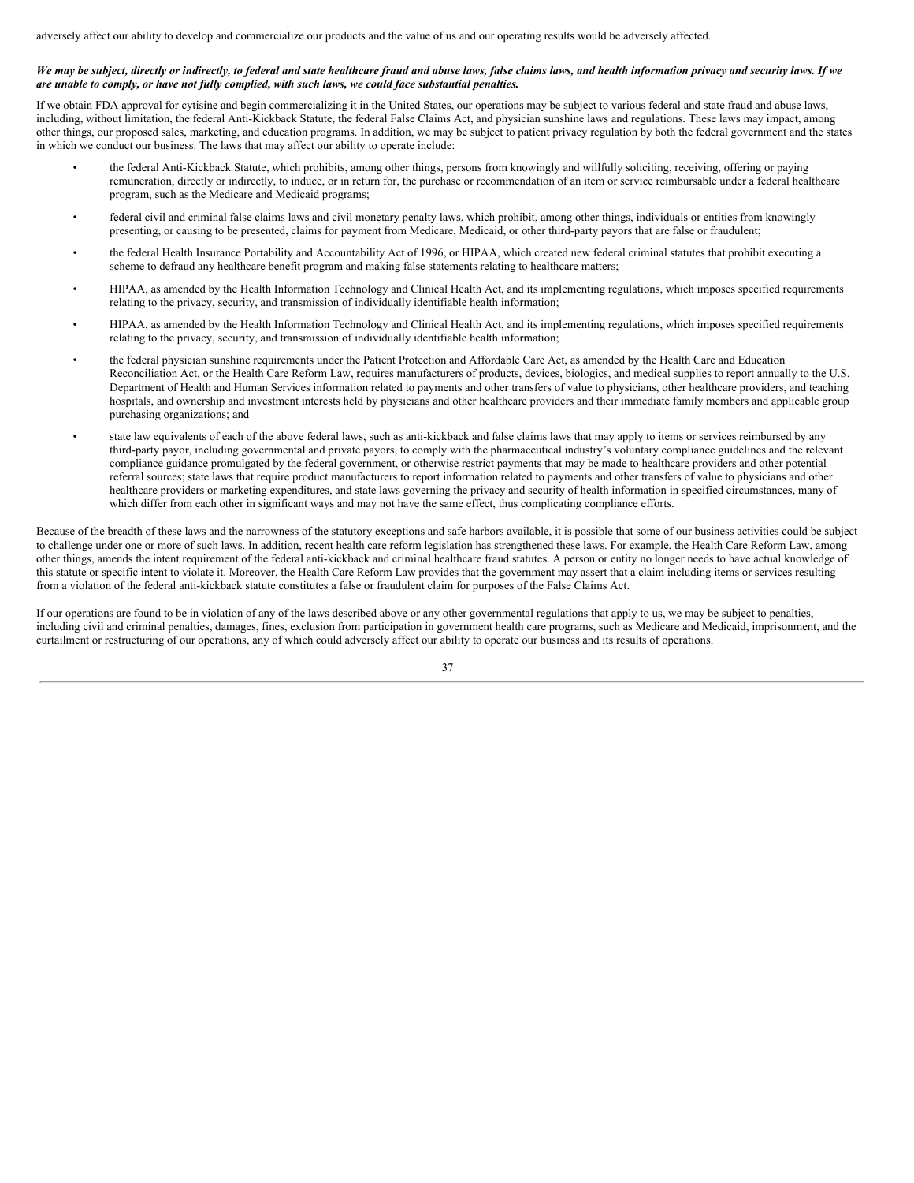adversely affect our ability to develop and commercialize our products and the value of us and our operating results would be adversely affected.

***We may be subject, directly or indirectly, to federal and state healthcare fraud and abuse laws, false claims laws, and health information privacy and security laws. If we are unable to comply, or have not fully complied, with such laws, we could face substantial penalties.***

If we obtain FDA approval for cytisine and begin commercializing it in the United States, our operations may be subject to various federal and state fraud and abuse laws, including, without limitation, the federal Anti-Kickback Statute, the federal False Claims Act, and physician sunshine laws and regulations. These laws may impact, among other things, our proposed sales, marketing, and education programs. In addition, we may be subject to patient privacy regulation by both the federal government and the states in which we conduct our business. The laws that may affect our ability to operate include:

- the federal Anti-Kickback Statute, which prohibits, among other things, persons from knowingly and willfully soliciting, receiving, offering or paying remuneration, directly or indirectly, to induce, or in return for, the purchase or recommendation of an item or service reimbursable under a federal healthcare program, such as the Medicare and Medicaid programs;
- federal civil and criminal false claims laws and civil monetary penalty laws, which prohibit, among other things, individuals or entities from knowingly presenting, or causing to be presented, claims for payment from Medicare, Medicaid, or other third-party payors that are false or fraudulent;
- the federal Health Insurance Portability and Accountability Act of 1996, or HIPAA, which created new federal criminal statutes that prohibit executing a scheme to defraud any healthcare benefit program and making false statements relating to healthcare matters;
- HIPAA, as amended by the Health Information Technology and Clinical Health Act, and its implementing regulations, which imposes specified requirements relating to the privacy, security, and transmission of individually identifiable health information;
- HIPAA, as amended by the Health Information Technology and Clinical Health Act, and its implementing regulations, which imposes specified requirements relating to the privacy, security, and transmission of individually identifiable health information;
- the federal physician sunshine requirements under the Patient Protection and Affordable Care Act, as amended by the Health Care and Education Reconciliation Act, or the Health Care Reform Law, requires manufacturers of products, devices, biologics, and medical supplies to report annually to the U.S. Department of Health and Human Services information related to payments and other transfers of value to physicians, other healthcare providers, and teaching hospitals, and ownership and investment interests held by physicians and other healthcare providers and their immediate family members and applicable group purchasing organizations; and
- state law equivalents of each of the above federal laws, such as anti-kickback and false claims laws that may apply to items or services reimbursed by any third-party payor, including governmental and private payors, to comply with the pharmaceutical industry's voluntary compliance guidelines and the relevant compliance guidance promulgated by the federal government, or otherwise restrict payments that may be made to healthcare providers and other potential referral sources; state laws that require product manufacturers to report information related to payments and other transfers of value to physicians and other healthcare providers or marketing expenditures, and state laws governing the privacy and security of health information in specified circumstances, many of which differ from each other in significant ways and may not have the same effect, thus complicating compliance efforts.

Because of the breadth of these laws and the narrowness of the statutory exceptions and safe harbors available, it is possible that some of our business activities could be subject to challenge under one or more of such laws. In addition, recent health care reform legislation has strengthened these laws. For example, the Health Care Reform Law, among other things, amends the intent requirement of the federal anti-kickback and criminal healthcare fraud statutes. A person or entity no longer needs to have actual knowledge of this statute or specific intent to violate it. Moreover, the Health Care Reform Law provides that the government may assert that a claim including items or services resulting from a violation of the federal anti-kickback statute constitutes a false or fraudulent claim for purposes of the False Claims Act.

If our operations are found to be in violation of any of the laws described above or any other governmental regulations that apply to us, we may be subject to penalties, including civil and criminal penalties, damages, fines, exclusion from participation in government health care programs, such as Medicare and Medicaid, imprisonment, and the curtailment or restructuring of our operations, any of which could adversely affect our ability to operate our business and its results of operations.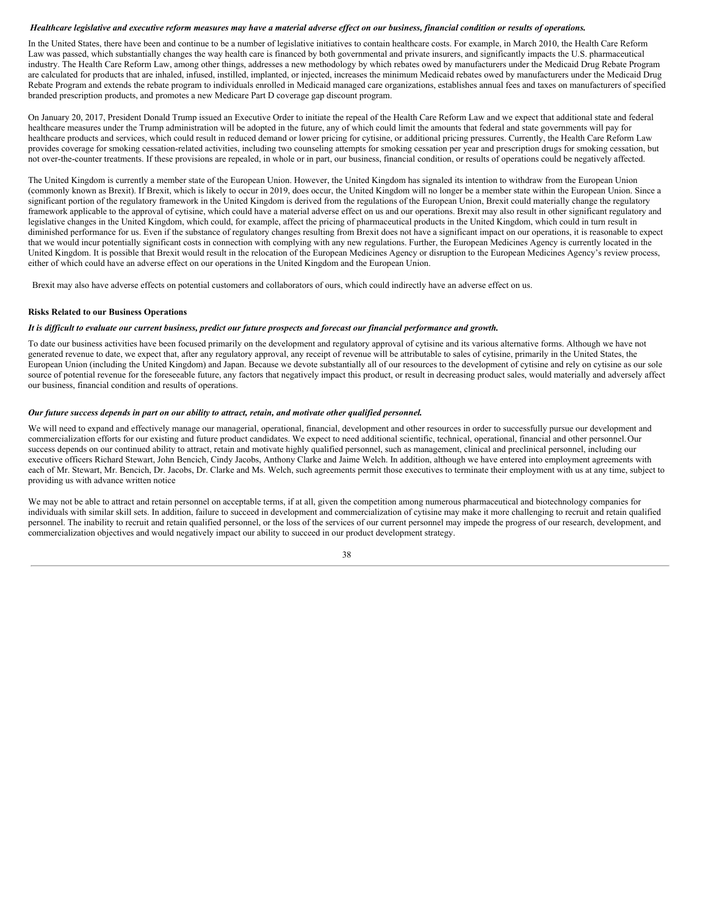***Healthcare legislative and executive reform measures may have a material adverse effect on our business, financial condition or results of operations.***

In the United States, there have been and continue to be a number of legislative initiatives to contain healthcare costs. For example, in March 2010, the Health Care Reform Law was passed, which substantially changes the way health care is financed by both governmental and private insurers, and significantly impacts the U.S. pharmaceutical industry. The Health Care Reform Law, among other things, addresses a new methodology by which rebates owed by manufacturers under the Medicaid Drug Rebate Program are calculated for products that are inhaled, infused, instilled, implanted, or injected, increases the minimum Medicaid rebates owed by manufacturers under the Medicaid Drug Rebate Program and extends the rebate program to individuals enrolled in Medicaid managed care organizations, establishes annual fees and taxes on manufacturers of specified branded prescription products, and promotes a new Medicare Part D coverage gap discount program.

On January 20, 2017, President Donald Trump issued an Executive Order to initiate the repeal of the Health Care Reform Law and we expect that additional state and federal healthcare measures under the Trump administration will be adopted in the future, any of which could limit the amounts that federal and state governments will pay for healthcare products and services, which could result in reduced demand or lower pricing for cytisine, or additional pricing pressures. Currently, the Health Care Reform Law provides coverage for smoking cessation-related activities, including two counseling attempts for smoking cessation per year and prescription drugs for smoking cessation, but not over-the-counter treatments. If these provisions are repealed, in whole or in part, our business, financial condition, or results of operations could be negatively affected.

The United Kingdom is currently a member state of the European Union. However, the United Kingdom has signaled its intention to withdraw from the European Union (commonly known as Brexit). If Brexit, which is likely to occur in 2019, does occur, the United Kingdom will no longer be a member state within the European Union. Since a significant portion of the regulatory framework in the United Kingdom is derived from the regulations of the European Union, Brexit could materially change the regulatory framework applicable to the approval of cytisine, which could have a material adverse effect on us and our operations. Brexit may also result in other significant regulatory and legislative changes in the United Kingdom, which could, for example, affect the pricing of pharmaceutical products in the United Kingdom, which could in turn result in diminished performance for us. Even if the substance of regulatory changes resulting from Brexit does not have a significant impact on our operations, it is reasonable to expect that we would incur potentially significant costs in connection with complying with any new regulations. Further, the European Medicines Agency is currently located in the United Kingdom. It is possible that Brexit would result in the relocation of the European Medicines Agency or disruption to the European Medicines Agency's review process, either of which could have an adverse effect on our operations in the United Kingdom and the European Union.

Brexit may also have adverse effects on potential customers and collaborators of ours, which could indirectly have an adverse effect on us.

**Risks Related to our Business Operations**

***It is difficult to evaluate our current business, predict our future prospects and forecast our financial performance and growth.***

To date our business activities have been focused primarily on the development and regulatory approval of cytisine and its various alternative forms. Although we have not generated revenue to date, we expect that, after any regulatory approval, any receipt of revenue will be attributable to sales of cytisine, primarily in the United States, the European Union (including the United Kingdom) and Japan. Because we devote substantially all of our resources to the development of cytisine and rely on cytisine as our sole source of potential revenue for the foreseeable future, any factors that negatively impact this product, or result in decreasing product sales, would materially and adversely affect our business, financial condition and results of operations.

***Our future success depends in part on our ability to attract, retain, and motivate other qualified personnel.***

We will need to expand and effectively manage our managerial, operational, financial, development and other resources in order to successfully pursue our development and commercialization efforts for our existing and future product candidates. We expect to need additional scientific, technical, operational, financial and other personnel. Our success depends on our continued ability to attract, retain and motivate highly qualified personnel, such as management, clinical and preclinical personnel, including our executive officers Richard Stewart, John Bencich, Cindy Jacobs, Anthony Clarke and Jaime Welch. In addition, although we have entered into employment agreements with each of Mr. Stewart, Mr. Bencich, Dr. Jacobs, Dr. Clarke and Ms. Welch, such agreements permit those executives to terminate their employment with us at any time, subject to providing us with advance written notice

We may not be able to attract and retain personnel on acceptable terms, if at all, given the competition among numerous pharmaceutical and biotechnology companies for individuals with similar skill sets. In addition, failure to succeed in development and commercialization of cytisine may make it more challenging to recruit and retain qualified personnel. The inability to recruit and retain qualified personnel, or the loss of the services of our current personnel may impede the progress of our research, development, and commercialization objectives and would negatively impact our ability to succeed in our product development strategy.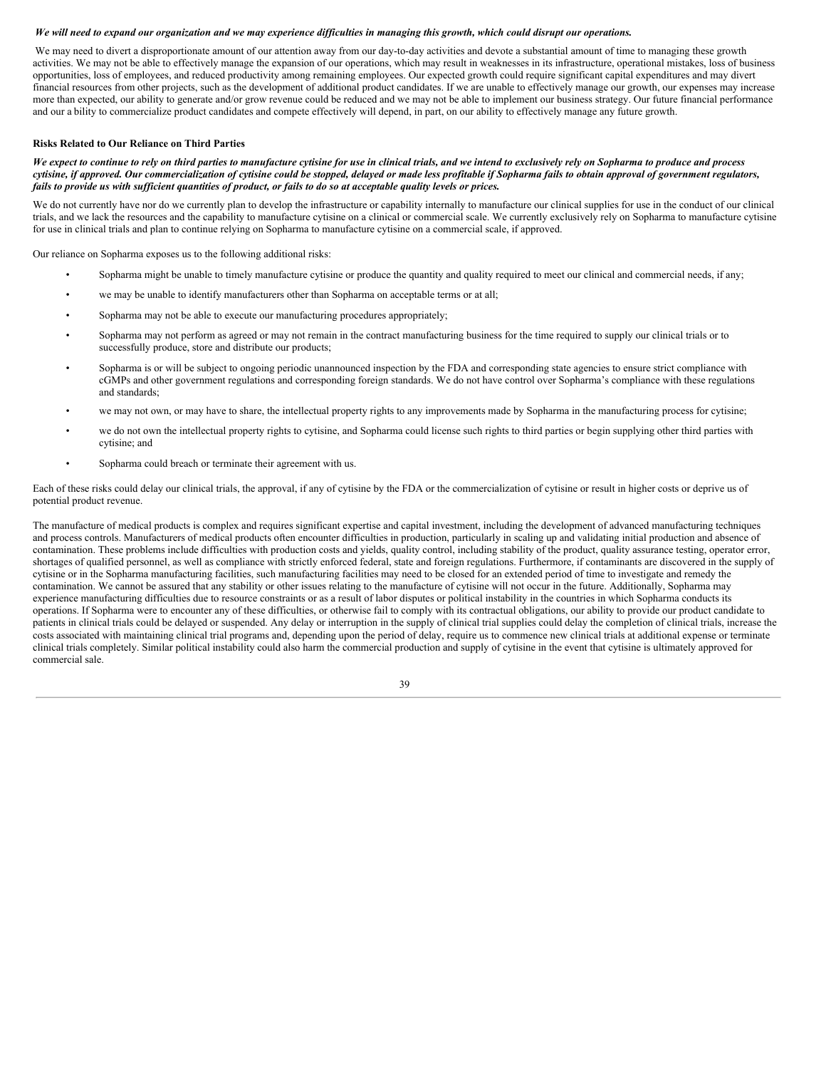*We will need to expand our organization and we may experience difficulties in managing this growth, which could disrupt our operations.*

We may need to divert a disproportionate amount of our attention away from our day-to-day activities and devote a substantial amount of time to managing these growth activities. We may not be able to effectively manage the expansion of our operations, which may result in weaknesses in its infrastructure, operational mistakes, loss of business opportunities, loss of employees, and reduced productivity among remaining employees. Our expected growth could require significant capital expenditures and may divert financial resources from other projects, such as the development of additional product candidates. If we are unable to effectively manage our growth, our expenses may increase more than expected, our ability to generate and/or grow revenue could be reduced and we may not be able to implement our business strategy. Our future financial performance and our a bility to commercialize product candidates and compete effectively will depend, in part, on our ability to effectively manage any future growth.

**Risks Related to Our Reliance on Third Parties**

***We expect to continue to rely on third parties to manufacture cytisine for use in clinical trials, and we intend to exclusively rely on Sopharma to produce and process cytisine, if approved. Our commercialization of cytisine could be stopped, delayed or made less profitable if Sopharma fails to obtain approval of government regulators, fails to provide us with sufficient quantities of product, or fails to do so at acceptable quality levels or prices.***

We do not currently have nor do we currently plan to develop the infrastructure or capability internally to manufacture our clinical supplies for use in the conduct of our clinical trials, and we lack the resources and the capability to manufacture cytisine on a clinical or commercial scale. We currently exclusively rely on Sopharma to manufacture cytisine for use in clinical trials and plan to continue relying on Sopharma to manufacture cytisine on a commercial scale, if approved.

Our reliance on Sopharma exposes us to the following additional risks:

- Sopharma might be unable to timely manufacture cytisine or produce the quantity and quality required to meet our clinical and commercial needs, if any;
- we may be unable to identify manufacturers other than Sopharma on acceptable terms or at all;
- Sopharma may not be able to execute our manufacturing procedures appropriately;
- Sopharma may not perform as agreed or may not remain in the contract manufacturing business for the time required to supply our clinical trials or to successfully produce, store and distribute our products;
- Sopharma is or will be subject to ongoing periodic unannounced inspection by the FDA and corresponding state agencies to ensure strict compliance with cGMPs and other government regulations and corresponding foreign standards. We do not have control over Sopharma's compliance with these regulations and standards;
- we may not own, or may have to share, the intellectual property rights to any improvements made by Sopharma in the manufacturing process for cytisine;
- we do not own the intellectual property rights to cytisine, and Sopharma could license such rights to third parties or begin supplying other third parties with cytisine; and
- Sopharma could breach or terminate their agreement with us.

Each of these risks could delay our clinical trials, the approval, if any of cytisine by the FDA or the commercialization of cytisine or result in higher costs or deprive us of potential product revenue.

The manufacture of medical products is complex and requires significant expertise and capital investment, including the development of advanced manufacturing techniques and process controls. Manufacturers of medical products often encounter difficulties in production, particularly in scaling up and validating initial production and absence of contamination. These problems include difficulties with production costs and yields, quality control, including stability of the product, quality assurance testing, operator error, shortages of qualified personnel, as well as compliance with strictly enforced federal, state and foreign regulations. Furthermore, if contaminants are discovered in the supply of cytisine or in the Sopharma manufacturing facilities, such manufacturing facilities may need to be closed for an extended period of time to investigate and remedy the contamination. We cannot be assured that any stability or other issues relating to the manufacture of cytisine will not occur in the future. Additionally, Sopharma may experience manufacturing difficulties due to resource constraints or as a result of labor disputes or political instability in the countries in which Sopharma conducts its operations. If Sopharma were to encounter any of these difficulties, or otherwise fail to comply with its contractual obligations, our ability to provide our product candidate to patients in clinical trials could be delayed or suspended. Any delay or interruption in the supply of clinical trial supplies could delay the completion of clinical trials, increase the costs associated with maintaining clinical trial programs and, depending upon the period of delay, require us to commence new clinical trials at additional expense or terminate clinical trials completely. Similar political instability could also harm the commercial production and supply of cytisine in the event that cytisine is ultimately approved for commercial sale.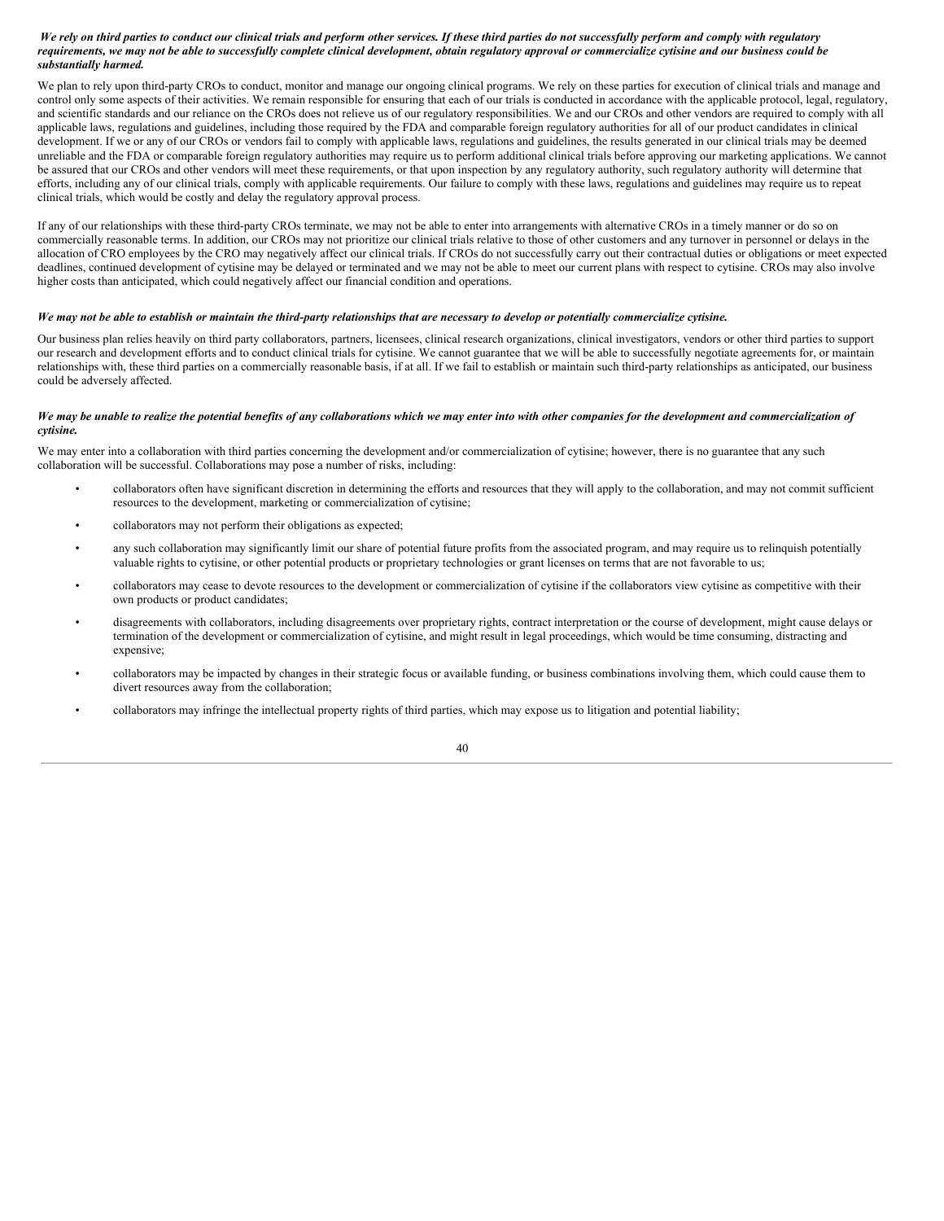***We rely on third parties to conduct our clinical trials and perform other services. If these third parties do not successfully perform and comply with regulatory requirements, we may not be able to successfully complete clinical development, obtain regulatory approval or commercialize cytisine and our business could be substantially harmed.***

We plan to rely upon third-party CROs to conduct, monitor and manage our ongoing clinical programs. We rely on these parties for execution of clinical trials and manage and control only some aspects of their activities. We remain responsible for ensuring that each of our trials is conducted in accordance with the applicable protocol, legal, regulatory, and scientific standards and our reliance on the CROs does not relieve us of our regulatory responsibilities. We and our CROs and other vendors are required to comply with all applicable laws, regulations and guidelines, including those required by the FDA and comparable foreign regulatory authorities for all of our product candidates in clinical development. If we or any of our CROs or vendors fail to comply with applicable laws, regulations and guidelines, the results generated in our clinical trials may be deemed unreliable and the FDA or comparable foreign regulatory authorities may require us to perform additional clinical trials before approving our marketing applications. We cannot be assured that our CROs and other vendors will meet these requirements, or that upon inspection by any regulatory authority, such regulatory authority will determine that efforts, including any of our clinical trials, comply with applicable requirements. Our failure to comply with these laws, regulations and guidelines may require us to repeat clinical trials, which would be costly and delay the regulatory approval process.

If any of our relationships with these third-party CROs terminate, we may not be able to enter into arrangements with alternative CROs in a timely manner or do so on commercially reasonable terms. In addition, our CROs may not prioritize our clinical trials relative to those of other customers and any turnover in personnel or delays in the allocation of CRO employees by the CRO may negatively affect our clinical trials. If CROs do not successfully carry out their contractual duties or obligations or meet expected deadlines, continued development of cytisine may be delayed or terminated and we may not be able to meet our current plans with respect to cytisine. CROs may also involve higher costs than anticipated, which could negatively affect our financial condition and operations.

***We may not be able to establish or maintain the third-party relationships that are necessary to develop or potentially commercialize cytisine.***

Our business plan relies heavily on third party collaborators, partners, licensees, clinical research organizations, clinical investigators, vendors or other third parties to support our research and development efforts and to conduct clinical trials for cytisine. We cannot guarantee that we will be able to successfully negotiate agreements for, or maintain relationships with, these third parties on a commercially reasonable basis, if at all. If we fail to establish or maintain such third-party relationships as anticipated, our business could be adversely affected.

***We may be unable to realize the potential benefits of any collaborations which we may enter into with other companies for the development and commercialization of cytisine.***

We may enter into a collaboration with third parties concerning the development and/or commercialization of cytisine; however, there is no guarantee that any such collaboration will be successful. Collaborations may pose a number of risks, including:

- collaborators often have significant discretion in determining the efforts and resources that they will apply to the collaboration, and may not commit sufficient resources to the development, marketing or commercialization of cytisine;
- collaborators may not perform their obligations as expected;
- any such collaboration may significantly limit our share of potential future profits from the associated program, and may require us to relinquish potentially valuable rights to cytisine, or other potential products or proprietary technologies or grant licenses on terms that are not favorable to us;
- collaborators may cease to devote resources to the development or commercialization of cytisine if the collaborators view cytisine as competitive with their own products or product candidates;
- disagreements with collaborators, including disagreements over proprietary rights, contract interpretation or the course of development, might cause delays or termination of the development or commercialization of cytisine, and might result in legal proceedings, which would be time consuming, distracting and expensive;
- collaborators may be impacted by changes in their strategic focus or available funding, or business combinations involving them, which could cause them to divert resources away from the collaboration;
- collaborators may infringe the intellectual property rights of third parties, which may expose us to litigation and potential liability;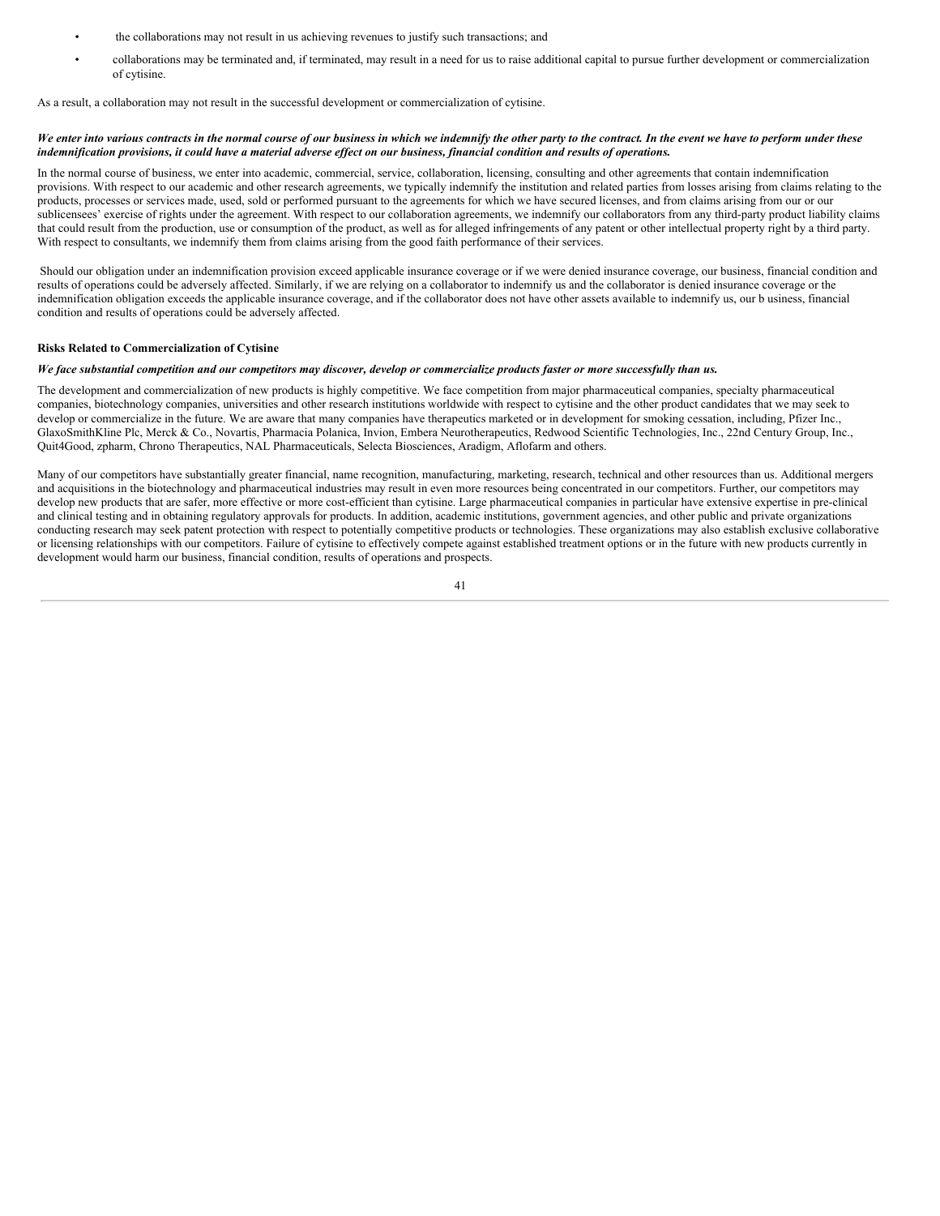- the collaborations may not result in us achieving revenues to justify such transactions; and
- collaborations may be terminated and, if terminated, may result in a need for us to raise additional capital to pursue further development or commercialization of cytisine.

As a result, a collaboration may not result in the successful development or commercialization of cytisine.

***We enter into various contracts in the normal course of our business in which we indemnify the other party to the contract. In the event we have to perform under these indemnification provisions, it could have a material adverse effect on our business, financial condition and results of operations.***

In the normal course of business, we enter into academic, commercial, service, collaboration, licensing, consulting and other agreements that contain indemnification provisions. With respect to our academic and other research agreements, we typically indemnify the institution and related parties from losses arising from claims relating to the products, processes or services made, used, sold or performed pursuant to the agreements for which we have secured licenses, and from claims arising from our or our sublicensees' exercise of rights under the agreement. With respect to our collaboration agreements, we indemnify our collaborators from any third-party product liability claims that could result from the production, use or consumption of the product, as well as for alleged infringements of any patent or other intellectual property right by a third party. With respect to consultants, we indemnify them from claims arising from the good faith performance of their services.

Should our obligation under an indemnification provision exceed applicable insurance coverage or if we were denied insurance coverage, our business, financial condition and results of operations could be adversely affected. Similarly, if we are relying on a collaborator to indemnify us and the collaborator is denied insurance coverage or the indemnification obligation exceeds the applicable insurance coverage, and if the collaborator does not have other assets available to indemnify us, our b usiness, financial condition and results of operations could be adversely affected.

**Risks Related to Commercialization of Cytisine**

***We face substantial competition and our competitors may discover, develop or commercialize products faster or more successfully than us.***

The development and commercialization of new products is highly competitive. We face competition from major pharmaceutical companies, specialty pharmaceutical companies, biotechnology companies, universities and other research institutions worldwide with respect to cytisine and the other product candidates that we may seek to develop or commercialize in the future. We are aware that many companies have therapeutics marketed or in development for smoking cessation, including, Pfizer Inc., GlaxoSmithKline Plc, Merck & Co., Novartis, Pharmacia Polanica, Invion, Embera Neurotherapeutics, Redwood Scientific Technologies, Inc., 22nd Century Group, Inc., Quit4Good, zpharm, Chrono Therapeutics, NAL Pharmaceuticals, Selecta Biosciences, Aradigm, Aflofarm and others.

Many of our competitors have substantially greater financial, name recognition, manufacturing, marketing, research, technical and other resources than us. Additional mergers and acquisitions in the biotechnology and pharmaceutical industries may result in even more resources being concentrated in our competitors. Further, our competitors may develop new products that are safer, more effective or more cost-efficient than cytisine. Large pharmaceutical companies in particular have extensive expertise in pre-clinical and clinical testing and in obtaining regulatory approvals for products. In addition, academic institutions, government agencies, and other public and private organizations conducting research may seek patent protection with respect to potentially competitive products or technologies. These organizations may also establish exclusive collaborative or licensing relationships with our competitors. Failure of cytisine to effectively compete against established treatment options or in the future with new products currently in development would harm our business, financial condition, results of operations and prospects.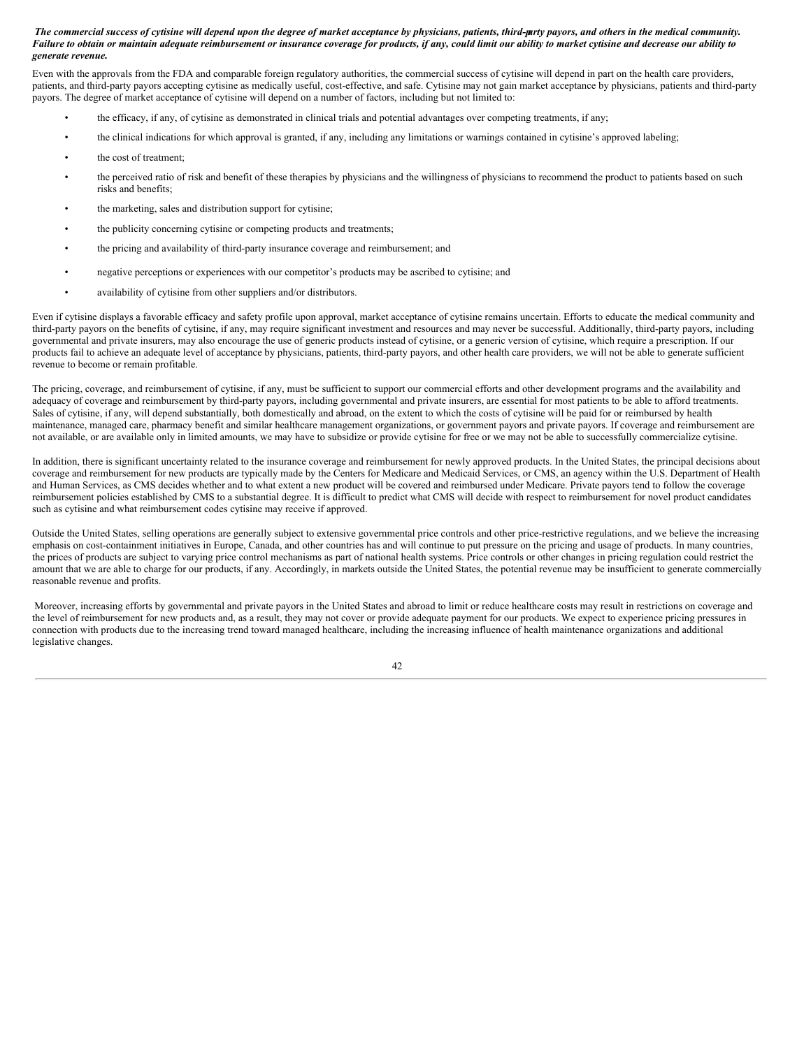***The commercial success of cytisine will depend upon the degree of market acceptance by physicians, patients, third-party payors, and others in the medical community. Failure to obtain or maintain adequate reimbursement or insurance coverage for products, if any, could limit our ability to market cytisine and decrease our ability to generate revenue.***

Even with the approvals from the FDA and comparable foreign regulatory authorities, the commercial success of cytisine will depend in part on the health care providers, patients, and third-party payors accepting cytisine as medically useful, cost-effective, and safe. Cytisine may not gain market acceptance by physicians, patients and third-party payors. The degree of market acceptance of cytisine will depend on a number of factors, including but not limited to:

- the efficacy, if any, of cytisine as demonstrated in clinical trials and potential advantages over competing treatments, if any;
- the clinical indications for which approval is granted, if any, including any limitations or warnings contained in cytisine's approved labeling;
- the cost of treatment;
- the perceived ratio of risk and benefit of these therapies by physicians and the willingness of physicians to recommend the product to patients based on such risks and benefits;
- the marketing, sales and distribution support for cytisine;
- the publicity concerning cytisine or competing products and treatments;
- the pricing and availability of third-party insurance coverage and reimbursement; and
- negative perceptions or experiences with our competitor's products may be ascribed to cytisine; and
- availability of cytisine from other suppliers and/or distributors.

Even if cytisine displays a favorable efficacy and safety profile upon approval, market acceptance of cytisine remains uncertain. Efforts to educate the medical community and third-party payors on the benefits of cytisine, if any, may require significant investment and resources and may never be successful. Additionally, third-party payors, including governmental and private insurers, may also encourage the use of generic products instead of cytisine, or a generic version of cytisine, which require a prescription. If our products fail to achieve an adequate level of acceptance by physicians, patients, third-party payors, and other health care providers, we will not be able to generate sufficient revenue to become or remain profitable.

The pricing, coverage, and reimbursement of cytisine, if any, must be sufficient to support our commercial efforts and other development programs and the availability and adequacy of coverage and reimbursement by third-party payors, including governmental and private insurers, are essential for most patients to be able to afford treatments. Sales of cytisine, if any, will depend substantially, both domestically and abroad, on the extent to which the costs of cytisine will be paid for or reimbursed by health maintenance, managed care, pharmacy benefit and similar healthcare management organizations, or government payors and private payors. If coverage and reimbursement are not available, or are available only in limited amounts, we may have to subsidize or provide cytisine for free or we may not be able to successfully commercialize cytisine.

In addition, there is significant uncertainty related to the insurance coverage and reimbursement for newly approved products. In the United States, the principal decisions about coverage and reimbursement for new products are typically made by the Centers for Medicare and Medicaid Services, or CMS, an agency within the U.S. Department of Health and Human Services, as CMS decides whether and to what extent a new product will be covered and reimbursed under Medicare. Private payors tend to follow the coverage reimbursement policies established by CMS to a substantial degree. It is difficult to predict what CMS will decide with respect to reimbursement for novel product candidates such as cytisine and what reimbursement codes cytisine may receive if approved.

Outside the United States, selling operations are generally subject to extensive governmental price controls and other price-restrictive regulations, and we believe the increasing emphasis on cost-containment initiatives in Europe, Canada, and other countries has and will continue to put pressure on the pricing and usage of products. In many countries, the prices of products are subject to varying price control mechanisms as part of national health systems. Price controls or other changes in pricing regulation could restrict the amount that we are able to charge for our products, if any. Accordingly, in markets outside the United States, the potential revenue may be insufficient to generate commercially reasonable revenue and profits.

Moreover, increasing efforts by governmental and private payors in the United States and abroad to limit or reduce healthcare costs may result in restrictions on coverage and the level of reimbursement for new products and, as a result, they may not cover or provide adequate payment for our products. We expect to experience pricing pressures in connection with products due to the increasing trend toward managed healthcare, including the increasing influence of health maintenance organizations and additional legislative changes.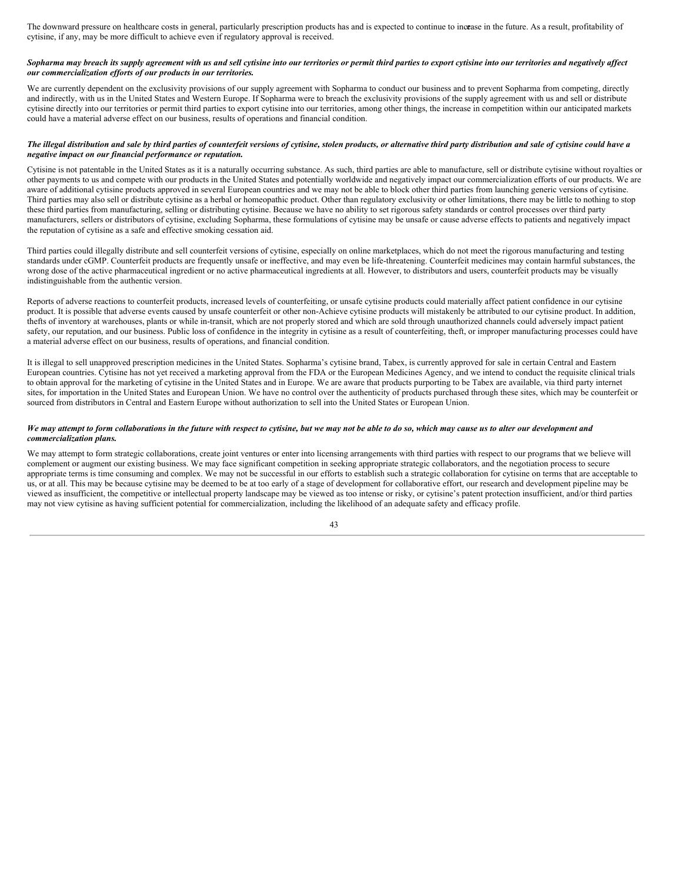The downward pressure on healthcare costs in general, particularly prescription products has and is expected to continue to increase in the future. As a result, profitability of cytisine, if any, may be more difficult to achieve even if regulatory approval is received.

***Sopharma may breach its supply agreement with us and sell cytisine into our territories or permit third parties to export cytisine into our territories and negatively affect our commercialization efforts of our products in our territories.***

We are currently dependent on the exclusivity provisions of our supply agreement with Sopharma to conduct our business and to prevent Sopharma from competing, directly and indirectly, with us in the United States and Western Europe. If Sopharma were to breach the exclusivity provisions of the supply agreement with us and sell or distribute cytisine directly into our territories or permit third parties to export cytisine into our territories, among other things, the increase in competition within our anticipated markets could have a material adverse effect on our business, results of operations and financial condition.

***The illegal distribution and sale by third parties of counterfeit versions of cytisine, stolen products, or alternative third party distribution and sale of cytisine could have a negative impact on our financial performance or reputation.***

Cytisine is not patentable in the United States as it is a naturally occurring substance. As such, third parties are able to manufacture, sell or distribute cytisine without royalties or other payments to us and compete with our products in the United States and potentially worldwide and negatively impact our commercialization efforts of our products. We are aware of additional cytisine products approved in several European countries and we may not be able to block other third parties from launching generic versions of cytisine. Third parties may also sell or distribute cytisine as a herbal or homeopathic product. Other than regulatory exclusivity or other limitations, there may be little to nothing to stop these third parties from manufacturing, selling or distributing cytisine. Because we have no ability to set rigorous safety standards or control processes over third party manufacturers, sellers or distributors of cytisine, excluding Sopharma, these formulations of cytisine may be unsafe or cause adverse effects to patients and negatively impact the reputation of cytisine as a safe and effective smoking cessation aid.

Third parties could illegally distribute and sell counterfeit versions of cytisine, especially on online marketplaces, which do not meet the rigorous manufacturing and testing standards under cGMP. Counterfeit products are frequently unsafe or ineffective, and may even be life-threatening. Counterfeit medicines may contain harmful substances, the wrong dose of the active pharmaceutical ingredient or no active pharmaceutical ingredients at all. However, to distributors and users, counterfeit products may be visually indistinguishable from the authentic version.

Reports of adverse reactions to counterfeit products, increased levels of counterfeiting, or unsafe cytisine products could materially affect patient confidence in our cytisine product. It is possible that adverse events caused by unsafe counterfeit or other non-Achieve cytisine products will mistakenly be attributed to our cytisine product. In addition, thefts of inventory at warehouses, plants or while in-transit, which are not properly stored and which are sold through unauthorized channels could adversely impact patient safety, our reputation, and our business. Public loss of confidence in the integrity in cytisine as a result of counterfeiting, theft, or improper manufacturing processes could have a material adverse effect on our business, results of operations, and financial condition.

It is illegal to sell unapproved prescription medicines in the United States. Sopharma's cytisine brand, Tabex, is currently approved for sale in certain Central and Eastern European countries. Cytisine has not yet received a marketing approval from the FDA or the European Medicines Agency, and we intend to conduct the requisite clinical trials to obtain approval for the marketing of cytisine in the United States and in Europe. We are aware that products purporting to be Tabex are available, via third party internet sites, for importation in the United States and European Union. We have no control over the authenticity of products purchased through these sites, which may be counterfeit or sourced from distributors in Central and Eastern Europe without authorization to sell into the United States or European Union.

***We may attempt to form collaborations in the future with respect to cytisine, but we may not be able to do so, which may cause us to alter our development and commercialization plans.***

We may attempt to form strategic collaborations, create joint ventures or enter into licensing arrangements with third parties with respect to our programs that we believe will complement or augment our existing business. We may face significant competition in seeking appropriate strategic collaborators, and the negotiation process to secure appropriate terms is time consuming and complex. We may not be successful in our efforts to establish such a strategic collaboration for cytisine on terms that are acceptable to us, or at all. This may be because cytisine may be deemed to be at too early of a stage of development for collaborative effort, our research and development pipeline may be viewed as insufficient, the competitive or intellectual property landscape may be viewed as too intense or risky, or cytisine's patent protection insufficient, and/or third parties may not view cytisine as having sufficient potential for commercialization, including the likelihood of an adequate safety and efficacy profile.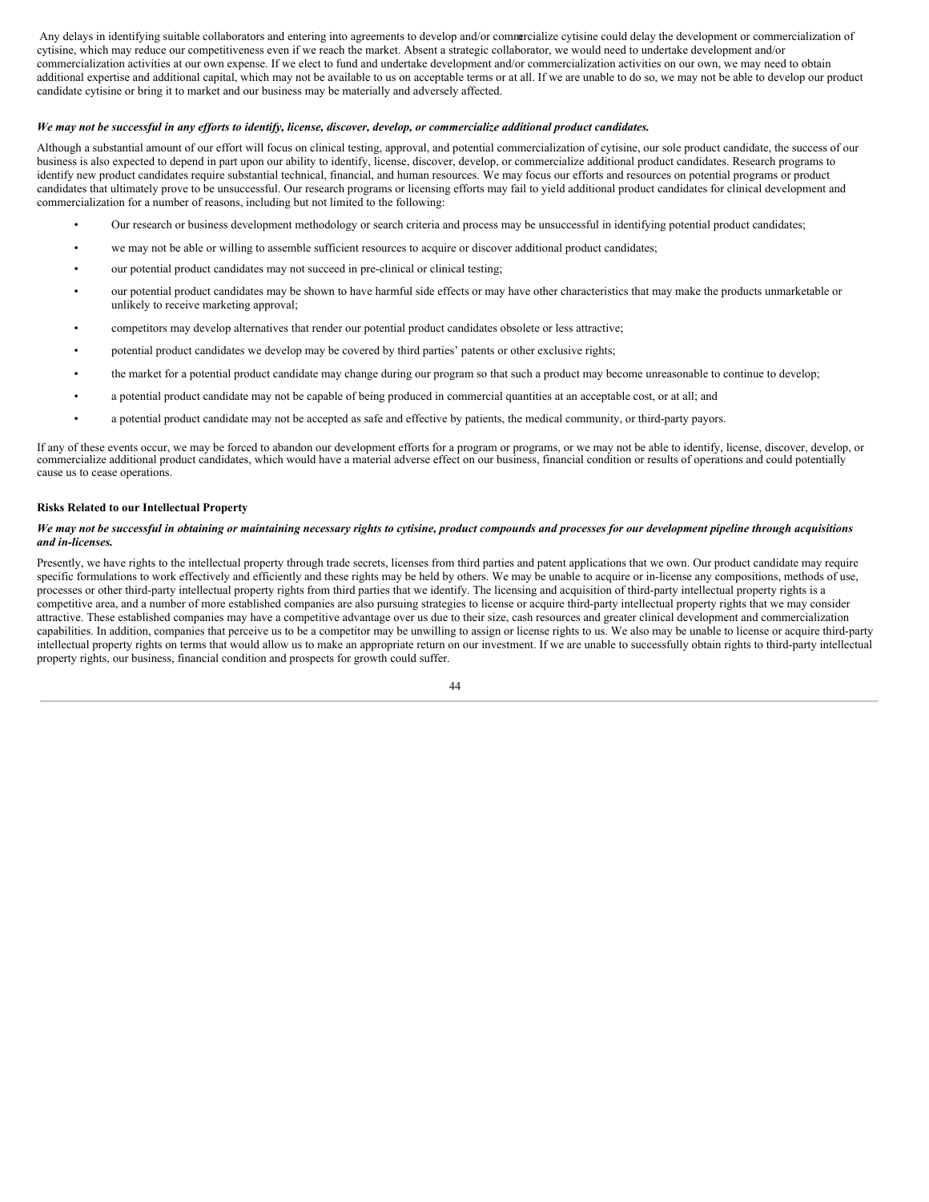Any delays in identifying suitable collaborators and entering into agreements to develop and/or commercialize cytisine could delay the development or commercialization of cytisine, which may reduce our competitiveness even if we reach the market. Absent a strategic collaborator, we would need to undertake development and/or commercialization activities at our own expense. If we elect to fund and undertake development and/or commercialization activities on our own, we may need to obtain additional expertise and additional capital, which may not be available to us on acceptable terms or at all. If we are unable to do so, we may not be able to develop our product candidate cytisine or bring it to market and our business may be materially and adversely affected.

***We may not be successful in any efforts to identify, license, discover, develop, or commercialize additional product candidates.***

Although a substantial amount of our effort will focus on clinical testing, approval, and potential commercialization of cytisine, our sole product candidate, the success of our business is also expected to depend in part upon our ability to identify, license, discover, develop, or commercialize additional product candidates. Research programs to identify new product candidates require substantial technical, financial, and human resources. We may focus our efforts and resources on potential programs or product candidates that ultimately prove to be unsuccessful. Our research programs or licensing efforts may fail to yield additional product candidates for clinical development and commercialization for a number of reasons, including but not limited to the following:

- Our research or business development methodology or search criteria and process may be unsuccessful in identifying potential product candidates;
- we may not be able or willing to assemble sufficient resources to acquire or discover additional product candidates;
- our potential product candidates may not succeed in pre-clinical or clinical testing;
- our potential product candidates may be shown to have harmful side effects or may have other characteristics that may make the products unmarketable or unlikely to receive marketing approval;
- competitors may develop alternatives that render our potential product candidates obsolete or less attractive;
- potential product candidates we develop may be covered by third parties' patents or other exclusive rights;
- the market for a potential product candidate may change during our program so that such a product may become unreasonable to continue to develop;
- a potential product candidate may not be capable of being produced in commercial quantities at an acceptable cost, or at all; and
- a potential product candidate may not be accepted as safe and effective by patients, the medical community, or third-party payors.

If any of these events occur, we may be forced to abandon our development efforts for a program or programs, or we may not be able to identify, license, discover, develop, or commercialize additional product candidates, which would have a material adverse effect on our business, financial condition or results of operations and could potentially cause us to cease operations.

**Risks Related to our Intellectual Property**

***We may not be successful in obtaining or maintaining necessary rights to cytisine, product compounds and processes for our development pipeline through acquisitions and in-licenses.***

Presently, we have rights to the intellectual property through trade secrets, licenses from third parties and patent applications that we own. Our product candidate may require specific formulations to work effectively and efficiently and these rights may be held by others. We may be unable to acquire or in-license any compositions, methods of use, processes or other third-party intellectual property rights from third parties that we identify. The licensing and acquisition of third-party intellectual property rights is a competitive area, and a number of more established companies are also pursuing strategies to license or acquire third-party intellectual property rights that we may consider attractive. These established companies may have a competitive advantage over us due to their size, cash resources and greater clinical development and commercialization capabilities. In addition, companies that perceive us to be a competitor may be unwilling to assign or license rights to us. We also may be unable to license or acquire third-party intellectual property rights on terms that would allow us to make an appropriate return on our investment. If we are unable to successfully obtain rights to third-party intellectual property rights, our business, financial condition and prospects for growth could suffer.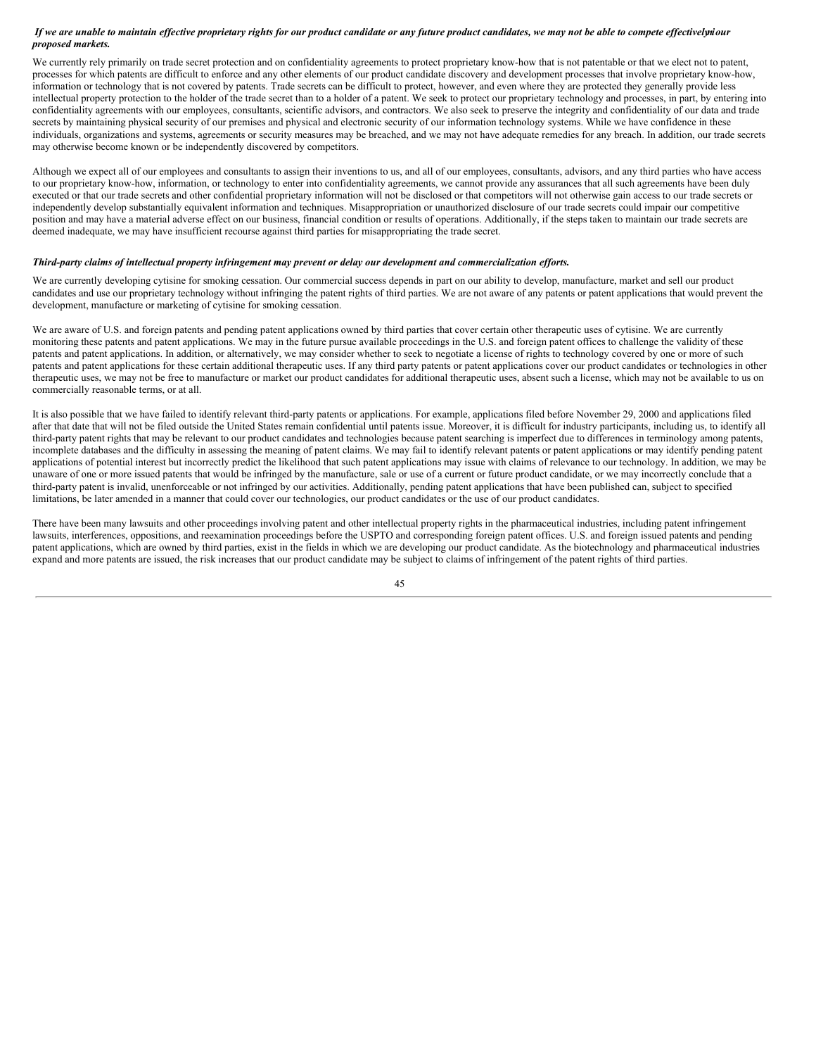***If we are unable to maintain effective proprietary rights for our product candidate or any future product candidates, we may not be able to compete effectively in our proposed markets.***

We currently rely primarily on trade secret protection and on confidentiality agreements to protect proprietary know-how that is not patentable or that we elect not to patent, processes for which patents are difficult to enforce and any other elements of our product candidate discovery and development processes that involve proprietary know-how, information or technology that is not covered by patents. Trade secrets can be difficult to protect, however, and even where they are protected they generally provide less intellectual property protection to the holder of the trade secret than to a holder of a patent. We seek to protect our proprietary technology and processes, in part, by entering into confidentiality agreements with our employees, consultants, scientific advisors, and contractors. We also seek to preserve the integrity and confidentiality of our data and trade secrets by maintaining physical security of our premises and physical and electronic security of our information technology systems. While we have confidence in these individuals, organizations and systems, agreements or security measures may be breached, and we may not have adequate remedies for any breach. In addition, our trade secrets may otherwise become known or be independently discovered by competitors.

Although we expect all of our employees and consultants to assign their inventions to us, and all of our employees, consultants, advisors, and any third parties who have access to our proprietary know-how, information, or technology to enter into confidentiality agreements, we cannot provide any assurances that all such agreements have been duly executed or that our trade secrets and other confidential proprietary information will not be disclosed or that competitors will not otherwise gain access to our trade secrets or independently develop substantially equivalent information and techniques. Misappropriation or unauthorized disclosure of our trade secrets could impair our competitive position and may have a material adverse effect on our business, financial condition or results of operations. Additionally, if the steps taken to maintain our trade secrets are deemed inadequate, we may have insufficient recourse against third parties for misappropriating the trade secret.

***Third-party claims of intellectual property infringement may prevent or delay our development and commercialization efforts.***

We are currently developing cytisine for smoking cessation. Our commercial success depends in part on our ability to develop, manufacture, market and sell our product candidates and use our proprietary technology without infringing the patent rights of third parties. We are not aware of any patents or patent applications that would prevent the development, manufacture or marketing of cytisine for smoking cessation.

We are aware of U.S. and foreign patents and pending patent applications owned by third parties that cover certain other therapeutic uses of cytisine. We are currently monitoring these patents and patent applications. We may in the future pursue available proceedings in the U.S. and foreign patent offices to challenge the validity of these patents and patent applications. In addition, or alternatively, we may consider whether to seek to negotiate a license of rights to technology covered by one or more of such patents and patent applications for these certain additional therapeutic uses. If any third party patents or patent applications cover our product candidates or technologies in other therapeutic uses, we may not be free to manufacture or market our product candidates for additional therapeutic uses, absent such a license, which may not be available to us on commercially reasonable terms, or at all.

It is also possible that we have failed to identify relevant third-party patents or applications. For example, applications filed before November 29, 2000 and applications filed after that date that will not be filed outside the United States remain confidential until patents issue. Moreover, it is difficult for industry participants, including us, to identify all third-party patent rights that may be relevant to our product candidates and technologies because patent searching is imperfect due to differences in terminology among patents, incomplete databases and the difficulty in assessing the meaning of patent claims. We may fail to identify relevant patents or patent applications or may identify pending patent applications of potential interest but incorrectly predict the likelihood that such patent applications may issue with claims of relevance to our technology. In addition, we may be unaware of one or more issued patents that would be infringed by the manufacture, sale or use of a current or future product candidate, or we may incorrectly conclude that a third-party patent is invalid, unenforceable or not infringed by our activities. Additionally, pending patent applications that have been published can, subject to specified limitations, be later amended in a manner that could cover our technologies, our product candidates or the use of our product candidates.

There have been many lawsuits and other proceedings involving patent and other intellectual property rights in the pharmaceutical industries, including patent infringement lawsuits, interferences, oppositions, and reexamination proceedings before the USPTO and corresponding foreign patent offices. U.S. and foreign issued patents and pending patent applications, which are owned by third parties, exist in the fields in which we are developing our product candidate. As the biotechnology and pharmaceutical industries expand and more patents are issued, the risk increases that our product candidate may be subject to claims of infringement of the patent rights of third parties.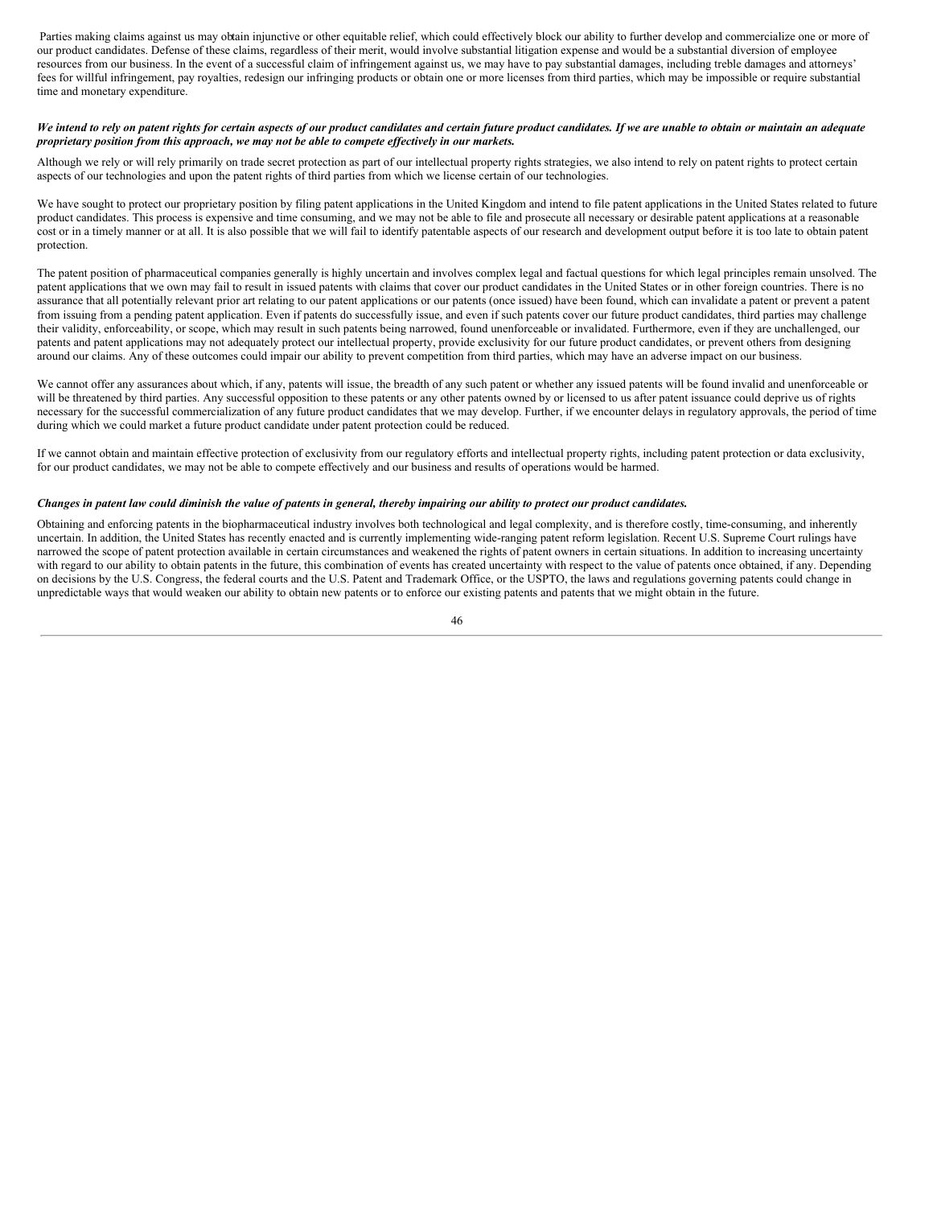Parties making claims against us may obtain injunctive or other equitable relief, which could effectively block our ability to further develop and commercialize one or more of our product candidates. Defense of these claims, regardless of their merit, would involve substantial litigation expense and would be a substantial diversion of employee resources from our business. In the event of a successful claim of infringement against us, we may have to pay substantial damages, including treble damages and attorneys' fees for willful infringement, pay royalties, redesign our infringing products or obtain one or more licenses from third parties, which may be impossible or require substantial time and monetary expenditure.

***We intend to rely on patent rights for certain aspects of our product candidates and certain future product candidates. If we are unable to obtain or maintain an adequate proprietary position from this approach, we may not be able to compete effectively in our markets.***

Although we rely or will rely primarily on trade secret protection as part of our intellectual property rights strategies, we also intend to rely on patent rights to protect certain aspects of our technologies and upon the patent rights of third parties from which we license certain of our technologies.

We have sought to protect our proprietary position by filing patent applications in the United Kingdom and intend to file patent applications in the United States related to future product candidates. This process is expensive and time consuming, and we may not be able to file and prosecute all necessary or desirable patent applications at a reasonable cost or in a timely manner or at all. It is also possible that we will fail to identify patentable aspects of our research and development output before it is too late to obtain patent protection.

The patent position of pharmaceutical companies generally is highly uncertain and involves complex legal and factual questions for which legal principles remain unsolved. The patent applications that we own may fail to result in issued patents with claims that cover our product candidates in the United States or in other foreign countries. There is no assurance that all potentially relevant prior art relating to our patent applications or our patents (once issued) have been found, which can invalidate a patent or prevent a patent from issuing from a pending patent application. Even if patents do successfully issue, and even if such patents cover our future product candidates, third parties may challenge their validity, enforceability, or scope, which may result in such patents being narrowed, found unenforceable or invalidated. Furthermore, even if they are unchallenged, our patents and patent applications may not adequately protect our intellectual property, provide exclusivity for our future product candidates, or prevent others from designing around our claims. Any of these outcomes could impair our ability to prevent competition from third parties, which may have an adverse impact on our business.

We cannot offer any assurances about which, if any, patents will issue, the breadth of any such patent or whether any issued patents will be found invalid and unenforceable or will be threatened by third parties. Any successful opposition to these patents or any other patents owned by or licensed to us after patent issuance could deprive us of rights necessary for the successful commercialization of any future product candidates that we may develop. Further, if we encounter delays in regulatory approvals, the period of time during which we could market a future product candidate under patent protection could be reduced.

If we cannot obtain and maintain effective protection of exclusivity from our regulatory efforts and intellectual property rights, including patent protection or data exclusivity, for our product candidates, we may not be able to compete effectively and our business and results of operations would be harmed.

***Changes in patent law could diminish the value of patents in general, thereby impairing our ability to protect our product candidates.***

Obtaining and enforcing patents in the biopharmaceutical industry involves both technological and legal complexity, and is therefore costly, time-consuming, and inherently uncertain. In addition, the United States has recently enacted and is currently implementing wide-ranging patent reform legislation. Recent U.S. Supreme Court rulings have narrowed the scope of patent protection available in certain circumstances and weakened the rights of patent owners in certain situations. In addition to increasing uncertainty with regard to our ability to obtain patents in the future, this combination of events has created uncertainty with respect to the value of patents once obtained, if any. Depending on decisions by the U.S. Congress, the federal courts and the U.S. Patent and Trademark Office, or the USPTO, the laws and regulations governing patents could change in unpredictable ways that would weaken our ability to obtain new patents or to enforce our existing patents and patents that we might obtain in the future.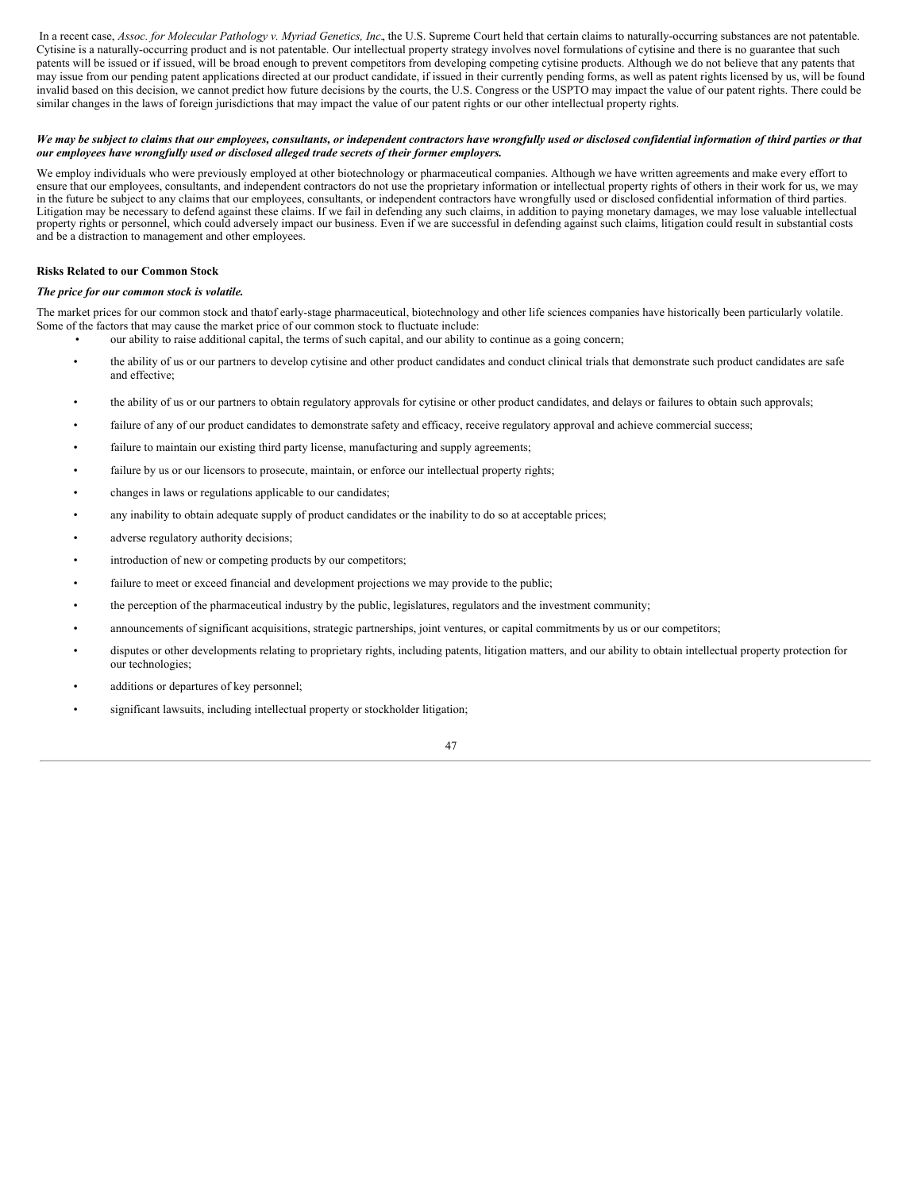In a recent case, *Assoc. for Molecular Pathology v. Myriad Genetics, Inc*., the U.S. Supreme Court held that certain claims to naturally-occurring substances are not patentable. Cytisine is a naturally-occurring product and is not patentable. Our intellectual property strategy involves novel formulations of cytisine and there is no guarantee that such patents will be issued or if issued, will be broad enough to prevent competitors from developing competing cytisine products. Although we do not believe that any patents that may issue from our pending patent applications directed at our product candidate, if issued in their currently pending forms, as well as patent rights licensed by us, will be found invalid based on this decision, we cannot predict how future decisions by the courts, the U.S. Congress or the USPTO may impact the value of our patent rights. There could be similar changes in the laws of foreign jurisdictions that may impact the value of our patent rights or our other intellectual property rights.

***We may be subject to claims that our employees, consultants, or independent contractors have wrongfully used or disclosed confidential information of third parties or that our employees have wrongfully used or disclosed alleged trade secrets of their former employers.***

We employ individuals who were previously employed at other biotechnology or pharmaceutical companies. Although we have written agreements and make every effort to ensure that our employees, consultants, and independent contractors do not use the proprietary information or intellectual property rights of others in their work for us, we may in the future be subject to any claims that our employees, consultants, or independent contractors have wrongfully used or disclosed confidential information of third parties. Litigation may be necessary to defend against these claims. If we fail in defending any such claims, in addition to paying monetary damages, we may lose valuable intellectual property rights or personnel, which could adversely impact our business. Even if we are successful in defending against such claims, litigation could result in substantial costs and be a distraction to management and other employees.

**Risks Related to our Common Stock**

***The price for our common stock is volatile.***

The market prices for our common stock and thatof early-stage pharmaceutical, biotechnology and other life sciences companies have historically been particularly volatile. Some of the factors that may cause the market price of our common stock to fluctuate include:

- our ability to raise additional capital, the terms of such capital, and our ability to continue as a going concern;
- the ability of us or our partners to develop cytisine and other product candidates and conduct clinical trials that demonstrate such product candidates are safe and effective;
- the ability of us or our partners to obtain regulatory approvals for cytisine or other product candidates, and delays or failures to obtain such approvals;
- failure of any of our product candidates to demonstrate safety and efficacy, receive regulatory approval and achieve commercial success;
- failure to maintain our existing third party license, manufacturing and supply agreements;
- failure by us or our licensors to prosecute, maintain, or enforce our intellectual property rights;
- changes in laws or regulations applicable to our candidates;
- any inability to obtain adequate supply of product candidates or the inability to do so at acceptable prices;
- adverse regulatory authority decisions;
- introduction of new or competing products by our competitors;
- failure to meet or exceed financial and development projections we may provide to the public;
- the perception of the pharmaceutical industry by the public, legislatures, regulators and the investment community;
- announcements of significant acquisitions, strategic partnerships, joint ventures, or capital commitments by us or our competitors;
- disputes or other developments relating to proprietary rights, including patents, litigation matters, and our ability to obtain intellectual property protection for our technologies;
- additions or departures of key personnel;
- significant lawsuits, including intellectual property or stockholder litigation;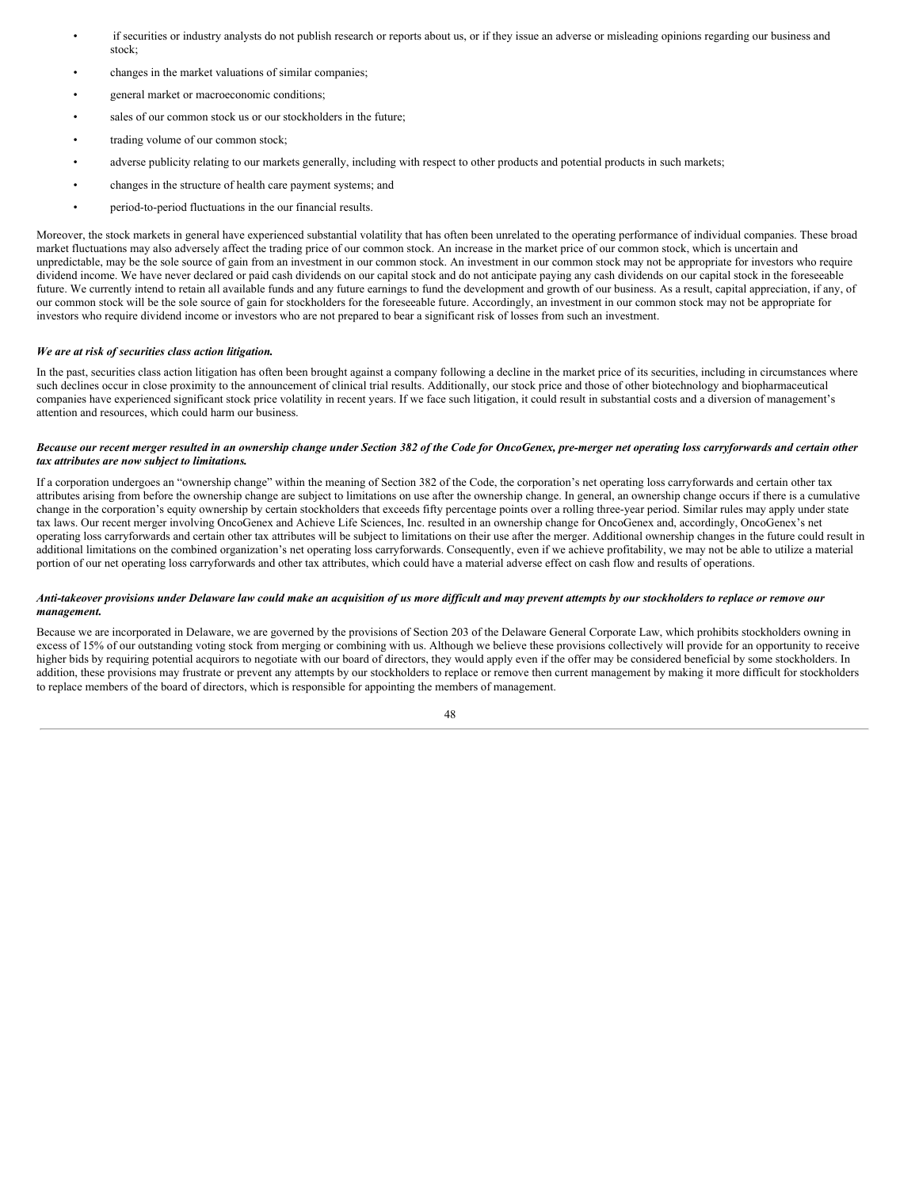- if securities or industry analysts do not publish research or reports about us, or if they issue an adverse or misleading opinions regarding our business and stock;
- changes in the market valuations of similar companies;
- general market or macroeconomic conditions;
- sales of our common stock us or our stockholders in the future;
- trading volume of our common stock;
- adverse publicity relating to our markets generally, including with respect to other products and potential products in such markets;
- changes in the structure of health care payment systems; and
- period-to-period fluctuations in the our financial results.

Moreover, the stock markets in general have experienced substantial volatility that has often been unrelated to the operating performance of individual companies. These broad market fluctuations may also adversely affect the trading price of our common stock. An increase in the market price of our common stock, which is uncertain and unpredictable, may be the sole source of gain from an investment in our common stock. An investment in our common stock may not be appropriate for investors who require dividend income. We have never declared or paid cash dividends on our capital stock and do not anticipate paying any cash dividends on our capital stock in the foreseeable future. We currently intend to retain all available funds and any future earnings to fund the development and growth of our business. As a result, capital appreciation, if any, of our common stock will be the sole source of gain for stockholders for the foreseeable future. Accordingly, an investment in our common stock may not be appropriate for investors who require dividend income or investors who are not prepared to bear a significant risk of losses from such an investment.

***We are at risk of securities class action litigation.***

In the past, securities class action litigation has often been brought against a company following a decline in the market price of its securities, including in circumstances where such declines occur in close proximity to the announcement of clinical trial results. Additionally, our stock price and those of other biotechnology and biopharmaceutical companies have experienced significant stock price volatility in recent years. If we face such litigation, it could result in substantial costs and a diversion of management's attention and resources, which could harm our business.

***Because our recent merger resulted in an ownership change under Section 382 of the Code for OncoGenex, pre-merger net operating loss carryforwards and certain other tax attributes are now subject to limitations.***

If a corporation undergoes an "ownership change" within the meaning of Section 382 of the Code, the corporation's net operating loss carryforwards and certain other tax attributes arising from before the ownership change are subject to limitations on use after the ownership change. In general, an ownership change occurs if there is a cumulative change in the corporation's equity ownership by certain stockholders that exceeds fifty percentage points over a rolling three-year period. Similar rules may apply under state tax laws. Our recent merger involving OncoGenex and Achieve Life Sciences, Inc. resulted in an ownership change for OncoGenex and, accordingly, OncoGenex's net operating loss carryforwards and certain other tax attributes will be subject to limitations on their use after the merger. Additional ownership changes in the future could result in additional limitations on the combined organization's net operating loss carryforwards. Consequently, even if we achieve profitability, we may not be able to utilize a material portion of our net operating loss carryforwards and other tax attributes, which could have a material adverse effect on cash flow and results of operations.

***Anti-takeover provisions under Delaware law could make an acquisition of us more difficult and may prevent attempts by our stockholders to replace or remove our management.***

Because we are incorporated in Delaware, we are governed by the provisions of Section 203 of the Delaware General Corporate Law, which prohibits stockholders owning in excess of 15% of our outstanding voting stock from merging or combining with us. Although we believe these provisions collectively will provide for an opportunity to receive higher bids by requiring potential acquirors to negotiate with our board of directors, they would apply even if the offer may be considered beneficial by some stockholders. In addition, these provisions may frustrate or prevent any attempts by our stockholders to replace or remove then current management by making it more difficult for stockholders to replace members of the board of directors, which is responsible for appointing the members of management.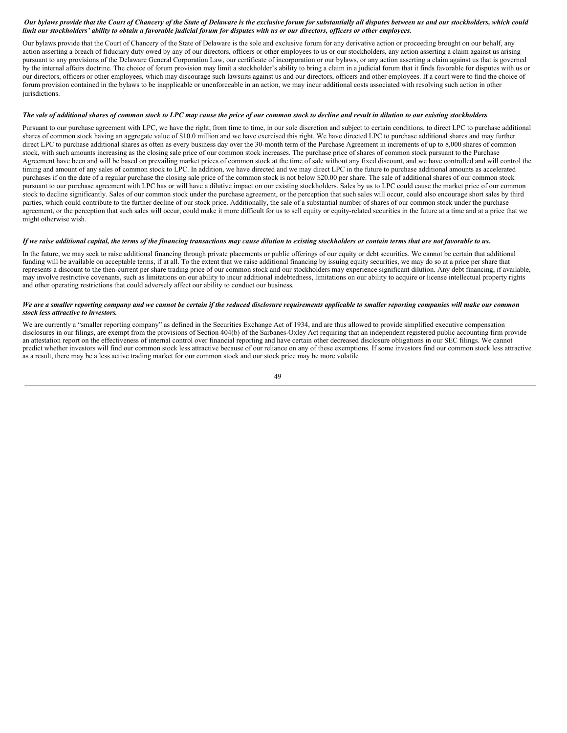***Our bylaws provide that the Court of Chancery of the State of Delaware is the exclusive forum for substantially all disputes between us and our stockholders, which could limit our stockholders' ability to obtain a favorable judicial forum for disputes with us or our directors, officers or other employees.***

Our bylaws provide that the Court of Chancery of the State of Delaware is the sole and exclusive forum for any derivative action or proceeding brought on our behalf, any action asserting a breach of fiduciary duty owed by any of our directors, officers or other employees to us or our stockholders, any action asserting a claim against us arising pursuant to any provisions of the Delaware General Corporation Law, our certificate of incorporation or our bylaws, or any action asserting a claim against us that is governed by the internal affairs doctrine. The choice of forum provision may limit a stockholder's ability to bring a claim in a judicial forum that it finds favorable for disputes with us or our directors, officers or other employees, which may discourage such lawsuits against us and our directors, officers and other employees. If a court were to find the choice of forum provision contained in the bylaws to be inapplicable or unenforceable in an action, we may incur additional costs associated with resolving such action in other jurisdictions.

***The sale of additional shares of common stock to LPC may cause the price of our common stock to decline and result in dilution to our existing stockholders***

Pursuant to our purchase agreement with LPC, we have the right, from time to time, in our sole discretion and subject to certain conditions, to direct LPC to purchase additional shares of common stock having an aggregate value of $10.0 million and we have exercised this right. We have directed LPC to purchase additional shares and may further direct LPC to purchase additional shares as often as every business day over the 30-month term of the Purchase Agreement in increments of up to 8,000 shares of common stock, with such amounts increasing as the closing sale price of our common stock increases. The purchase price of shares of common stock pursuant to the Purchase Agreement have been and will be based on prevailing market prices of common stock at the time of sale without any fixed discount, and we have controlled and will control the timing and amount of any sales of common stock to LPC. In addition, we have directed and we may direct LPC in the future to purchase additional amounts as accelerated purchases if on the date of a regular purchase the closing sale price of the common stock is not below $20.00 per share. The sale of additional shares of our common stock pursuant to our purchase agreement with LPC has or will have a dilutive impact on our existing stockholders. Sales by us to LPC could cause the market price of our common stock to decline significantly. Sales of our common stock under the purchase agreement, or the perception that such sales will occur, could also encourage short sales by third parties, which could contribute to the further decline of our stock price. Additionally, the sale of a substantial number of shares of our common stock under the purchase agreement, or the perception that such sales will occur, could make it more difficult for us to sell equity or equity-related securities in the future at a time and at a price that we might otherwise wish.

***If we raise additional capital, the terms of the financing transactions may cause dilution to existing stockholders or contain terms that are not favorable to us.***

In the future, we may seek to raise additional financing through private placements or public offerings of our equity or debt securities. We cannot be certain that additional funding will be available on acceptable terms, if at all. To the extent that we raise additional financing by issuing equity securities, we may do so at a price per share that represents a discount to the then-current per share trading price of our common stock and our stockholders may experience significant dilution. Any debt financing, if available, may involve restrictive covenants, such as limitations on our ability to incur additional indebtedness, limitations on our ability to acquire or license intellectual property rights and other operating restrictions that could adversely affect our ability to conduct our business.

***We are a smaller reporting company and we cannot be certain if the reduced disclosure requirements applicable to smaller reporting companies will make our common stock less attractive to investors.***

We are currently a "smaller reporting company" as defined in the Securities Exchange Act of 1934, and are thus allowed to provide simplified executive compensation disclosures in our filings, are exempt from the provisions of Section 404(b) of the Sarbanes-Oxley Act requiring that an independent registered public accounting firm provide an attestation report on the effectiveness of internal control over financial reporting and have certain other decreased disclosure obligations in our SEC filings. We cannot predict whether investors will find our common stock less attractive because of our reliance on any of these exemptions. If some investors find our common stock less attractive as a result, there may be a less active trading market for our common stock and our stock price may be more volatile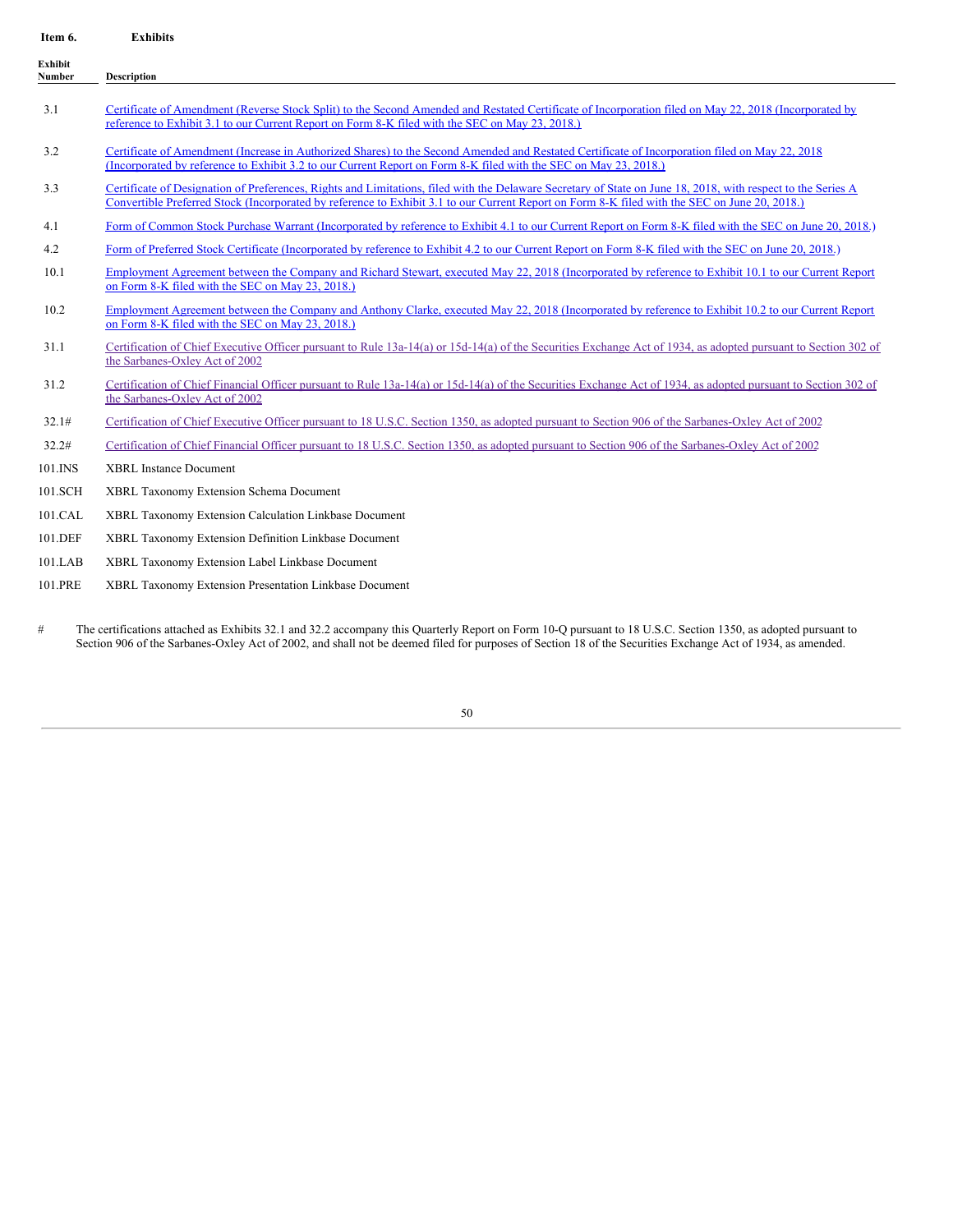**Item 6. Exhibits**

| Exhibit Number | Description |
|---|---|
| 3.1 | Certificate of Amendment (Reverse Stock Split) to the Second Amended and Restated Certificate of Incorporation filed on May 22, 2018 (Incorporated by reference to Exhibit 3.1 to our Current Report on Form 8-K filed with the SEC on May 23, 2018.) |
| 3.2 | Certificate of Amendment (Increase in Authorized Shares) to the Second Amended and Restated Certificate of Incorporation filed on May 22, 2018 (Incorporated by reference to Exhibit 3.2 to our Current Report on Form 8-K filed with the SEC on May 23, 2018.) |
| 3.3 | Certificate of Designation of Preferences, Rights and Limitations, filed with the Delaware Secretary of State on June 18, 2018, with respect to the Series A Convertible Preferred Stock (Incorporated by reference to Exhibit 3.1 to our Current Report on Form 8-K filed with the SEC on June 20, 2018.) |
| 4.1 | Form of Common Stock Purchase Warrant (Incorporated by reference to Exhibit 4.1 to our Current Report on Form 8-K filed with the SEC on June 20, 2018.) |
| 4.2 | Form of Preferred Stock Certificate (Incorporated by reference to Exhibit 4.2 to our Current Report on Form 8-K filed with the SEC on June 20, 2018.) |
| 10.1 | Employment Agreement between the Company and Richard Stewart, executed May 22, 2018 (Incorporated by reference to Exhibit 10.1 to our Current Report on Form 8-K filed with the SEC on May 23, 2018.) |
| 10.2 | Employment Agreement between the Company and Anthony Clarke, executed May 22, 2018 (Incorporated by reference to Exhibit 10.2 to our Current Report on Form 8-K filed with the SEC on May 23, 2018.) |
| 31.1 | Certification of Chief Executive Officer pursuant to Rule 13a-14(a) or 15d-14(a) of the Securities Exchange Act of 1934, as adopted pursuant to Section 302 of the Sarbanes-Oxley Act of 2002 |
| 31.2 | Certification of Chief Financial Officer pursuant to Rule 13a-14(a) or 15d-14(a) of the Securities Exchange Act of 1934, as adopted pursuant to Section 302 of the Sarbanes-Oxley Act of 2002 |
| 32.1# | Certification of Chief Executive Officer pursuant to 18 U.S.C. Section 1350, as adopted pursuant to Section 906 of the Sarbanes-Oxley Act of 2002 |
| 32.2# | Certification of Chief Financial Officer pursuant to 18 U.S.C. Section 1350, as adopted pursuant to Section 906 of the Sarbanes-Oxley Act of 2002 |
| 101.INS | XBRL Instance Document |
| 101.SCH | XBRL Taxonomy Extension Schema Document |
| 101.CAL | XBRL Taxonomy Extension Calculation Linkbase Document |
| 101.DEF | XBRL Taxonomy Extension Definition Linkbase Document |
| 101.LAB | XBRL Taxonomy Extension Label Linkbase Document |
| 101.PRE | XBRL Taxonomy Extension Presentation Linkbase Document |

# The certifications attached as Exhibits 32.1 and 32.2 accompany this Quarterly Report on Form 10-Q pursuant to 18 U.S.C. Section 1350, as adopted pursuant to Section 906 of the Sarbanes-Oxley Act of 2002, and shall not be deemed filed for purposes of Section 18 of the Securities Exchange Act of 1934, as amended.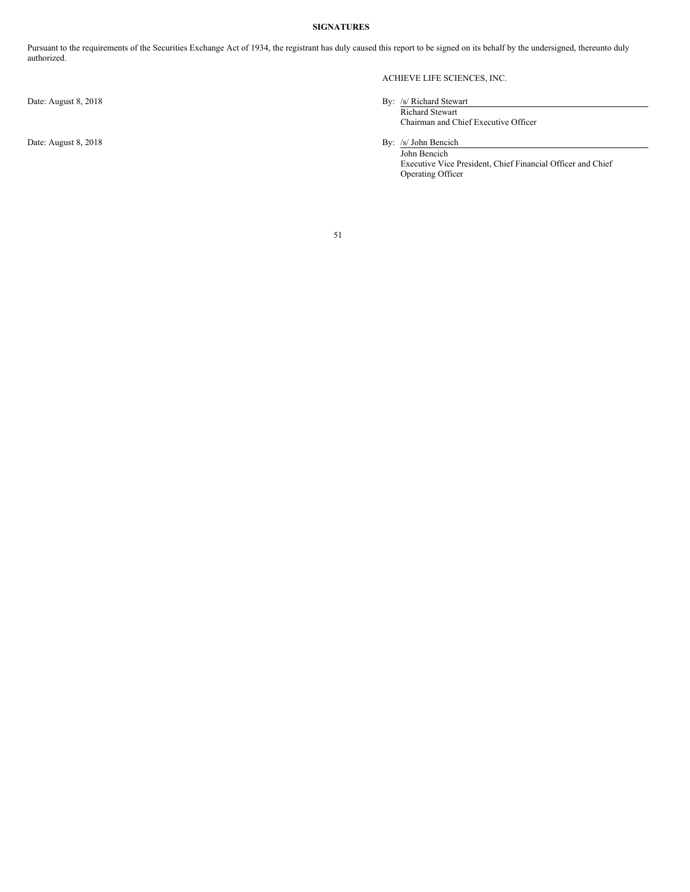**SIGNATURES**

Pursuant to the requirements of the Securities Exchange Act of 1934, the registrant has duly caused this report to be signed on its behalf by the undersigned, thereunto duly authorized.

ACHIEVE LIFE SCIENCES, INC.

Date: August 8, 2018

By: /s/ Richard Stewart
Richard Stewart
Chairman and Chief Executive Officer

Date: August 8, 2018

By: /s/ John Bencich
John Bencich
Executive Vice President, Chief Financial Officer and Chief Operating Officer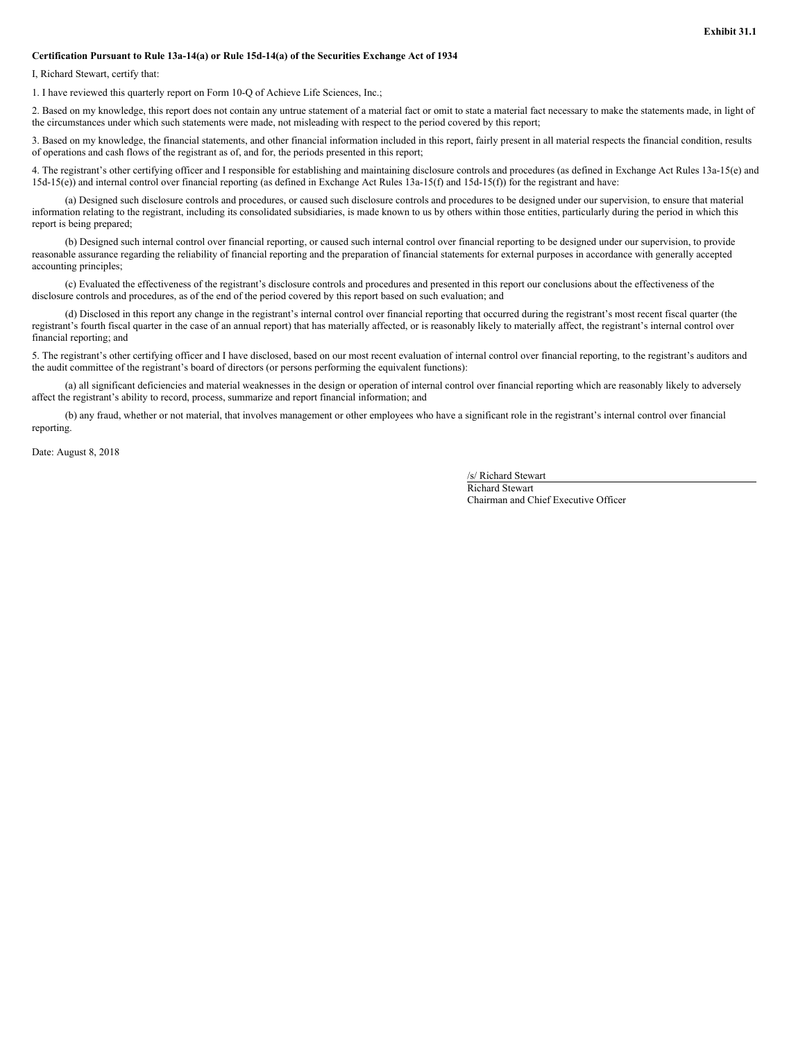**Exhibit 31.1**

**Certification Pursuant to Rule 13a-14(a) or Rule 15d-14(a) of the Securities Exchange Act of 1934**

I, Richard Stewart, certify that:

1. I have reviewed this quarterly report on Form 10-Q of Achieve Life Sciences, Inc.;

2. Based on my knowledge, this report does not contain any untrue statement of a material fact or omit to state a material fact necessary to make the statements made, in light of the circumstances under which such statements were made, not misleading with respect to the period covered by this report;

3. Based on my knowledge, the financial statements, and other financial information included in this report, fairly present in all material respects the financial condition, results of operations and cash flows of the registrant as of, and for, the periods presented in this report;

4. The registrant's other certifying officer and I responsible for establishing and maintaining disclosure controls and procedures (as defined in Exchange Act Rules 13a-15(e) and 15d-15(e)) and internal control over financial reporting (as defined in Exchange Act Rules 13a-15(f) and 15d-15(f)) for the registrant and have:

(a) Designed such disclosure controls and procedures, or caused such disclosure controls and procedures to be designed under our supervision, to ensure that material information relating to the registrant, including its consolidated subsidiaries, is made known to us by others within those entities, particularly during the period in which this report is being prepared;

(b) Designed such internal control over financial reporting, or caused such internal control over financial reporting to be designed under our supervision, to provide reasonable assurance regarding the reliability of financial reporting and the preparation of financial statements for external purposes in accordance with generally accepted accounting principles;

(c) Evaluated the effectiveness of the registrant's disclosure controls and procedures and presented in this report our conclusions about the effectiveness of the disclosure controls and procedures, as of the end of the period covered by this report based on such evaluation; and

(d) Disclosed in this report any change in the registrant's internal control over financial reporting that occurred during the registrant's most recent fiscal quarter (the registrant's fourth fiscal quarter in the case of an annual report) that has materially affected, or is reasonably likely to materially affect, the registrant's internal control over financial reporting; and

5. The registrant's other certifying officer and I have disclosed, based on our most recent evaluation of internal control over financial reporting, to the registrant's auditors and the audit committee of the registrant's board of directors (or persons performing the equivalent functions):

(a) all significant deficiencies and material weaknesses in the design or operation of internal control over financial reporting which are reasonably likely to adversely affect the registrant's ability to record, process, summarize and report financial information; and

(b) any fraud, whether or not material, that involves management or other employees who have a significant role in the registrant's internal control over financial reporting.

Date: August 8, 2018

/s/ Richard Stewart
Richard Stewart
Chairman and Chief Executive Officer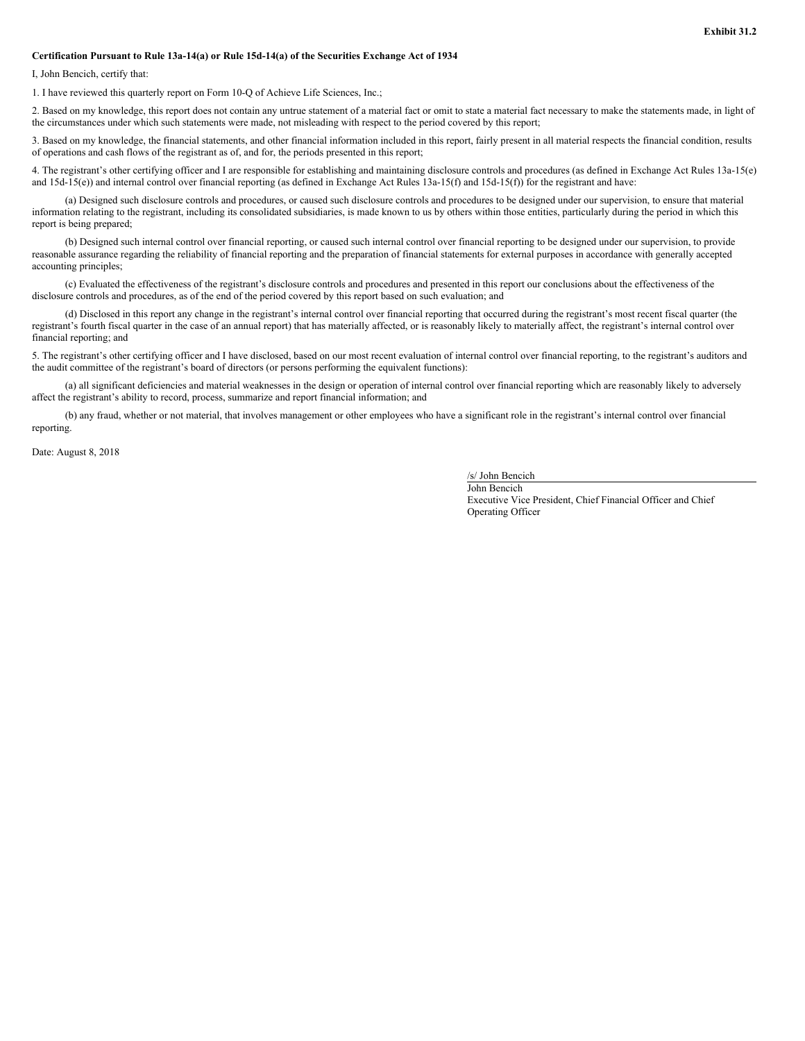**Exhibit 31.2**

**Certification Pursuant to Rule 13a-14(a) or Rule 15d-14(a) of the Securities Exchange Act of 1934**

I, John Bencich, certify that:

1. I have reviewed this quarterly report on Form 10-Q of Achieve Life Sciences, Inc.;

2. Based on my knowledge, this report does not contain any untrue statement of a material fact or omit to state a material fact necessary to make the statements made, in light of the circumstances under which such statements were made, not misleading with respect to the period covered by this report;

3. Based on my knowledge, the financial statements, and other financial information included in this report, fairly present in all material respects the financial condition, results of operations and cash flows of the registrant as of, and for, the periods presented in this report;

4. The registrant's other certifying officer and I are responsible for establishing and maintaining disclosure controls and procedures (as defined in Exchange Act Rules 13a-15(e) and 15d-15(e)) and internal control over financial reporting (as defined in Exchange Act Rules 13a-15(f) and 15d-15(f)) for the registrant and have:

(a) Designed such disclosure controls and procedures, or caused such disclosure controls and procedures to be designed under our supervision, to ensure that material information relating to the registrant, including its consolidated subsidiaries, is made known to us by others within those entities, particularly during the period in which this report is being prepared;

(b) Designed such internal control over financial reporting, or caused such internal control over financial reporting to be designed under our supervision, to provide reasonable assurance regarding the reliability of financial reporting and the preparation of financial statements for external purposes in accordance with generally accepted accounting principles;

(c) Evaluated the effectiveness of the registrant's disclosure controls and procedures and presented in this report our conclusions about the effectiveness of the disclosure controls and procedures, as of the end of the period covered by this report based on such evaluation; and

(d) Disclosed in this report any change in the registrant's internal control over financial reporting that occurred during the registrant's most recent fiscal quarter (the registrant's fourth fiscal quarter in the case of an annual report) that has materially affected, or is reasonably likely to materially affect, the registrant's internal control over financial reporting; and

5. The registrant's other certifying officer and I have disclosed, based on our most recent evaluation of internal control over financial reporting, to the registrant's auditors and the audit committee of the registrant's board of directors (or persons performing the equivalent functions):

(a) all significant deficiencies and material weaknesses in the design or operation of internal control over financial reporting which are reasonably likely to adversely affect the registrant's ability to record, process, summarize and report financial information; and

(b) any fraud, whether or not material, that involves management or other employees who have a significant role in the registrant's internal control over financial reporting.

Date: August 8, 2018

/s/ John Bencich
John Bencich
Executive Vice President, Chief Financial Officer and Chief Operating Officer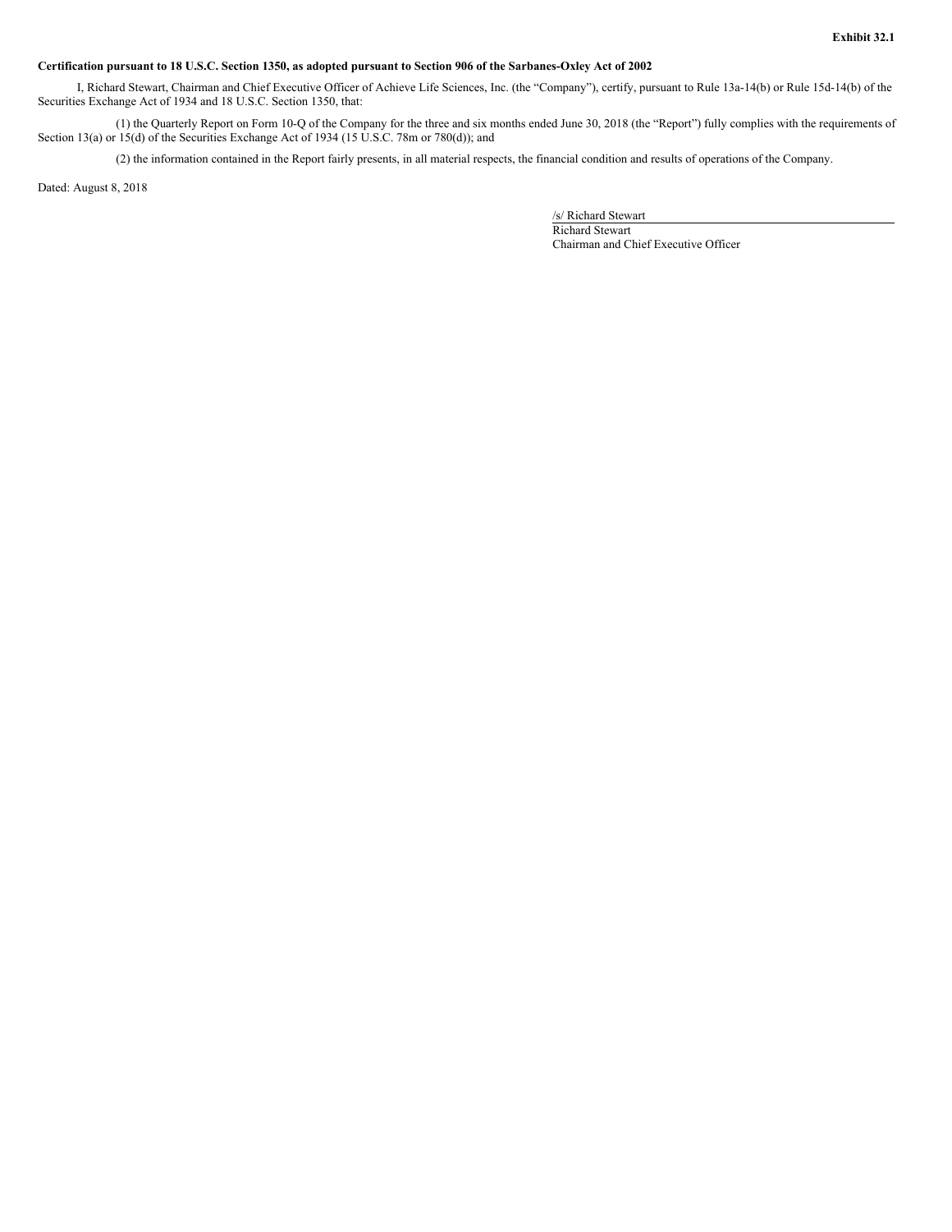**Exhibit 32.1**

**Certification pursuant to 18 U.S.C. Section 1350, as adopted pursuant to Section 906 of the Sarbanes-Oxley Act of 2002**

I, Richard Stewart, Chairman and Chief Executive Officer of Achieve Life Sciences, Inc. (the "Company"), certify, pursuant to Rule 13a-14(b) or Rule 15d-14(b) of the Securities Exchange Act of 1934 and 18 U.S.C. Section 1350, that:

(1) the Quarterly Report on Form 10-Q of the Company for the three and six months ended June 30, 2018 (the "Report") fully complies with the requirements of Section 13(a) or 15(d) of the Securities Exchange Act of 1934 (15 U.S.C. 78m or 780(d)); and

(2) the information contained in the Report fairly presents, in all material respects, the financial condition and results of operations of the Company.

Dated: August 8, 2018

/s/ Richard Stewart

Richard Stewart

Chairman and Chief Executive Officer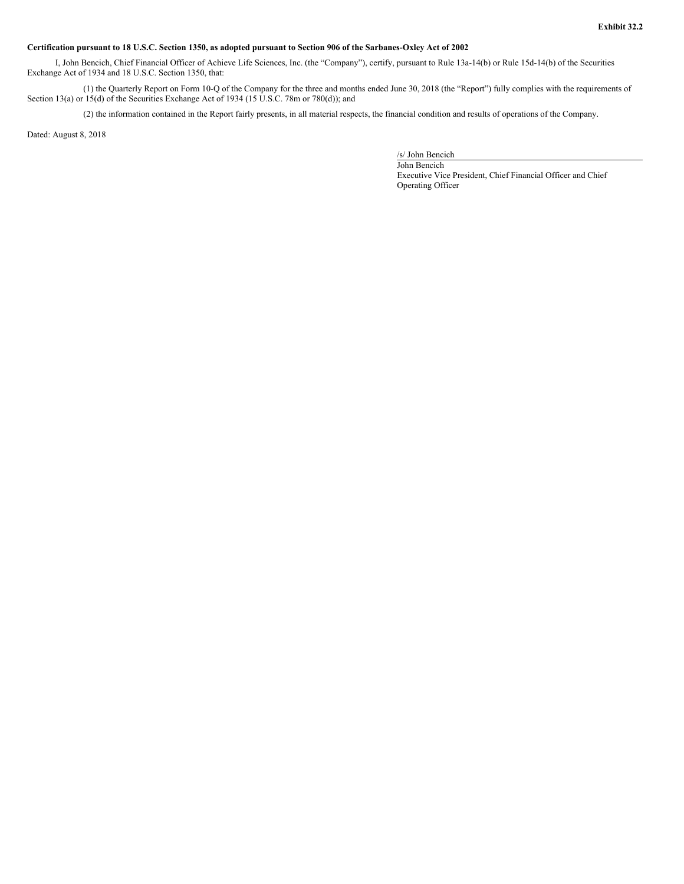**Exhibit 32.2**

**Certification pursuant to 18 U.S.C. Section 1350, as adopted pursuant to Section 906 of the Sarbanes-Oxley Act of 2002**

I, John Bencich, Chief Financial Officer of Achieve Life Sciences, Inc. (the "Company"), certify, pursuant to Rule 13a-14(b) or Rule 15d-14(b) of the Securities Exchange Act of 1934 and 18 U.S.C. Section 1350, that:

(1) the Quarterly Report on Form 10-Q of the Company for the three and months ended June 30, 2018 (the "Report") fully complies with the requirements of Section 13(a) or 15(d) of the Securities Exchange Act of 1934 (15 U.S.C. 78m or 780(d)); and

(2) the information contained in the Report fairly presents, in all material respects, the financial condition and results of operations of the Company.

Dated: August 8, 2018

/s/ John Bencich
John Bencich
Executive Vice President, Chief Financial Officer and Chief Operating Officer